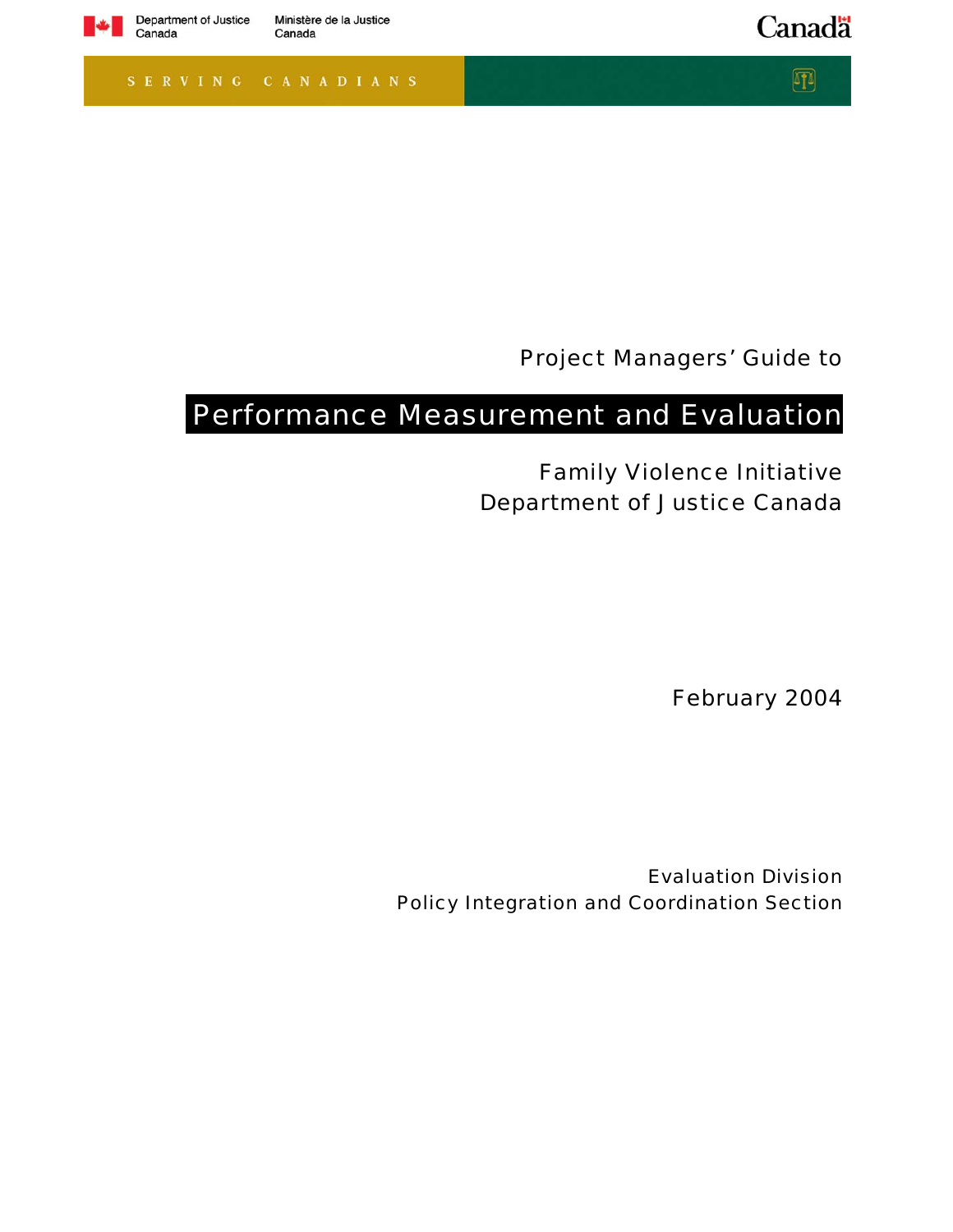Department of Justice Canada

Ministère de la Justice Canada

Canada

SERVING CANADIANS

Project Managers' Guide to

# Performance Measurement and Evaluation

Family Violence Initiative

Department of Justice Canada

February 2004

Evaluation Division

Policy Integration and Coordination Section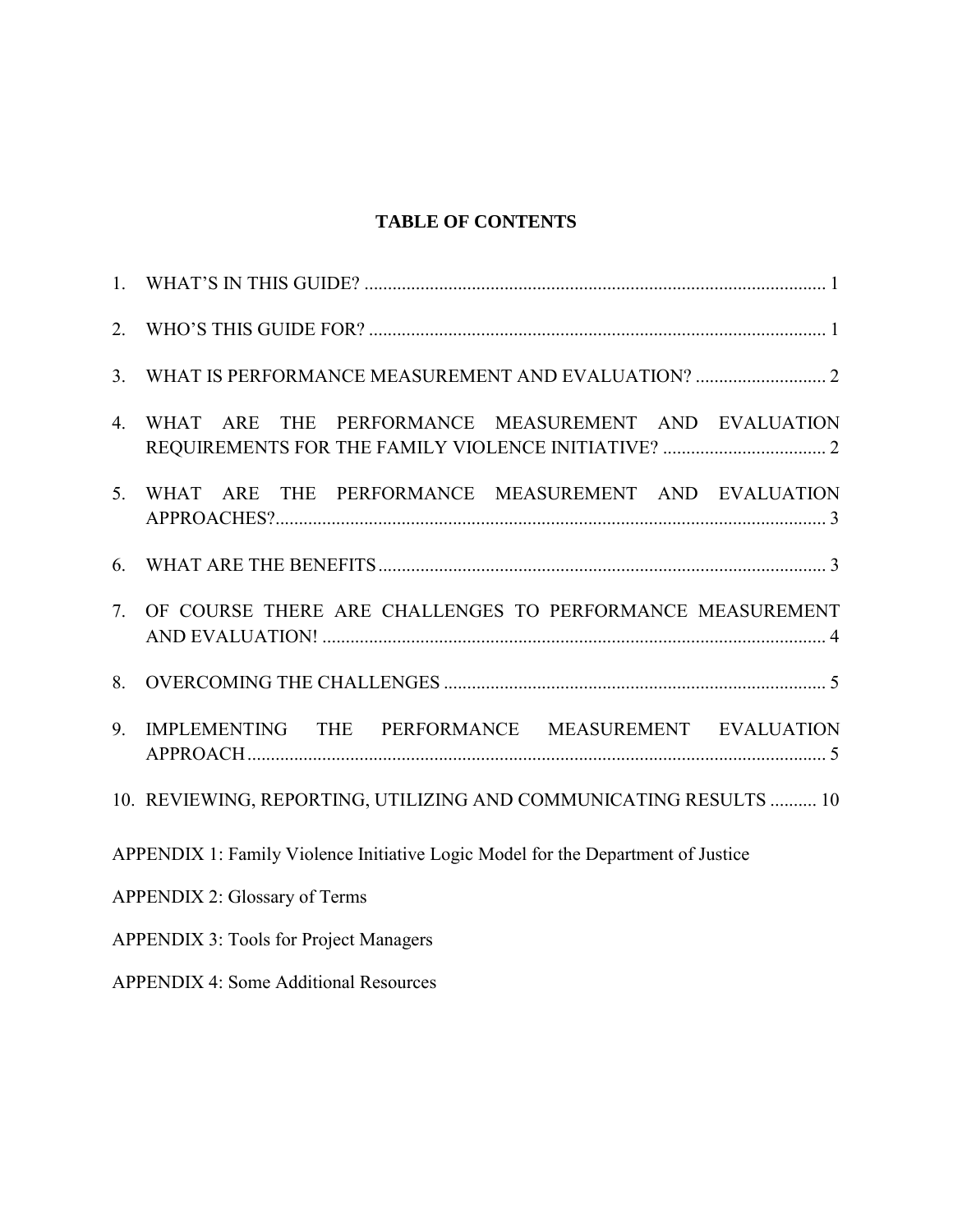# TABLE OF CONTENTS

1. WHAT'S IN THIS GUIDE? .................................................................................................. 1
2. WHO'S THIS GUIDE FOR? ................................................................................................ 1
3. WHAT IS PERFORMANCE MEASUREMENT AND EVALUATION? ............................ 2
4. WHAT ARE THE PERFORMANCE MEASUREMENT AND EVALUATION REQUIREMENTS FOR THE FAMILY VIOLENCE INITIATIVE? ................................... 2
5. WHAT ARE THE PERFORMANCE MEASUREMENT AND EVALUATION APPROACHES?...................................................................................................................... 3
6. WHAT ARE THE BENEFITS................................................................................................ 3
7. OF COURSE THERE ARE CHALLENGES TO PERFORMANCE MEASUREMENT AND EVALUATION! ............................................................................................................ 4
8. OVERCOMING THE CHALLENGES .................................................................................. 5
9. IMPLEMENTING THE PERFORMANCE MEASUREMENT EVALUATION APPROACH ............................................................................................................................ 5
10. REVIEWING, REPORTING, UTILIZING AND COMMUNICATING RESULTS .......... 10

APPENDIX 1: Family Violence Initiative Logic Model for the Department of Justice

APPENDIX 2: Glossary of Terms

APPENDIX 3: Tools for Project Managers

APPENDIX 4: Some Additional Resources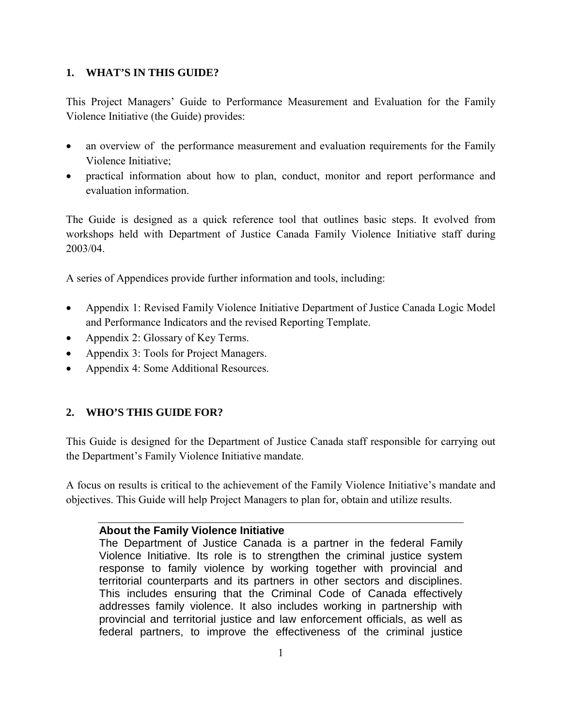## 1. WHAT'S IN THIS GUIDE?

This Project Managers' Guide to Performance Measurement and Evaluation for the Family Violence Initiative (the Guide) provides:

- an overview of the performance measurement and evaluation requirements for the Family Violence Initiative;
- practical information about how to plan, conduct, monitor and report performance and evaluation information.

The Guide is designed as a quick reference tool that outlines basic steps. It evolved from workshops held with Department of Justice Canada Family Violence Initiative staff during 2003/04.

A series of Appendices provide further information and tools, including:

- Appendix 1: Revised Family Violence Initiative Department of Justice Canada Logic Model and Performance Indicators and the revised Reporting Template.
- Appendix 2: Glossary of Key Terms.
- Appendix 3: Tools for Project Managers.
- Appendix 4: Some Additional Resources.

## 2. WHO'S THIS GUIDE FOR?

This Guide is designed for the Department of Justice Canada staff responsible for carrying out the Department's Family Violence Initiative mandate.

A focus on results is critical to the achievement of the Family Violence Initiative's mandate and objectives. This Guide will help Project Managers to plan for, obtain and utilize results.

**About the Family Violence Initiative**

The Department of Justice Canada is a partner in the federal Family Violence Initiative. Its role is to strengthen the criminal justice system response to family violence by working together with provincial and territorial counterparts and its partners in other sectors and disciplines. This includes ensuring that the Criminal Code of Canada effectively addresses family violence. It also includes working in partnership with provincial and territorial justice and law enforcement officials, as well as federal partners, to improve the effectiveness of the criminal justice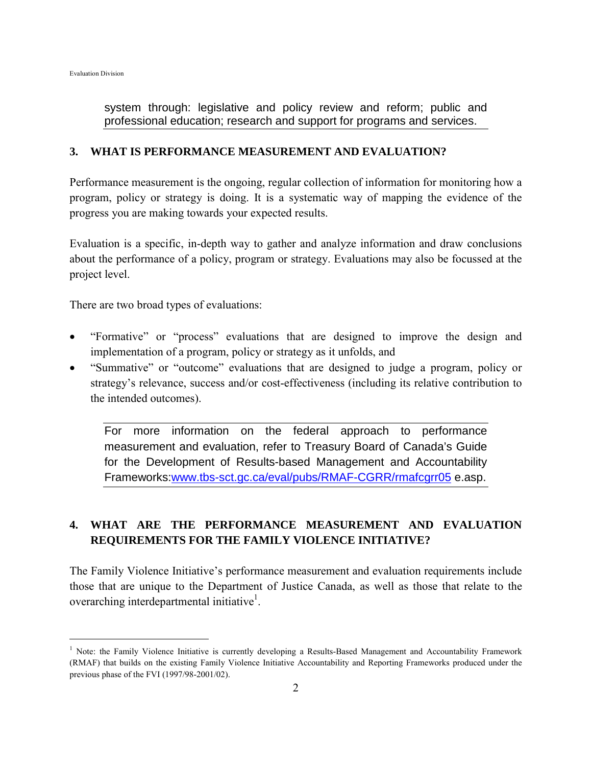system through: legislative and policy review and reform; public and professional education; research and support for programs and services.

## 3. WHAT IS PERFORMANCE MEASUREMENT AND EVALUATION?

Performance measurement is the ongoing, regular collection of information for monitoring how a program, policy or strategy is doing. It is a systematic way of mapping the evidence of the progress you are making towards your expected results.

Evaluation is a specific, in-depth way to gather and analyze information and draw conclusions about the performance of a policy, program or strategy. Evaluations may also be focussed at the project level.

There are two broad types of evaluations:

- "Formative" or "process" evaluations that are designed to improve the design and implementation of a program, policy or strategy as it unfolds, and
- "Summative" or "outcome" evaluations that are designed to judge a program, policy or strategy's relevance, success and/or cost-effectiveness (including its relative contribution to the intended outcomes).

For more information on the federal approach to performance measurement and evaluation, refer to Treasury Board of Canada's Guide for the Development of Results-based Management and Accountability Frameworks:www.tbs-sct.gc.ca/eval/pubs/RMAF-CGRR/rmafcgrr05 e.asp.

## 4. WHAT ARE THE PERFORMANCE MEASUREMENT AND EVALUATION REQUIREMENTS FOR THE FAMILY VIOLENCE INITIATIVE?

The Family Violence Initiative's performance measurement and evaluation requirements include those that are unique to the Department of Justice Canada, as well as those that relate to the overarching interdepartmental initiative[1].

[1] Note: the Family Violence Initiative is currently developing a Results-Based Management and Accountability Framework (RMAF) that builds on the existing Family Violence Initiative Accountability and Reporting Frameworks produced under the previous phase of the FVI (1997/98-2001/02).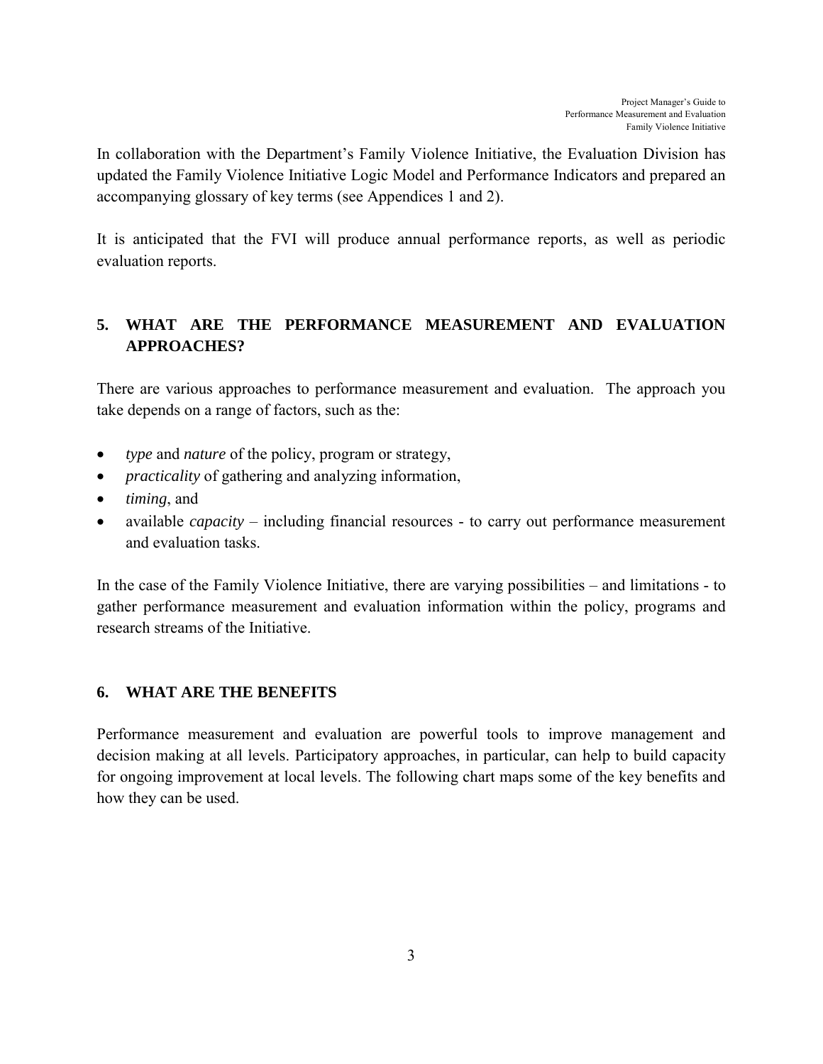In collaboration with the Department's Family Violence Initiative, the Evaluation Division has updated the Family Violence Initiative Logic Model and Performance Indicators and prepared an accompanying glossary of key terms (see Appendices 1 and 2).

It is anticipated that the FVI will produce annual performance reports, as well as periodic evaluation reports.

## 5. WHAT ARE THE PERFORMANCE MEASUREMENT AND EVALUATION APPROACHES?

There are various approaches to performance measurement and evaluation. The approach you take depends on a range of factors, such as the:

- *type* and *nature* of the policy, program or strategy,
- *practicality* of gathering and analyzing information,
- *timing*, and
- available *capacity* – including financial resources - to carry out performance measurement and evaluation tasks.

In the case of the Family Violence Initiative, there are varying possibilities – and limitations - to gather performance measurement and evaluation information within the policy, programs and research streams of the Initiative.

## 6. WHAT ARE THE BENEFITS

Performance measurement and evaluation are powerful tools to improve management and decision making at all levels. Participatory approaches, in particular, can help to build capacity for ongoing improvement at local levels. The following chart maps some of the key benefits and how they can be used.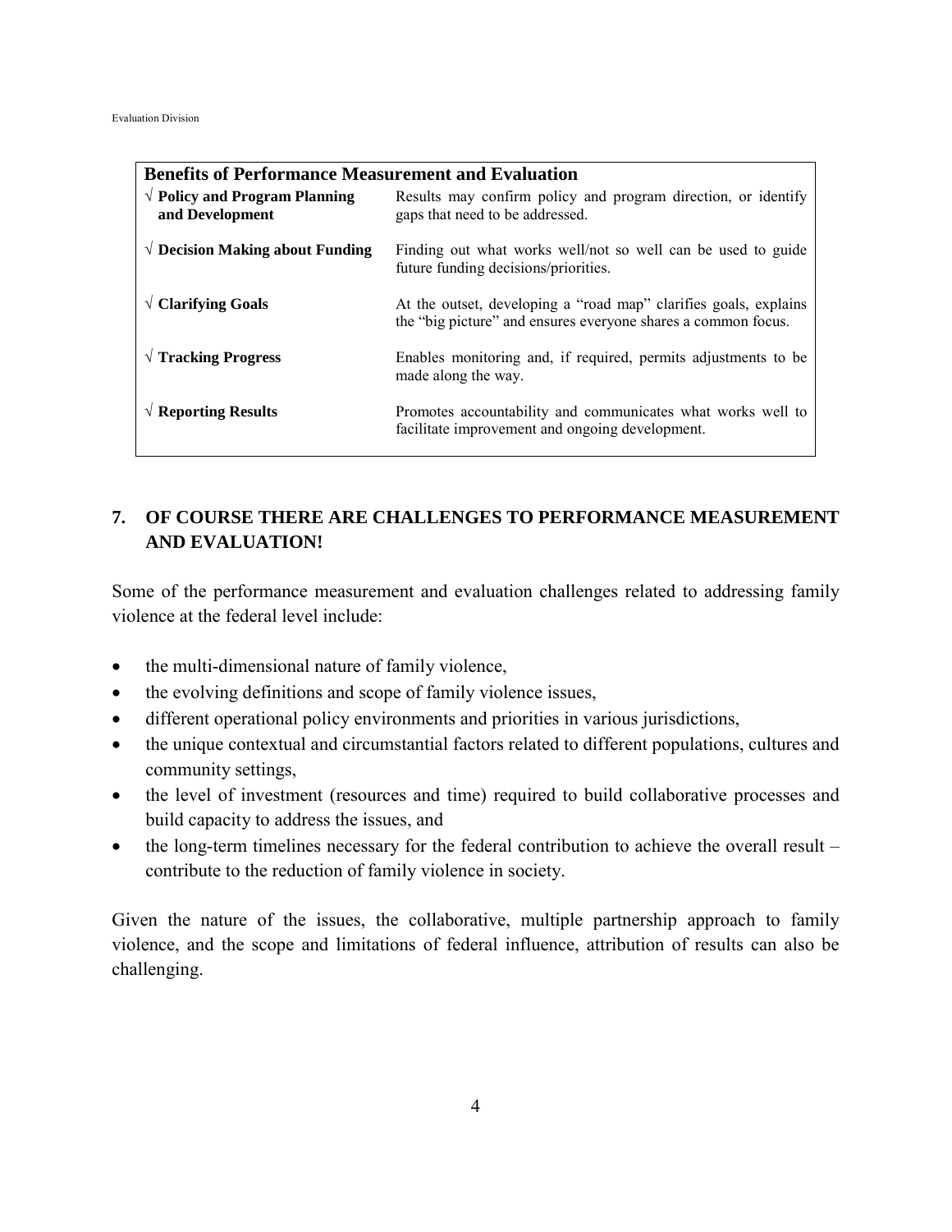| **Benefits of Performance Measurement and Evaluation** | |
|---|---|
| √ **Policy and Program Planning and Development** | Results may confirm policy and program direction, or identify gaps that need to be addressed. |
| √ **Decision Making about Funding** | Finding out what works well/not so well can be used to guide future funding decisions/priorities. |
| √ **Clarifying Goals** | At the outset, developing a "road map" clarifies goals, explains the "big picture" and ensures everyone shares a common focus. |
| √ **Tracking Progress** | Enables monitoring and, if required, permits adjustments to be made along the way. |
| √ **Reporting Results** | Promotes accountability and communicates what works well to facilitate improvement and ongoing development. |

## 7. OF COURSE THERE ARE CHALLENGES TO PERFORMANCE MEASUREMENT AND EVALUATION!

Some of the performance measurement and evaluation challenges related to addressing family violence at the federal level include:

- the multi-dimensional nature of family violence,
- the evolving definitions and scope of family violence issues,
- different operational policy environments and priorities in various jurisdictions,
- the unique contextual and circumstantial factors related to different populations, cultures and community settings,
- the level of investment (resources and time) required to build collaborative processes and build capacity to address the issues, and
- the long-term timelines necessary for the federal contribution to achieve the overall result – contribute to the reduction of family violence in society.

Given the nature of the issues, the collaborative, multiple partnership approach to family violence, and the scope and limitations of federal influence, attribution of results can also be challenging.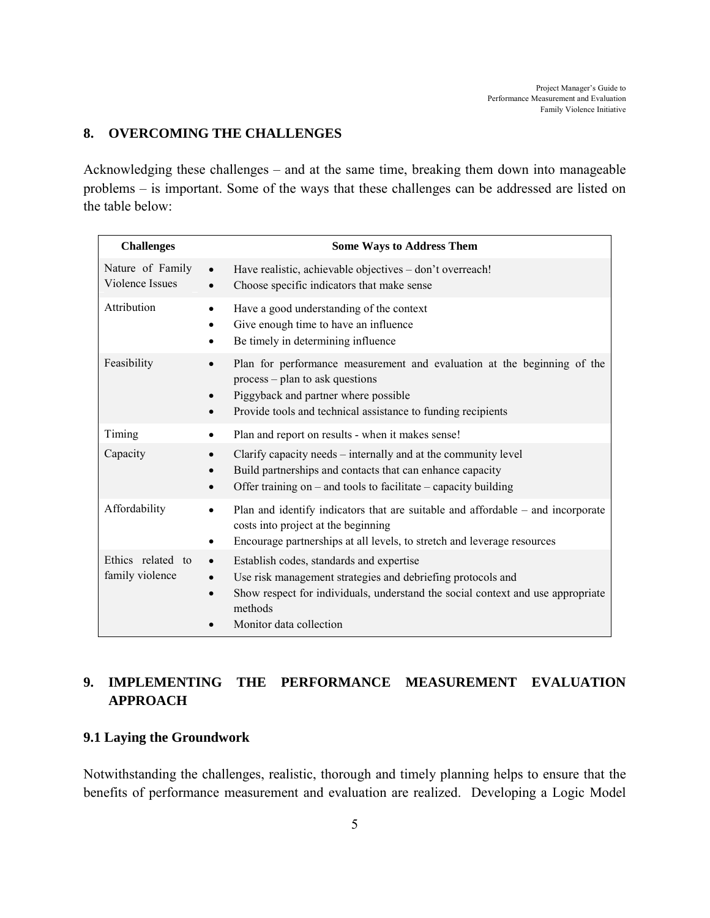## 8. OVERCOMING THE CHALLENGES

Acknowledging these challenges – and at the same time, breaking them down into manageable problems – is important. Some of the ways that these challenges can be addressed are listed on the table below:

| Challenges | Some Ways to Address Them |
|---|---|
| Nature of Family Violence Issues | • Have realistic, achievable objectives – don't overreach!<br>• Choose specific indicators that make sense |
| Attribution | • Have a good understanding of the context<br>• Give enough time to have an influence<br>• Be timely in determining influence |
| Feasibility | • Plan for performance measurement and evaluation at the beginning of the process – plan to ask questions<br>• Piggyback and partner where possible<br>• Provide tools and technical assistance to funding recipients |
| Timing | • Plan and report on results - when it makes sense! |
| Capacity | • Clarify capacity needs – internally and at the community level<br>• Build partnerships and contacts that can enhance capacity<br>• Offer training on – and tools to facilitate – capacity building |
| Affordability | • Plan and identify indicators that are suitable and affordable – and incorporate costs into project at the beginning<br>• Encourage partnerships at all levels, to stretch and leverage resources |
| Ethics related to family violence | • Establish codes, standards and expertise<br>• Use risk management strategies and debriefing protocols and<br>• Show respect for individuals, understand the social context and use appropriate methods<br>• Monitor data collection |

## 9. IMPLEMENTING THE PERFORMANCE MEASUREMENT EVALUATION APPROACH

### 9.1 Laying the Groundwork

Notwithstanding the challenges, realistic, thorough and timely planning helps to ensure that the benefits of performance measurement and evaluation are realized. Developing a Logic Model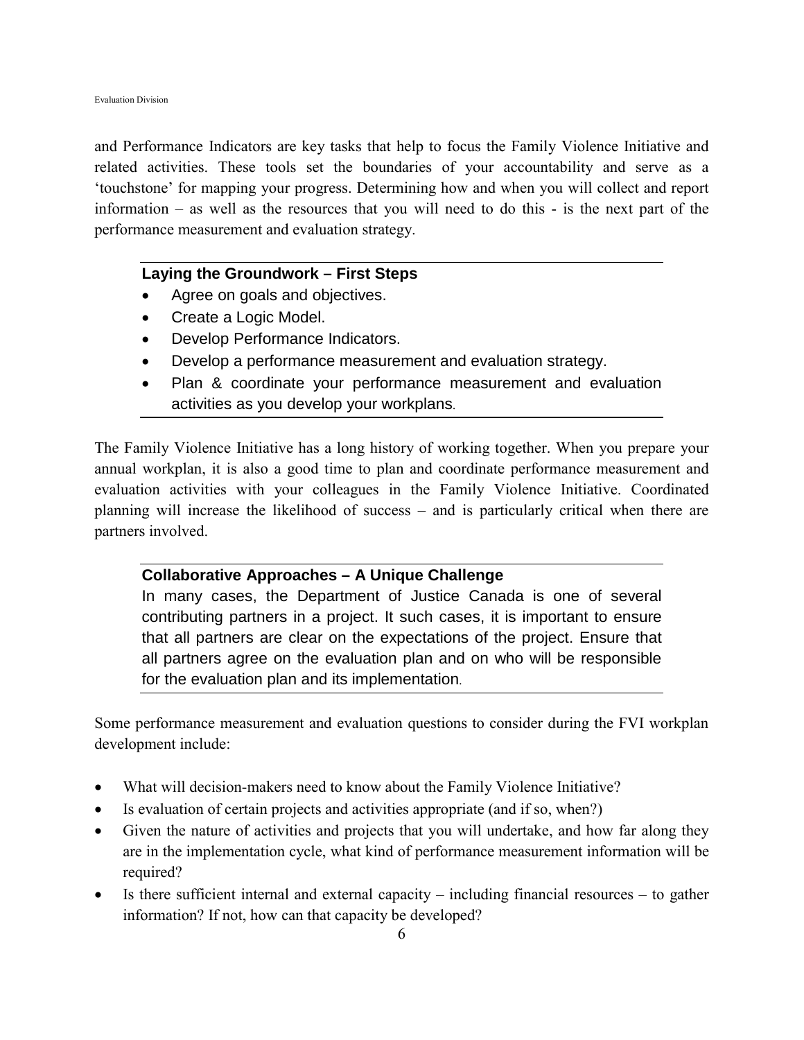and Performance Indicators are key tasks that help to focus the Family Violence Initiative and related activities. These tools set the boundaries of your accountability and serve as a 'touchstone' for mapping your progress. Determining how and when you will collect and report information – as well as the resources that you will need to do this - is the next part of the performance measurement and evaluation strategy.

---

**Laying the Groundwork – First Steps**

- Agree on goals and objectives.
- Create a Logic Model.
- Develop Performance Indicators.
- Develop a performance measurement and evaluation strategy.
- Plan & coordinate your performance measurement and evaluation activities as you develop your workplans.

---

The Family Violence Initiative has a long history of working together. When you prepare your annual workplan, it is also a good time to plan and coordinate performance measurement and evaluation activities with your colleagues in the Family Violence Initiative. Coordinated planning will increase the likelihood of success – and is particularly critical when there are partners involved.

---

**Collaborative Approaches – A Unique Challenge**

In many cases, the Department of Justice Canada is one of several contributing partners in a project. It such cases, it is important to ensure that all partners are clear on the expectations of the project. Ensure that all partners agree on the evaluation plan and on who will be responsible for the evaluation plan and its implementation.

---

Some performance measurement and evaluation questions to consider during the FVI workplan development include:

- What will decision-makers need to know about the Family Violence Initiative?
- Is evaluation of certain projects and activities appropriate (and if so, when?)
- Given the nature of activities and projects that you will undertake, and how far along they are in the implementation cycle, what kind of performance measurement information will be required?
- Is there sufficient internal and external capacity – including financial resources – to gather information? If not, how can that capacity be developed?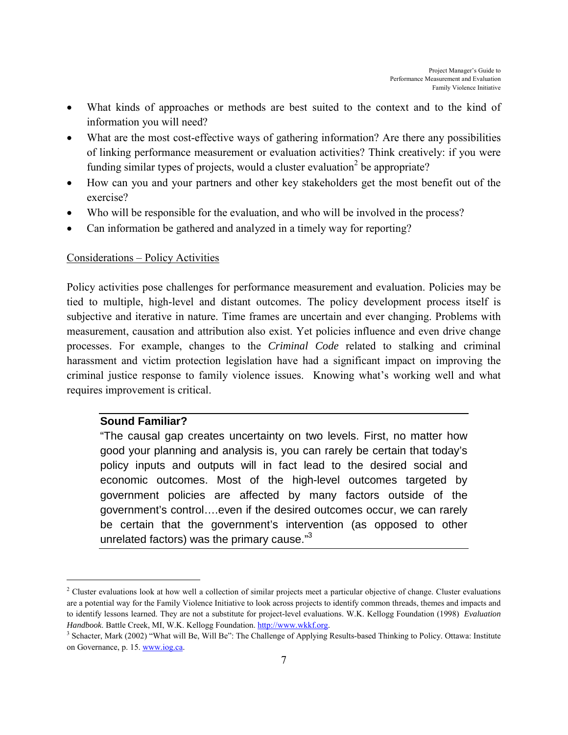- What kinds of approaches or methods are best suited to the context and to the kind of information you will need?
- What are the most cost-effective ways of gathering information? Are there any possibilities of linking performance measurement or evaluation activities? Think creatively: if you were funding similar types of projects, would a cluster evaluation[2] be appropriate?
- How can you and your partners and other key stakeholders get the most benefit out of the exercise?
- Who will be responsible for the evaluation, and who will be involved in the process?
- Can information be gathered and analyzed in a timely way for reporting?

<u>Considerations – Policy Activities</u>

Policy activities pose challenges for performance measurement and evaluation. Policies may be tied to multiple, high-level and distant outcomes. The policy development process itself is subjective and iterative in nature. Time frames are uncertain and ever changing. Problems with measurement, causation and attribution also exist. Yet policies influence and even drive change processes. For example, changes to the *Criminal Code* related to stalking and criminal harassment and victim protection legislation have had a significant impact on improving the criminal justice response to family violence issues. Knowing what's working well and what requires improvement is critical.

---

**Sound Familiar?**

"The causal gap creates uncertainty on two levels. First, no matter how good your planning and analysis is, you can rarely be certain that today's policy inputs and outputs will in fact lead to the desired social and economic outcomes. Most of the high-level outcomes targeted by government policies are affected by many factors outside of the government's control….even if the desired outcomes occur, we can rarely be certain that the government's intervention (as opposed to other unrelated factors) was the primary cause."[3]

---

[2] Cluster evaluations look at how well a collection of similar projects meet a particular objective of change. Cluster evaluations are a potential way for the Family Violence Initiative to look across projects to identify common threads, themes and impacts and to identify lessons learned. They are not a substitute for project-level evaluations. W.K. Kellogg Foundation (1998) *Evaluation Handbook*. Battle Creek, MI, W.K. Kellogg Foundation. http://www.wkkf.org.

[3] Schacter, Mark (2002) "What will Be, Will Be": The Challenge of Applying Results-based Thinking to Policy. Ottawa: Institute on Governance, p. 15. www.iog.ca.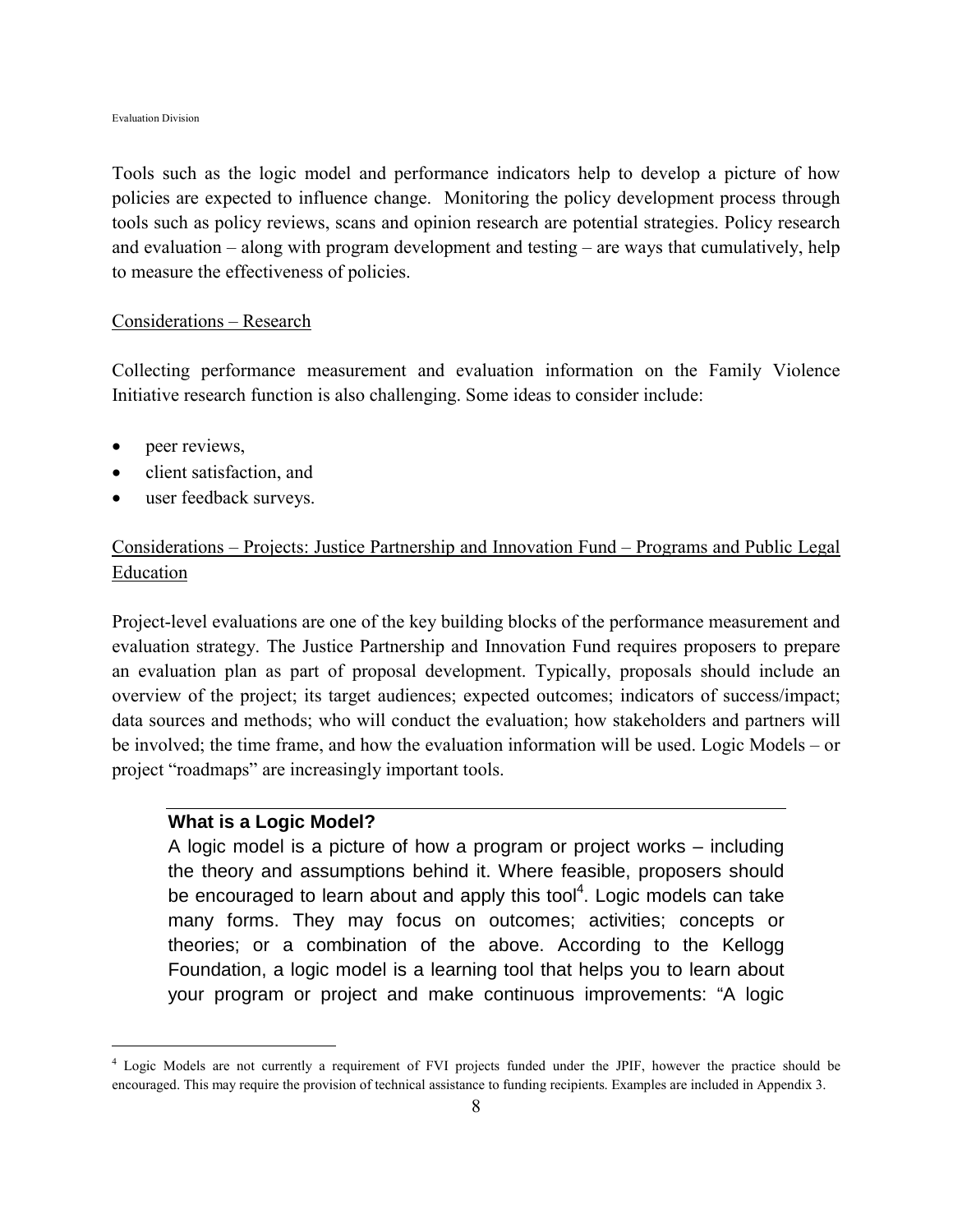Tools such as the logic model and performance indicators help to develop a picture of how policies are expected to influence change. Monitoring the policy development process through tools such as policy reviews, scans and opinion research are potential strategies. Policy research and evaluation – along with program development and testing – are ways that cumulatively, help to measure the effectiveness of policies.

<u>Considerations – Research</u>

Collecting performance measurement and evaluation information on the Family Violence Initiative research function is also challenging. Some ideas to consider include:

- peer reviews,
- client satisfaction, and
- user feedback surveys.

<u>Considerations – Projects: Justice Partnership and Innovation Fund – Programs and Public Legal Education</u>

Project-level evaluations are one of the key building blocks of the performance measurement and evaluation strategy. The Justice Partnership and Innovation Fund requires proposers to prepare an evaluation plan as part of proposal development. Typically, proposals should include an overview of the project; its target audiences; expected outcomes; indicators of success/impact; data sources and methods; who will conduct the evaluation; how stakeholders and partners will be involved; the time frame, and how the evaluation information will be used. Logic Models – or project "roadmaps" are increasingly important tools.

**What is a Logic Model?**

A logic model is a picture of how a program or project works – including the theory and assumptions behind it. Where feasible, proposers should be encouraged to learn about and apply this tool[4]. Logic models can take many forms. They may focus on outcomes; activities; concepts or theories; or a combination of the above. According to the Kellogg Foundation, a logic model is a learning tool that helps you to learn about your program or project and make continuous improvements: "A logic

[4] Logic Models are not currently a requirement of FVI projects funded under the JPIF, however the practice should be encouraged. This may require the provision of technical assistance to funding recipients. Examples are included in Appendix 3.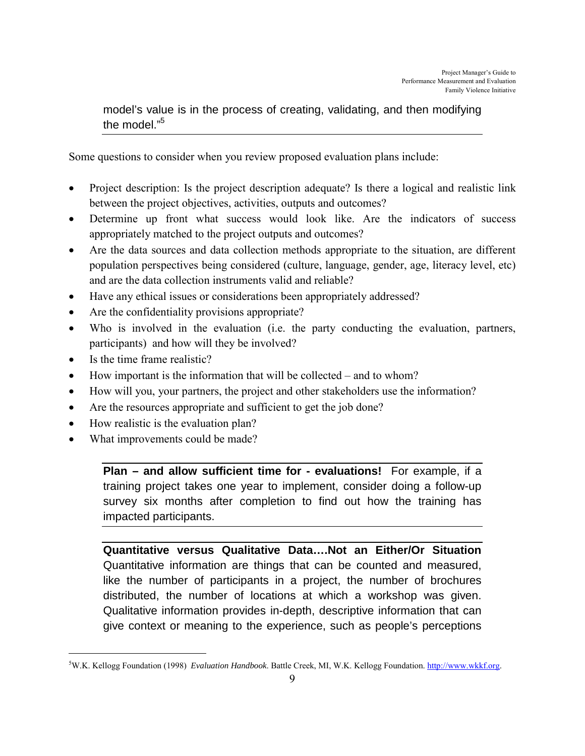model's value is in the process of creating, validating, and then modifying the model."[5]

Some questions to consider when you review proposed evaluation plans include:

- Project description: Is the project description adequate? Is there a logical and realistic link between the project objectives, activities, outputs and outcomes?
- Determine up front what success would look like. Are the indicators of success appropriately matched to the project outputs and outcomes?
- Are the data sources and data collection methods appropriate to the situation, are different population perspectives being considered (culture, language, gender, age, literacy level, etc) and are the data collection instruments valid and reliable?
- Have any ethical issues or considerations been appropriately addressed?
- Are the confidentiality provisions appropriate?
- Who is involved in the evaluation (i.e. the party conducting the evaluation, partners, participants) and how will they be involved?
- Is the time frame realistic?
- How important is the information that will be collected – and to whom?
- How will you, your partners, the project and other stakeholders use the information?
- Are the resources appropriate and sufficient to get the job done?
- How realistic is the evaluation plan?
- What improvements could be made?

**Plan – and allow sufficient time for - evaluations!** For example, if a training project takes one year to implement, consider doing a follow-up survey six months after completion to find out how the training has impacted participants.

**Quantitative versus Qualitative Data….Not an Either/Or Situation**
Quantitative information are things that can be counted and measured, like the number of participants in a project, the number of brochures distributed, the number of locations at which a workshop was given. Qualitative information provides in-depth, descriptive information that can give context or meaning to the experience, such as people's perceptions

[5] W.K. Kellogg Foundation (1998) *Evaluation Handbook*. Battle Creek, MI, W.K. Kellogg Foundation. http://www.wkkf.org.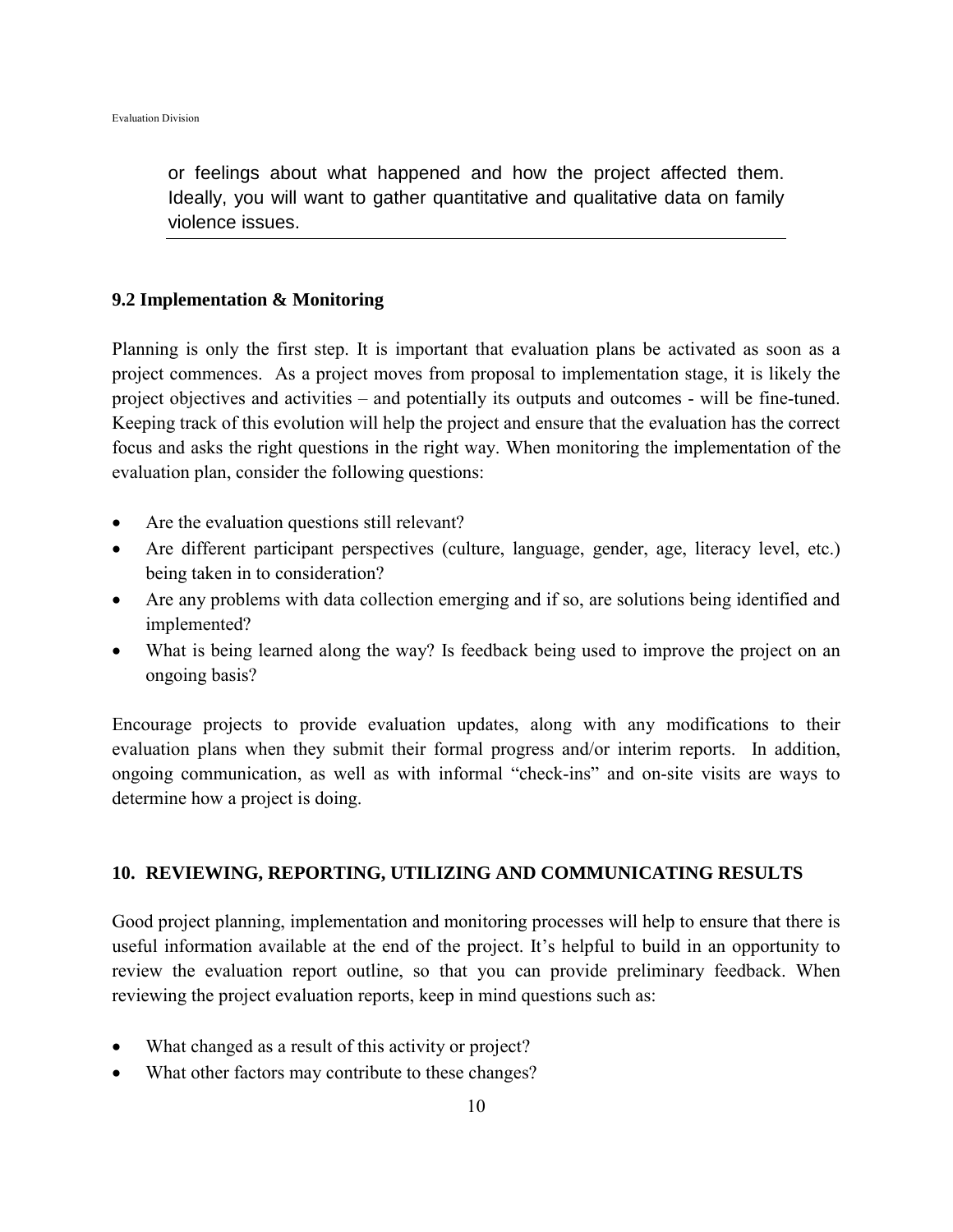or feelings about what happened and how the project affected them. Ideally, you will want to gather quantitative and qualitative data on family violence issues.

### 9.2 Implementation & Monitoring

Planning is only the first step. It is important that evaluation plans be activated as soon as a project commences. As a project moves from proposal to implementation stage, it is likely the project objectives and activities – and potentially its outputs and outcomes - will be fine-tuned. Keeping track of this evolution will help the project and ensure that the evaluation has the correct focus and asks the right questions in the right way. When monitoring the implementation of the evaluation plan, consider the following questions:

- Are the evaluation questions still relevant?
- Are different participant perspectives (culture, language, gender, age, literacy level, etc.) being taken in to consideration?
- Are any problems with data collection emerging and if so, are solutions being identified and implemented?
- What is being learned along the way? Is feedback being used to improve the project on an ongoing basis?

Encourage projects to provide evaluation updates, along with any modifications to their evaluation plans when they submit their formal progress and/or interim reports. In addition, ongoing communication, as well as with informal "check-ins" and on-site visits are ways to determine how a project is doing.

## 10. REVIEWING, REPORTING, UTILIZING AND COMMUNICATING RESULTS

Good project planning, implementation and monitoring processes will help to ensure that there is useful information available at the end of the project. It's helpful to build in an opportunity to review the evaluation report outline, so that you can provide preliminary feedback. When reviewing the project evaluation reports, keep in mind questions such as:

- What changed as a result of this activity or project?
- What other factors may contribute to these changes?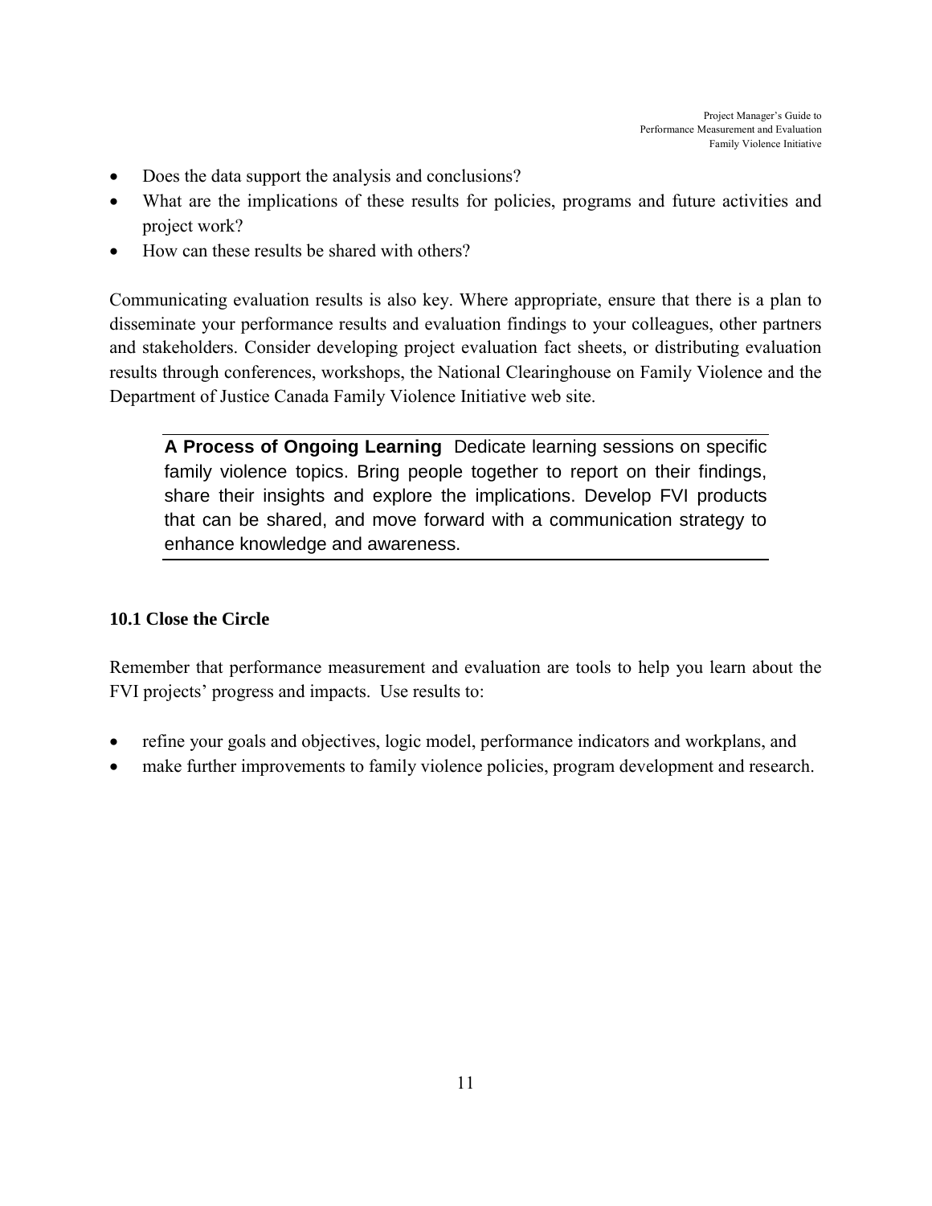- Does the data support the analysis and conclusions?
- What are the implications of these results for policies, programs and future activities and project work?
- How can these results be shared with others?

Communicating evaluation results is also key. Where appropriate, ensure that there is a plan to disseminate your performance results and evaluation findings to your colleagues, other partners and stakeholders. Consider developing project evaluation fact sheets, or distributing evaluation results through conferences, workshops, the National Clearinghouse on Family Violence and the Department of Justice Canada Family Violence Initiative web site.

> **A Process of Ongoing Learning** Dedicate learning sessions on specific family violence topics. Bring people together to report on their findings, share their insights and explore the implications. Develop FVI products that can be shared, and move forward with a communication strategy to enhance knowledge and awareness.

### 10.1 Close the Circle

Remember that performance measurement and evaluation are tools to help you learn about the FVI projects' progress and impacts. Use results to:

- refine your goals and objectives, logic model, performance indicators and workplans, and
- make further improvements to family violence policies, program development and research.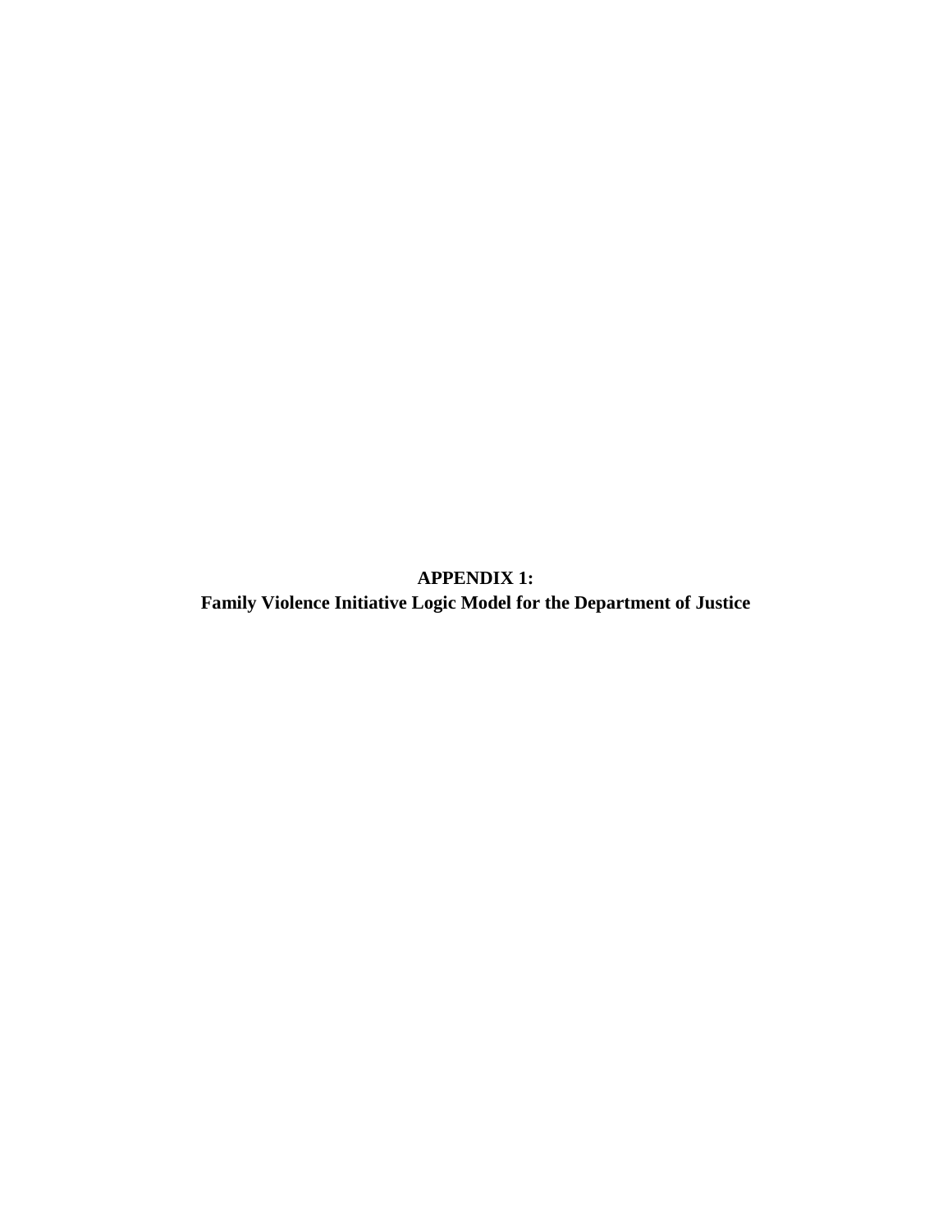# APPENDIX 1:
# Family Violence Initiative Logic Model for the Department of Justice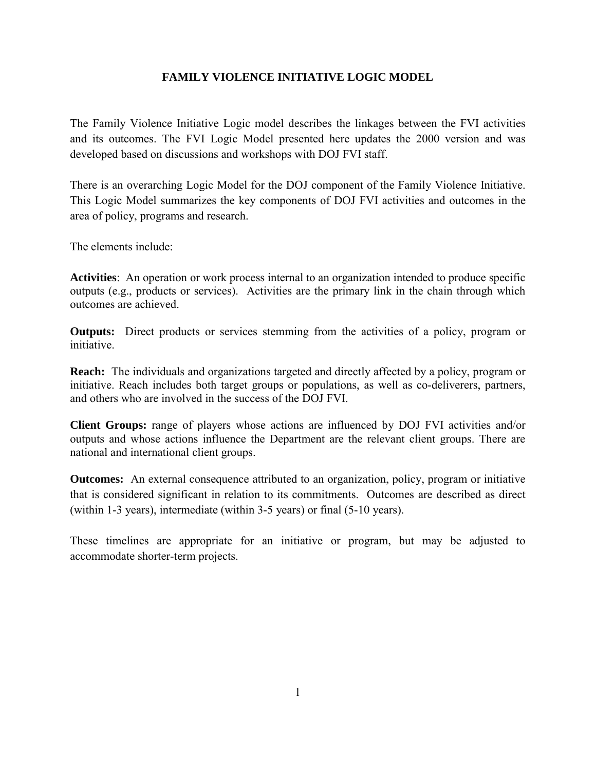# FAMILY VIOLENCE INITIATIVE LOGIC MODEL

The Family Violence Initiative Logic model describes the linkages between the FVI activities and its outcomes. The FVI Logic Model presented here updates the 2000 version and was developed based on discussions and workshops with DOJ FVI staff.

There is an overarching Logic Model for the DOJ component of the Family Violence Initiative. This Logic Model summarizes the key components of DOJ FVI activities and outcomes in the area of policy, programs and research.

The elements include:

**Activities**: An operation or work process internal to an organization intended to produce specific outputs (e.g., products or services). Activities are the primary link in the chain through which outcomes are achieved.

**Outputs:** Direct products or services stemming from the activities of a policy, program or initiative.

**Reach:** The individuals and organizations targeted and directly affected by a policy, program or initiative. Reach includes both target groups or populations, as well as co-deliverers, partners, and others who are involved in the success of the DOJ FVI.

**Client Groups:** range of players whose actions are influenced by DOJ FVI activities and/or outputs and whose actions influence the Department are the relevant client groups. There are national and international client groups.

**Outcomes:** An external consequence attributed to an organization, policy, program or initiative that is considered significant in relation to its commitments. Outcomes are described as direct (within 1-3 years), intermediate (within 3-5 years) or final (5-10 years).

These timelines are appropriate for an initiative or program, but may be adjusted to accommodate shorter-term projects.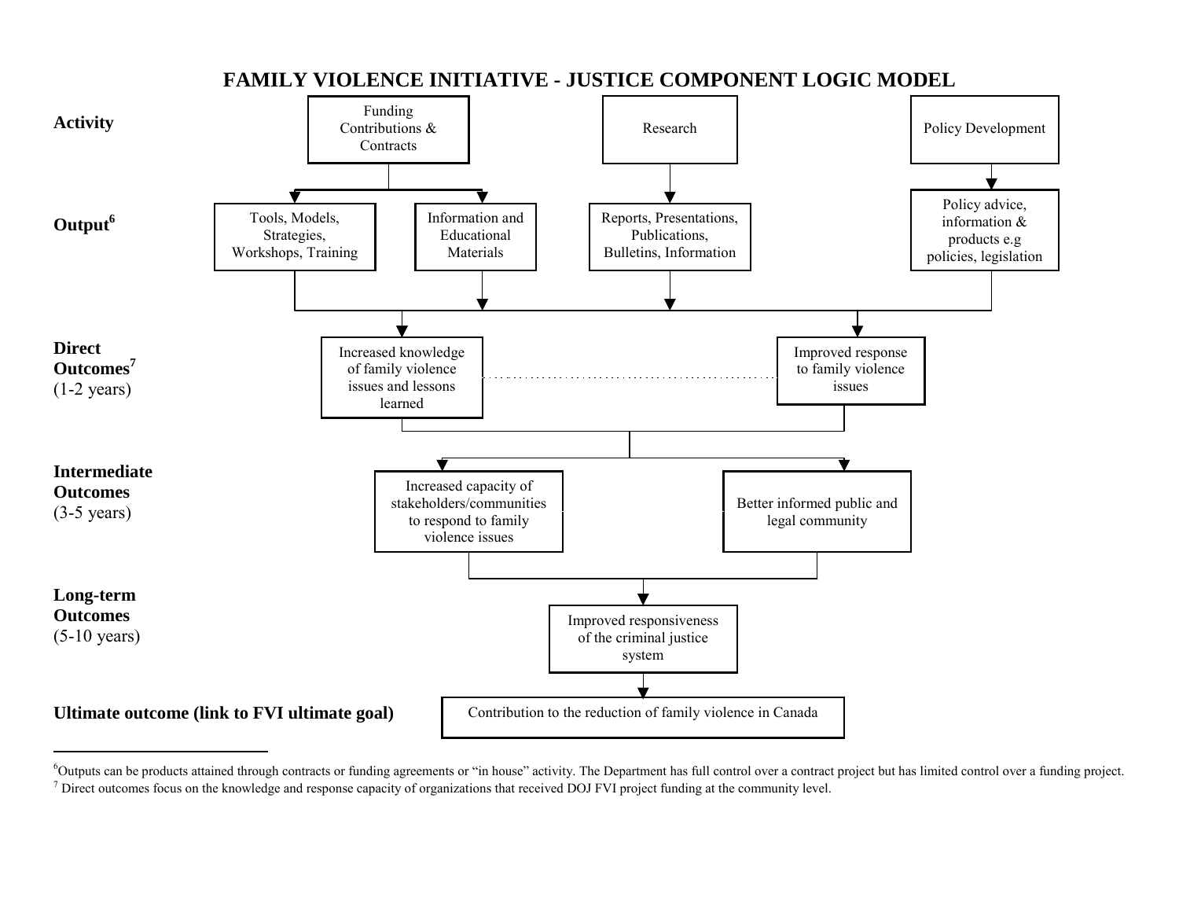# FAMILY VIOLENCE INITIATIVE - JUSTICE COMPONENT LOGIC MODEL

**Activity**

- Funding Contributions & Contracts
- Research
- Policy Development

**Output**[6]

- Tools, Models, Strategies, Workshops, Training
- Information and Educational Materials
- Reports, Presentations, Publications, Bulletins, Information
- Policy advice, information & products e.g policies, legislation

**Direct Outcomes**[7] (1-2 years)

- Increased knowledge of family violence issues and lessons learned
- Improved response to family violence issues

**Intermediate Outcomes** (3-5 years)

- Increased capacity of stakeholders/communities to respond to family violence issues
- Better informed public and legal community

**Long-term Outcomes** (5-10 years)

- Improved responsiveness of the criminal justice system

**Ultimate outcome (link to FVI ultimate goal)**

- Contribution to the reduction of family violence in Canada

---

[6]Outputs can be products attained through contracts or funding agreements or "in house" activity. The Department has full control over a contract project but has limited control over a funding project.

[7] Direct outcomes focus on the knowledge and response capacity of organizations that received DOJ FVI project funding at the community level.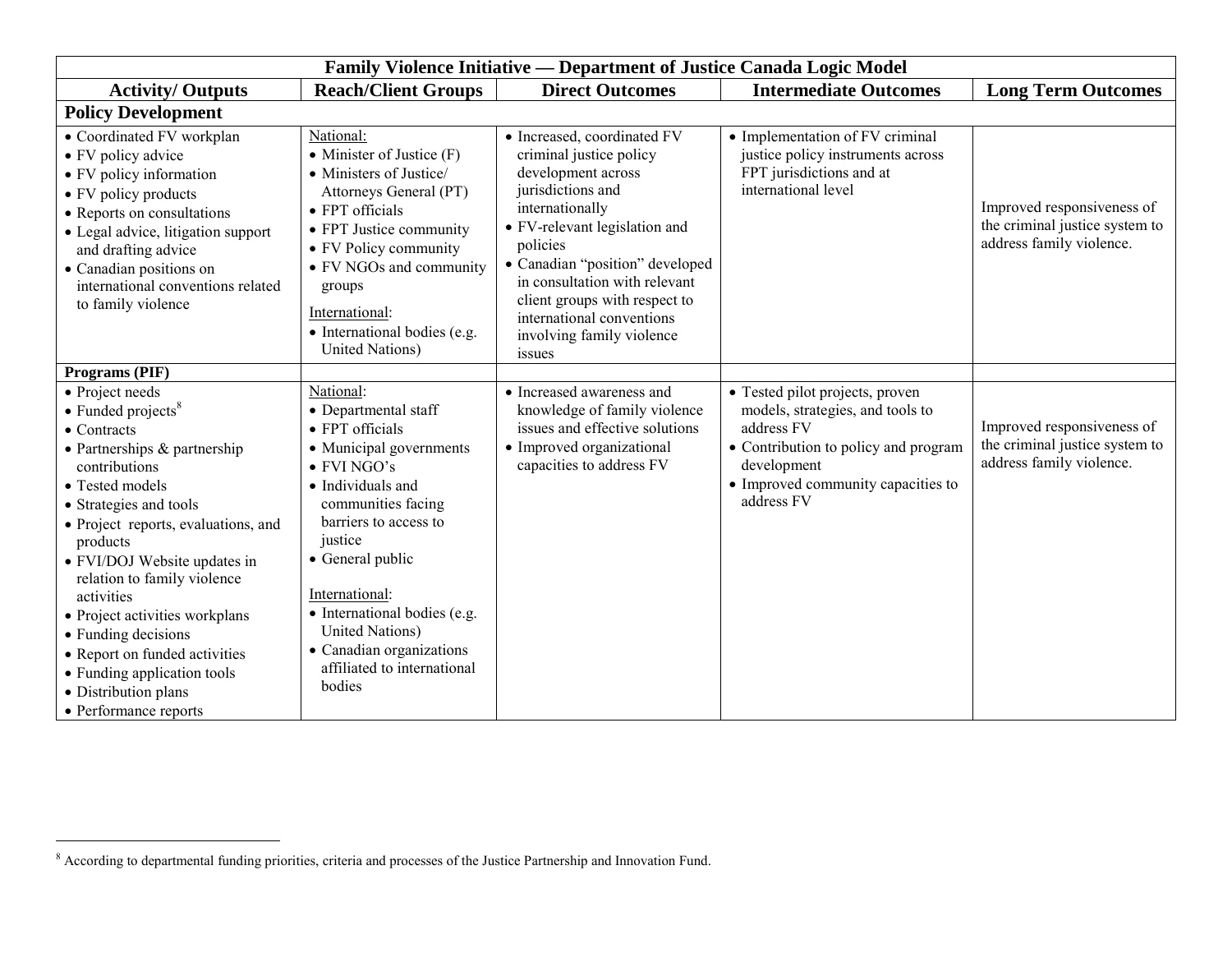| Family Violence Initiative — Department of Justice Canada Logic Model | | | | |
|---|---|---|---|---|
| **Activity/ Outputs** | **Reach/Client Groups** | **Direct Outcomes** | **Intermediate Outcomes** | **Long Term Outcomes** |
| **Policy Development** | | | | |
| • Coordinated FV workplan<br>• FV policy advice<br>• FV policy information<br>• FV policy products<br>• Reports on consultations<br>• Legal advice, litigation support and drafting advice<br>• Canadian positions on international conventions related to family violence | National:<br>• Minister of Justice (F)<br>• Ministers of Justice/ Attorneys General (PT)<br>• FPT officials<br>• FPT Justice community<br>• FV Policy community<br>• FV NGOs and community groups<br>International:<br>• International bodies (e.g. United Nations) | • Increased, coordinated FV criminal justice policy development across jurisdictions and internationally<br>• FV-relevant legislation and policies<br>• Canadian "position" developed in consultation with relevant client groups with respect to international conventions involving family violence issues | • Implementation of FV criminal justice policy instruments across FPT jurisdictions and at international level | Improved responsiveness of the criminal justice system to address family violence. |
| **Programs (PIF)** | | | | |
| • Project needs<br>• Funded projects[8]<br>• Contracts<br>• Partnerships & partnership contributions<br>• Tested models<br>• Strategies and tools<br>• Project reports, evaluations, and products<br>• FVI/DOJ Website updates in relation to family violence activities<br>• Project activities workplans<br>• Funding decisions<br>• Report on funded activities<br>• Funding application tools<br>• Distribution plans<br>• Performance reports | National:<br>• Departmental staff<br>• FPT officials<br>• Municipal governments<br>• FVI NGO's<br>• Individuals and communities facing barriers to access to justice<br>• General public<br>International:<br>• International bodies (e.g. United Nations)<br>• Canadian organizations affiliated to international bodies | • Increased awareness and knowledge of family violence issues and effective solutions<br>• Improved organizational capacities to address FV | • Tested pilot projects, proven models, strategies, and tools to address FV<br>• Contribution to policy and program development<br>• Improved community capacities to address FV | Improved responsiveness of the criminal justice system to address family violence. |

[8] According to departmental funding priorities, criteria and processes of the Justice Partnership and Innovation Fund.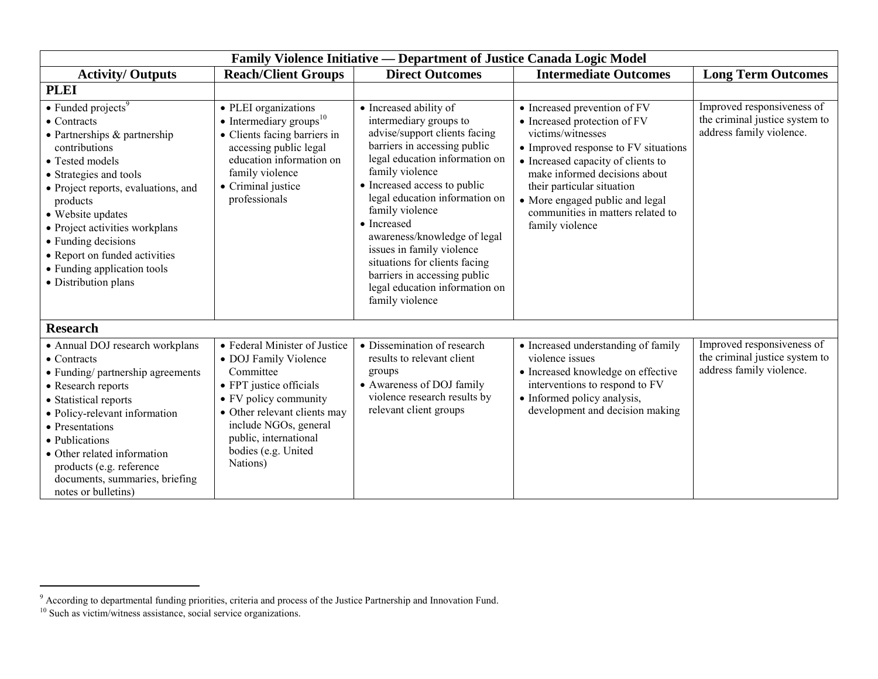| Family Violence Initiative — Department of Justice Canada Logic Model | | | | |
|---|---|---|---|---|
| **Activity/ Outputs** | **Reach/Client Groups** | **Direct Outcomes** | **Intermediate Outcomes** | **Long Term Outcomes** |
| **PLEI** | | | | |
| • Funded projects[9]<br>• Contracts<br>• Partnerships & partnership contributions<br>• Tested models<br>• Strategies and tools<br>• Project reports, evaluations, and products<br>• Website updates<br>• Project activities workplans<br>• Funding decisions<br>• Report on funded activities<br>• Funding application tools<br>• Distribution plans | • PLEI organizations<br>• Intermediary groups[10]<br>• Clients facing barriers in accessing public legal education information on family violence<br>• Criminal justice professionals | • Increased ability of intermediary groups to advise/support clients facing barriers in accessing public legal education information on family violence<br>• Increased access to public legal education information on family violence<br>• Increased awareness/knowledge of legal issues in family violence situations for clients facing barriers in accessing public legal education information on family violence | • Increased prevention of FV<br>• Increased protection of FV victims/witnesses<br>• Improved response to FV situations<br>• Increased capacity of clients to make informed decisions about their particular situation<br>• More engaged public and legal communities in matters related to family violence | Improved responsiveness of the criminal justice system to address family violence. |
| **Research** | | | | |
| • Annual DOJ research workplans<br>• Contracts<br>• Funding/ partnership agreements<br>• Research reports<br>• Statistical reports<br>• Policy-relevant information<br>• Presentations<br>• Publications<br>• Other related information products (e.g. reference documents, summaries, briefing notes or bulletins) | • Federal Minister of Justice<br>• DOJ Family Violence Committee<br>• FPT justice officials<br>• FV policy community<br>• Other relevant clients may include NGOs, general public, international bodies (e.g. United Nations) | • Dissemination of research results to relevant client groups<br>• Awareness of DOJ family violence research results by relevant client groups | • Increased understanding of family violence issues<br>• Increased knowledge on effective interventions to respond to FV<br>• Informed policy analysis, development and decision making | Improved responsiveness of the criminal justice system to address family violence. |

[9] According to departmental funding priorities, criteria and process of the Justice Partnership and Innovation Fund.

[10] Such as victim/witness assistance, social service organizations.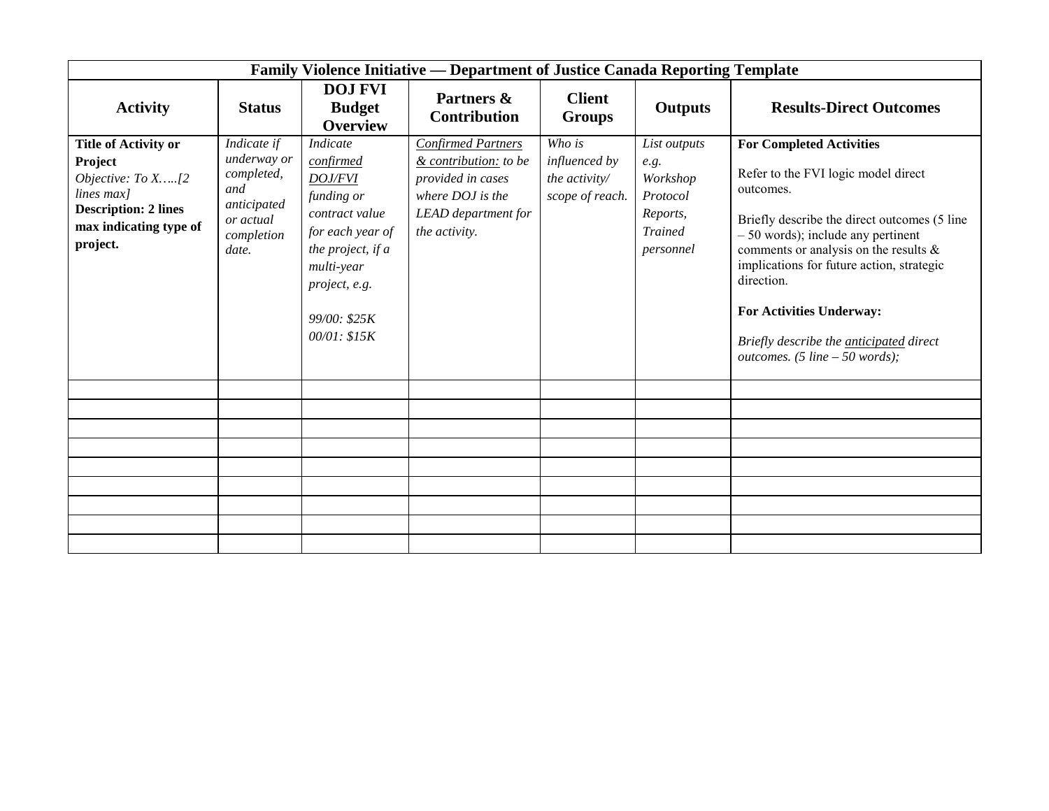| Family Violence Initiative — Department of Justice Canada Reporting Template | | | | | | |
|---|---|---|---|---|---|---|
| **Activity** | **Status** | **DOJ FVI Budget Overview** | **Partners & Contribution** | **Client Groups** | **Outputs** | **Results-Direct Outcomes** |
| **Title of Activity or Project** *Objective: To X…..[2 lines max]* **Description: 2 lines max indicating type of project.** | *Indicate if underway or completed, and anticipated or actual completion date.* | *Indicate confirmed DOJ/FVI funding or contract value for each year of the project, if a multi-year project, e.g.* *99/00: $25K* *00/01: $15K* | *Confirmed Partners & contribution: to be provided in cases where DOJ is the LEAD department for the activity.* | *Who is influenced by the activity/ scope of reach.* | *List outputs e.g. Workshop Protocol Reports, Trained personnel* | **For Completed Activities** Refer to the FVI logic model direct outcomes. Briefly describe the direct outcomes (5 line – 50 words); include any pertinent comments or analysis on the results & implications for future action, strategic direction. **For Activities Underway:** *Briefly describe the anticipated direct outcomes. (5 line – 50 words);* |
| | | | | | | |
| | | | | | | |
| | | | | | | |
| | | | | | | |
| | | | | | | |
| | | | | | | |
| | | | | | | |
| | | | | | | |
| | | | | | | |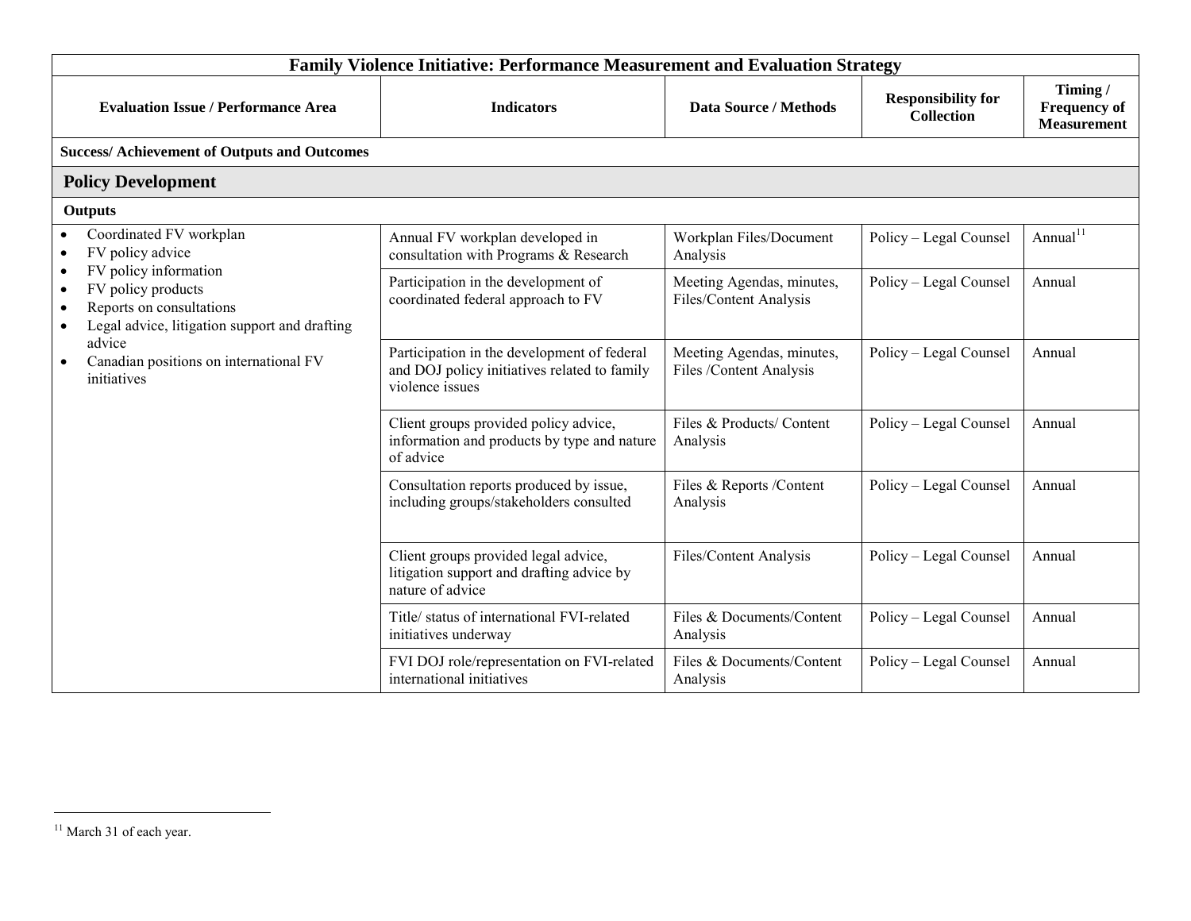| Family Violence Initiative: Performance Measurement and Evaluation Strategy | | | | |
|---|---|---|---|---|
| **Evaluation Issue / Performance Area** | **Indicators** | **Data Source / Methods** | **Responsibility for Collection** | **Timing / Frequency of Measurement** |
| **Success/ Achievement of Outputs and Outcomes** | | | | |
| **Policy Development** | | | | |
| **Outputs** | | | | |
| • Coordinated FV workplan<br>• FV policy advice<br>• FV policy information<br>• FV policy products<br>• Reports on consultations<br>• Legal advice, litigation support and drafting advice<br>• Canadian positions on international FV initiatives | Annual FV workplan developed in consultation with Programs & Research | Workplan Files/Document Analysis | Policy – Legal Counsel | Annual[11] |
| | Participation in the development of coordinated federal approach to FV | Meeting Agendas, minutes, Files/Content Analysis | Policy – Legal Counsel | Annual |
| | Participation in the development of federal and DOJ policy initiatives related to family violence issues | Meeting Agendas, minutes, Files /Content Analysis | Policy – Legal Counsel | Annual |
| | Client groups provided policy advice, information and products by type and nature of advice | Files & Products/ Content Analysis | Policy – Legal Counsel | Annual |
| | Consultation reports produced by issue, including groups/stakeholders consulted | Files & Reports /Content Analysis | Policy – Legal Counsel | Annual |
| | Client groups provided legal advice, litigation support and drafting advice by nature of advice | Files/Content Analysis | Policy – Legal Counsel | Annual |
| | Title/ status of international FVI-related initiatives underway | Files & Documents/Content Analysis | Policy – Legal Counsel | Annual |
| | FVI DOJ role/representation on FVI-related international initiatives | Files & Documents/Content Analysis | Policy – Legal Counsel | Annual |

[11] March 31 of each year.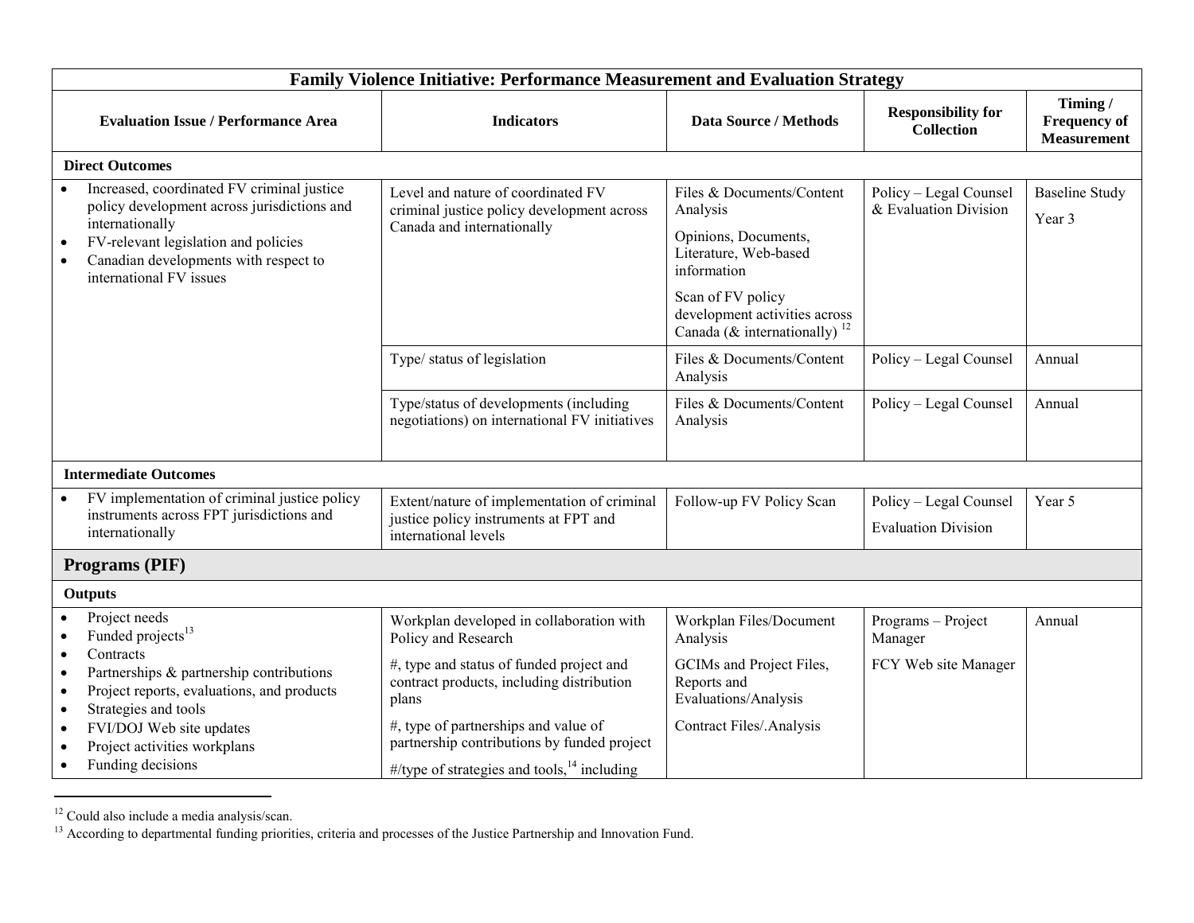| Family Violence Initiative: Performance Measurement and Evaluation Strategy | | | | |
|---|---|---|---|---|
| **Evaluation Issue / Performance Area** | **Indicators** | **Data Source / Methods** | **Responsibility for Collection** | **Timing / Frequency of Measurement** |
| **Direct Outcomes** | | | | |
| • Increased, coordinated FV criminal justice policy development across jurisdictions and internationally<br>• FV-relevant legislation and policies<br>• Canadian developments with respect to international FV issues | Level and nature of coordinated FV criminal justice policy development across Canada and internationally | Files & Documents/Content Analysis<br>Opinions, Documents, Literature, Web-based information<br>Scan of FV policy development activities across Canada (& internationally) [12] | Policy – Legal Counsel & Evaluation Division | Baseline Study<br>Year 3 |
| | Type/ status of legislation | Files & Documents/Content Analysis | Policy – Legal Counsel | Annual |
| | Type/status of developments (including negotiations) on international FV initiatives | Files & Documents/Content Analysis | Policy – Legal Counsel | Annual |
| **Intermediate Outcomes** | | | | |
| • FV implementation of criminal justice policy instruments across FPT jurisdictions and internationally | Extent/nature of implementation of criminal justice policy instruments at FPT and international levels | Follow-up FV Policy Scan | Policy – Legal Counsel<br>Evaluation Division | Year 5 |
| **Programs (PIF)** | | | | |
| **Outputs** | | | | |
| • Project needs<br>• Funded projects[13]<br>• Contracts<br>• Partnerships & partnership contributions<br>• Project reports, evaluations, and products<br>• Strategies and tools<br>• FVI/DOJ Web site updates<br>• Project activities workplans<br>• Funding decisions | Workplan developed in collaboration with Policy and Research<br>#, type and status of funded project and contract products, including distribution plans<br>#, type of partnerships and value of partnership contributions by funded project<br>#/type of strategies and tools,[14] including | Workplan Files/Document Analysis<br>GCIMs and Project Files, Reports and Evaluations/Analysis<br>Contract Files/.Analysis | Programs – Project Manager<br>FCY Web site Manager | Annual |

[12] Could also include a media analysis/scan.

[13] According to departmental funding priorities, criteria and processes of the Justice Partnership and Innovation Fund.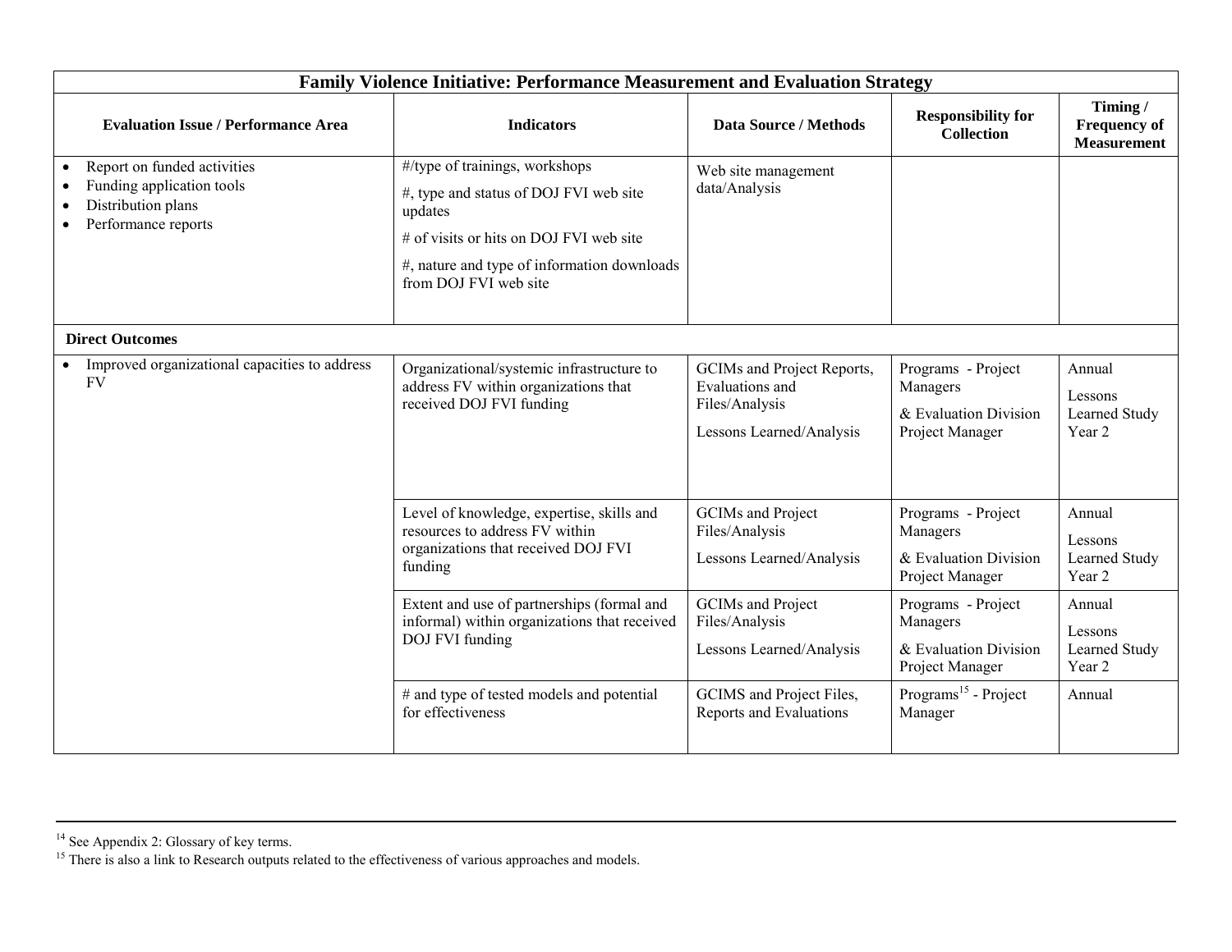| Family Violence Initiative: Performance Measurement and Evaluation Strategy | | | | |
|---|---|---|---|---|
| **Evaluation Issue / Performance Area** | **Indicators** | **Data Source / Methods** | **Responsibility for Collection** | **Timing / Frequency of Measurement** |
| • Report on funded activities<br>• Funding application tools<br>• Distribution plans<br>• Performance reports | #/type of trainings, workshops<br>#, type and status of DOJ FVI web site updates<br># of visits or hits on DOJ FVI web site<br>#, nature and type of information downloads from DOJ FVI web site | Web site management data/Analysis | | |
| **Direct Outcomes** | | | | |
| • Improved organizational capacities to address FV | Organizational/systemic infrastructure to address FV within organizations that received DOJ FVI funding | GCIMs and Project Reports, Evaluations and Files/Analysis<br>Lessons Learned/Analysis | Programs - Project Managers<br>& Evaluation Division Project Manager | Annual<br>Lessons Learned Study Year 2 |
| | Level of knowledge, expertise, skills and resources to address FV within organizations that received DOJ FVI funding | GCIMs and Project Files/Analysis<br>Lessons Learned/Analysis | Programs - Project Managers<br>& Evaluation Division Project Manager | Annual<br>Lessons Learned Study Year 2 |
| | Extent and use of partnerships (formal and informal) within organizations that received DOJ FVI funding | GCIMs and Project Files/Analysis<br>Lessons Learned/Analysis | Programs - Project Managers<br>& Evaluation Division Project Manager | Annual<br>Lessons Learned Study Year 2 |
| | # and type of tested models and potential for effectiveness | GCIMS and Project Files, Reports and Evaluations | Programs[15] - Project Manager | Annual |

[14] See Appendix 2: Glossary of key terms.

[15] There is also a link to Research outputs related to the effectiveness of various approaches and models.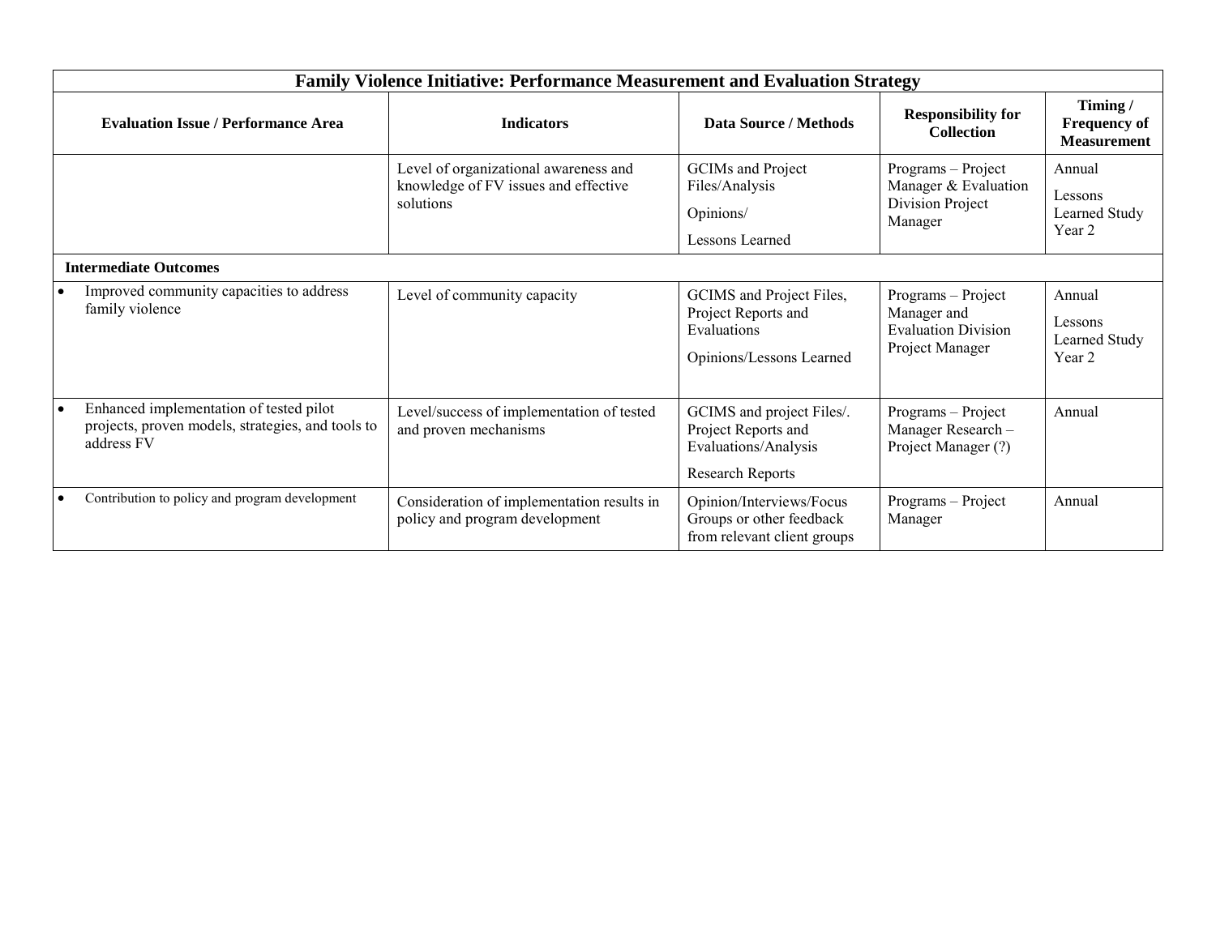| Family Violence Initiative: Performance Measurement and Evaluation Strategy | | | | |
|---|---|---|---|---|
| **Evaluation Issue / Performance Area** | **Indicators** | **Data Source / Methods** | **Responsibility for Collection** | **Timing / Frequency of Measurement** |
| | Level of organizational awareness and knowledge of FV issues and effective solutions | GCIMs and Project Files/Analysis<br><br>Opinions/<br><br>Lessons Learned | Programs – Project Manager & Evaluation Division Project Manager | Annual<br><br>Lessons Learned Study Year 2 |
| **Intermediate Outcomes** | | | | |
| • Improved community capacities to address family violence | Level of community capacity | GCIMS and Project Files, Project Reports and Evaluations<br><br>Opinions/Lessons Learned | Programs – Project Manager and Evaluation Division Project Manager | Annual<br><br>Lessons Learned Study Year 2 |
| • Enhanced implementation of tested pilot projects, proven models, strategies, and tools to address FV | Level/success of implementation of tested and proven mechanisms | GCIMS and project Files/. Project Reports and Evaluations/Analysis<br><br>Research Reports | Programs – Project Manager Research – Project Manager (?) | Annual |
| • Contribution to policy and program development | Consideration of implementation results in policy and program development | Opinion/Interviews/Focus Groups or other feedback from relevant client groups | Programs – Project Manager | Annual |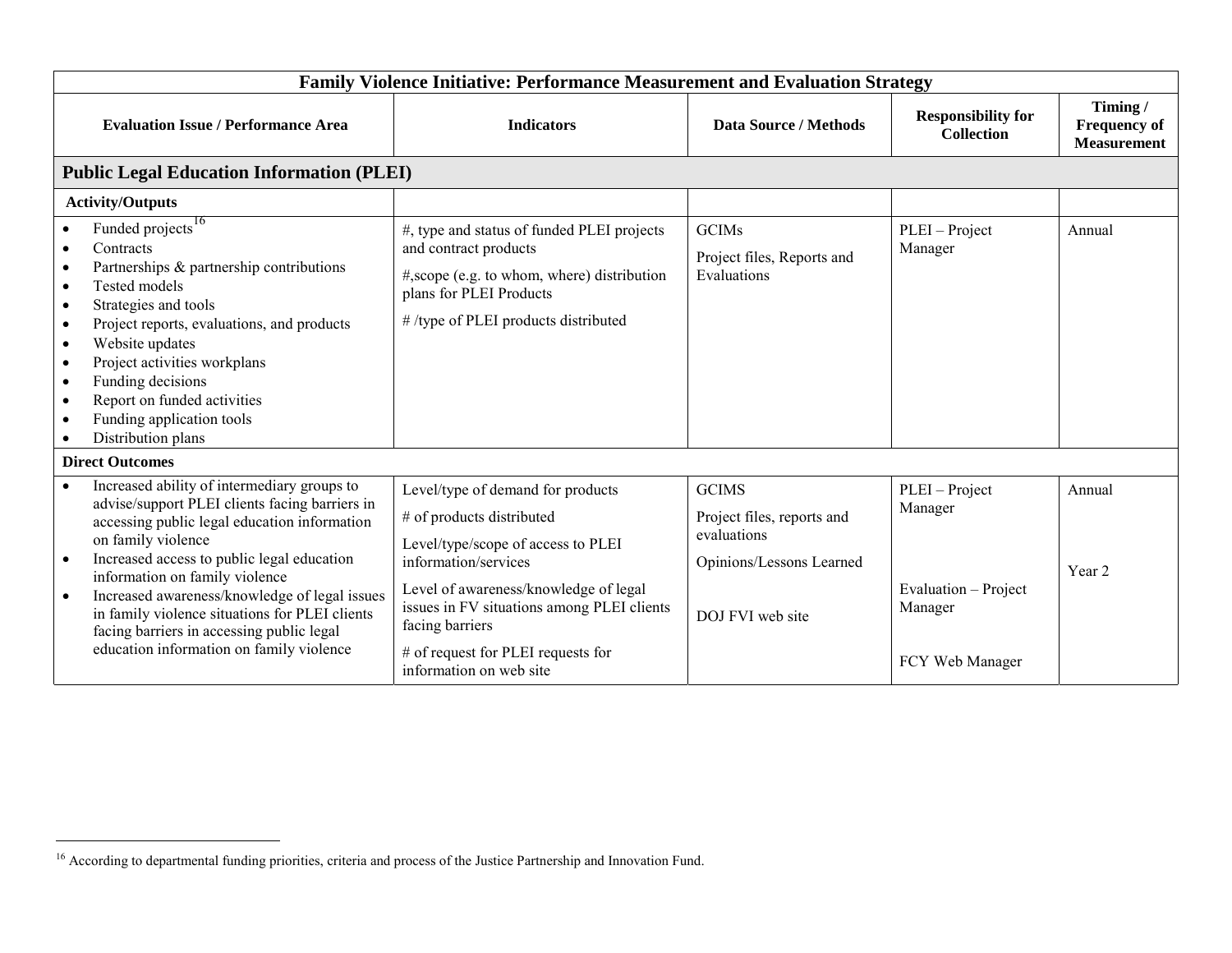| **Family Violence Initiative: Performance Measurement and Evaluation Strategy** | | | | |
|---|---|---|---|---|
| **Evaluation Issue / Performance Area** | **Indicators** | **Data Source / Methods** | **Responsibility for Collection** | **Timing / Frequency of Measurement** |
| **Public Legal Education Information (PLEI)** | | | | |
| **Activity/Outputs** | | | | |
| • Funded projects[16]<br>• Contracts<br>• Partnerships & partnership contributions<br>• Tested models<br>• Strategies and tools<br>• Project reports, evaluations, and products<br>• Website updates<br>• Project activities workplans<br>• Funding decisions<br>• Report on funded activities<br>• Funding application tools<br>• Distribution plans | #, type and status of funded PLEI projects and contract products<br>#,scope (e.g. to whom, where) distribution plans for PLEI Products<br># /type of PLEI products distributed | GCIMs<br>Project files, Reports and Evaluations | PLEI – Project Manager | Annual |
| **Direct Outcomes** | | | | |
| • Increased ability of intermediary groups to advise/support PLEI clients facing barriers in accessing public legal education information on family violence<br>• Increased access to public legal education information on family violence<br>• Increased awareness/knowledge of legal issues in family violence situations for PLEI clients facing barriers in accessing public legal education information on family violence | Level/type of demand for products<br># of products distributed<br>Level/type/scope of access to PLEI information/services<br>Level of awareness/knowledge of legal issues in FV situations among PLEI clients facing barriers<br># of request for PLEI requests for information on web site | GCIMS<br>Project files, reports and evaluations<br>Opinions/Lessons Learned<br>DOJ FVI web site | PLEI – Project Manager<br>Evaluation – Project Manager<br>FCY Web Manager | Annual<br>Year 2 |

[16] According to departmental funding priorities, criteria and process of the Justice Partnership and Innovation Fund.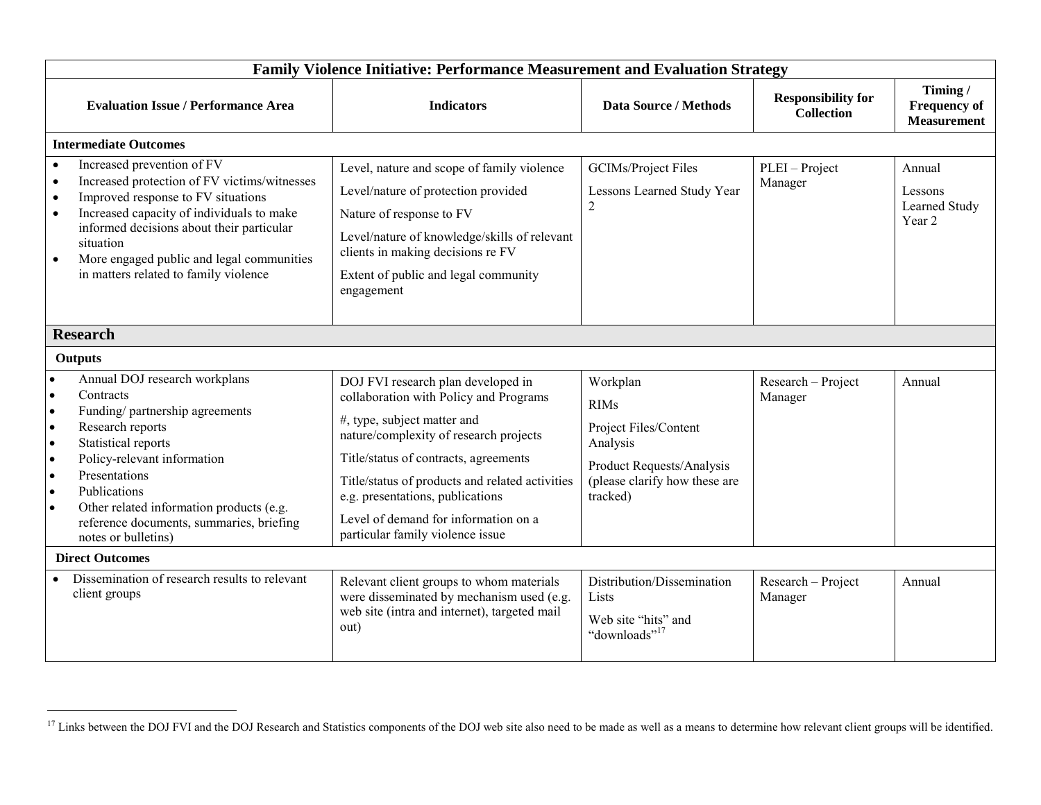| Family Violence Initiative: Performance Measurement and Evaluation Strategy | | | | |
|---|---|---|---|---|
| **Evaluation Issue / Performance Area** | **Indicators** | **Data Source / Methods** | **Responsibility for Collection** | **Timing / Frequency of Measurement** |
| **Intermediate Outcomes** | | | | |
| • Increased prevention of FV<br>• Increased protection of FV victims/witnesses<br>• Improved response to FV situations<br>• Increased capacity of individuals to make informed decisions about their particular situation<br>• More engaged public and legal communities in matters related to family violence | Level, nature and scope of family violence<br>Level/nature of protection provided<br>Nature of response to FV<br>Level/nature of knowledge/skills of relevant clients in making decisions re FV<br>Extent of public and legal community engagement | GCIMs/Project Files<br>Lessons Learned Study Year 2 | PLEI – Project Manager | Annual<br>Lessons Learned Study Year 2 |
| **Research** | | | | |
| **Outputs** | | | | |
| • Annual DOJ research workplans<br>• Contracts<br>• Funding/ partnership agreements<br>• Research reports<br>• Statistical reports<br>• Policy-relevant information<br>• Presentations<br>• Publications<br>• Other related information products (e.g. reference documents, summaries, briefing notes or bulletins) | DOJ FVI research plan developed in collaboration with Policy and Programs<br>#, type, subject matter and nature/complexity of research projects<br>Title/status of contracts, agreements<br>Title/status of products and related activities e.g. presentations, publications<br>Level of demand for information on a particular family violence issue | Workplan<br>RIMs<br>Project Files/Content Analysis<br>Product Requests/Analysis (please clarify how these are tracked) | Research – Project Manager | Annual |
| **Direct Outcomes** | | | | |
| • Dissemination of research results to relevant client groups | Relevant client groups to whom materials were disseminated by mechanism used (e.g. web site (intra and internet), targeted mail out) | Distribution/Dissemination Lists<br>Web site "hits" and "downloads"[17] | Research – Project Manager | Annual |

[17] Links between the DOJ FVI and the DOJ Research and Statistics components of the DOJ web site also need to be made as well as a means to determine how relevant client groups will be identified.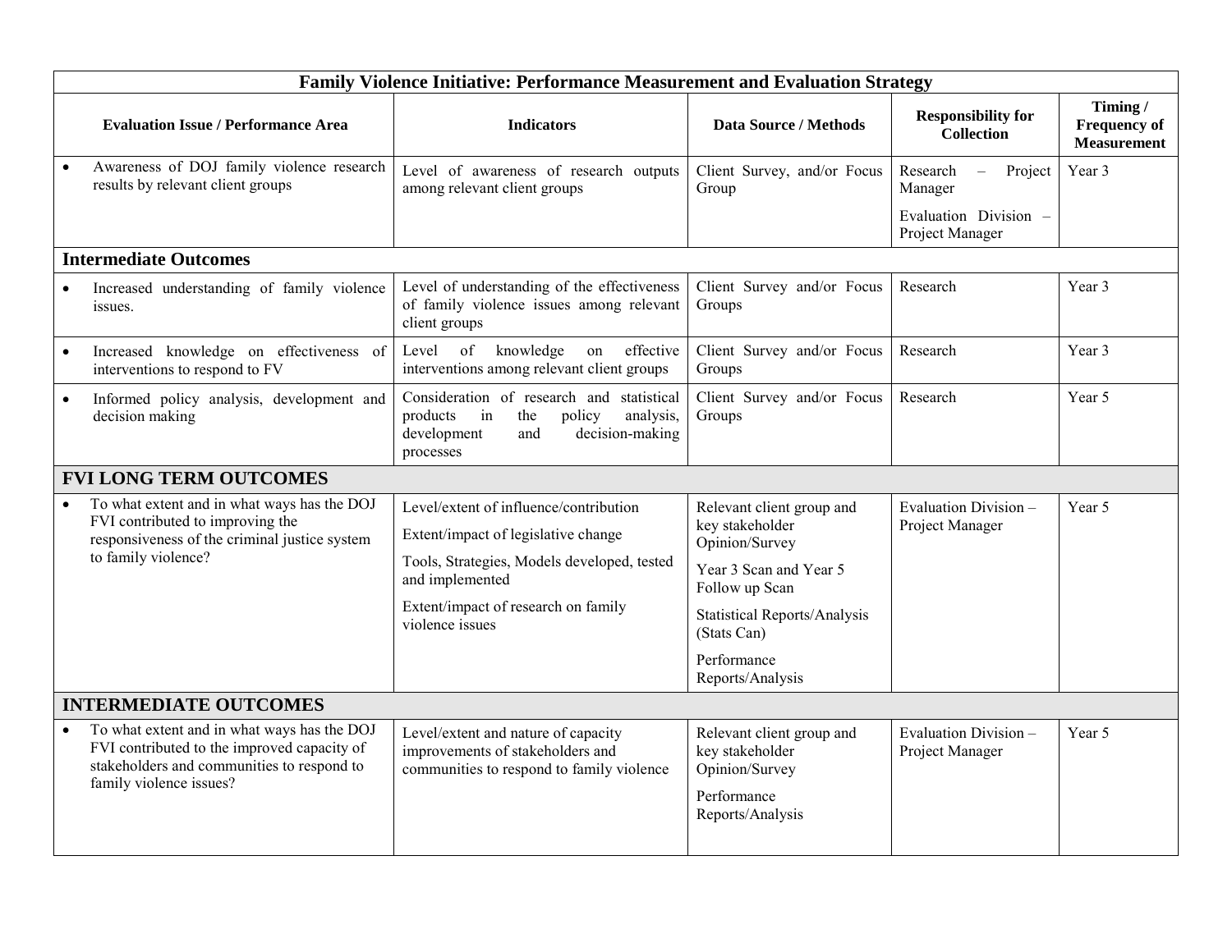| Family Violence Initiative: Performance Measurement and Evaluation Strategy | | | | |
|---|---|---|---|---|
| **Evaluation Issue / Performance Area** | **Indicators** | **Data Source / Methods** | **Responsibility for Collection** | **Timing / Frequency of Measurement** |
| • Awareness of DOJ family violence research results by relevant client groups | Level of awareness of research outputs among relevant client groups | Client Survey, and/or Focus Group | Research – Project Manager<br><br>Evaluation Division – Project Manager | Year 3 |
| **Intermediate Outcomes** | | | | |
| • Increased understanding of family violence issues. | Level of understanding of the effectiveness of family violence issues among relevant client groups | Client Survey and/or Focus Groups | Research | Year 3 |
| • Increased knowledge on effectiveness of interventions to respond to FV | Level of knowledge on effective interventions among relevant client groups | Client Survey and/or Focus Groups | Research | Year 3 |
| • Informed policy analysis, development and decision making | Consideration of research and statistical products in the policy analysis, development and decision-making processes | Client Survey and/or Focus Groups | Research | Year 5 |
| **FVI LONG TERM OUTCOMES** | | | | |
| • To what extent and in what ways has the DOJ FVI contributed to improving the responsiveness of the criminal justice system to family violence? | Level/extent of influence/contribution<br><br>Extent/impact of legislative change<br><br>Tools, Strategies, Models developed, tested and implemented<br><br>Extent/impact of research on family violence issues | Relevant client group and key stakeholder Opinion/Survey<br><br>Year 3 Scan and Year 5 Follow up Scan<br><br>Statistical Reports/Analysis (Stats Can)<br><br>Performance Reports/Analysis | Evaluation Division – Project Manager | Year 5 |
| **INTERMEDIATE OUTCOMES** | | | | |
| • To what extent and in what ways has the DOJ FVI contributed to the improved capacity of stakeholders and communities to respond to family violence issues? | Level/extent and nature of capacity improvements of stakeholders and communities to respond to family violence | Relevant client group and key stakeholder Opinion/Survey<br><br>Performance Reports/Analysis | Evaluation Division – Project Manager | Year 5 |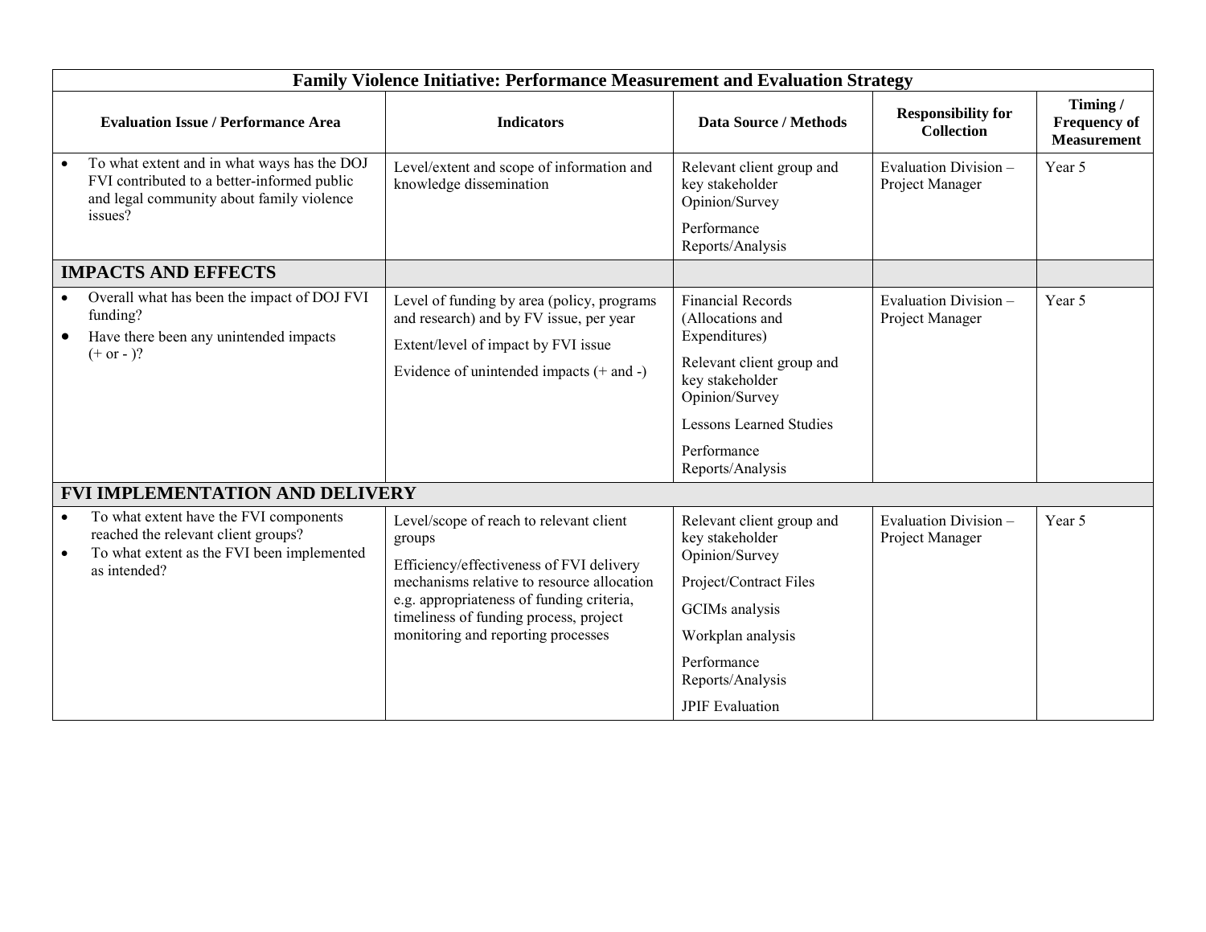| Family Violence Initiative: Performance Measurement and Evaluation Strategy | | | | |
|---|---|---|---|---|
| **Evaluation Issue / Performance Area** | **Indicators** | **Data Source / Methods** | **Responsibility for Collection** | **Timing / Frequency of Measurement** |
| • To what extent and in what ways has the DOJ FVI contributed to a better-informed public and legal community about family violence issues? | Level/extent and scope of information and knowledge dissemination | Relevant client group and key stakeholder Opinion/Survey<br>Performance Reports/Analysis | Evaluation Division – Project Manager | Year 5 |
| **IMPACTS AND EFFECTS** | | | | |
| • Overall what has been the impact of DOJ FVI funding?<br>• Have there been any unintended impacts (+ or - )? | Level of funding by area (policy, programs and research) and by FV issue, per year<br>Extent/level of impact by FVI issue<br>Evidence of unintended impacts (+ and -) | Financial Records (Allocations and Expenditures)<br>Relevant client group and key stakeholder Opinion/Survey<br>Lessons Learned Studies<br>Performance Reports/Analysis | Evaluation Division – Project Manager | Year 5 |
| **FVI IMPLEMENTATION AND DELIVERY** | | | | |
| • To what extent have the FVI components reached the relevant client groups?<br>• To what extent as the FVI been implemented as intended? | Level/scope of reach to relevant client groups<br>Efficiency/effectiveness of FVI delivery mechanisms relative to resource allocation e.g. appropriateness of funding criteria, timeliness of funding process, project monitoring and reporting processes | Relevant client group and key stakeholder Opinion/Survey<br>Project/Contract Files<br>GCIMs analysis<br>Workplan analysis<br>Performance Reports/Analysis<br>JPIF Evaluation | Evaluation Division – Project Manager | Year 5 |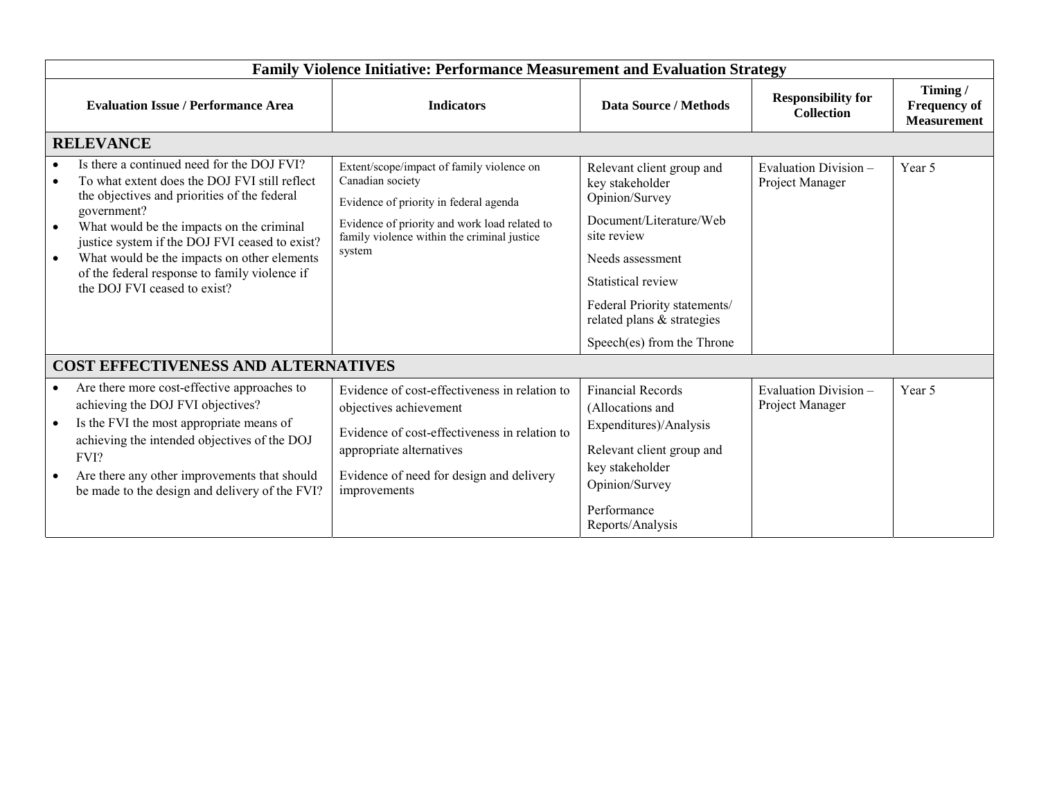| Family Violence Initiative: Performance Measurement and Evaluation Strategy | | | | |
|---|---|---|---|---|
| **Evaluation Issue / Performance Area** | **Indicators** | **Data Source / Methods** | **Responsibility for Collection** | **Timing / Frequency of Measurement** |
| **RELEVANCE** | | | | |
| • Is there a continued need for the DOJ FVI?<br>• To what extent does the DOJ FVI still reflect the objectives and priorities of the federal government?<br>• What would be the impacts on the criminal justice system if the DOJ FVI ceased to exist?<br>• What would be the impacts on other elements of the federal response to family violence if the DOJ FVI ceased to exist? | Extent/scope/impact of family violence on Canadian society<br>Evidence of priority in federal agenda<br>Evidence of priority and work load related to family violence within the criminal justice system | Relevant client group and key stakeholder Opinion/Survey<br>Document/Literature/Web site review<br>Needs assessment<br>Statistical review<br>Federal Priority statements/ related plans & strategies<br>Speech(es) from the Throne | Evaluation Division – Project Manager | Year 5 |
| **COST EFFECTIVENESS AND ALTERNATIVES** | | | | |
| • Are there more cost-effective approaches to achieving the DOJ FVI objectives?<br>• Is the FVI the most appropriate means of achieving the intended objectives of the DOJ FVI?<br>• Are there any other improvements that should be made to the design and delivery of the FVI? | Evidence of cost-effectiveness in relation to objectives achievement<br>Evidence of cost-effectiveness in relation to appropriate alternatives<br>Evidence of need for design and delivery improvements | Financial Records (Allocations and Expenditures)/Analysis<br>Relevant client group and key stakeholder Opinion/Survey<br>Performance Reports/Analysis | Evaluation Division – Project Manager | Year 5 |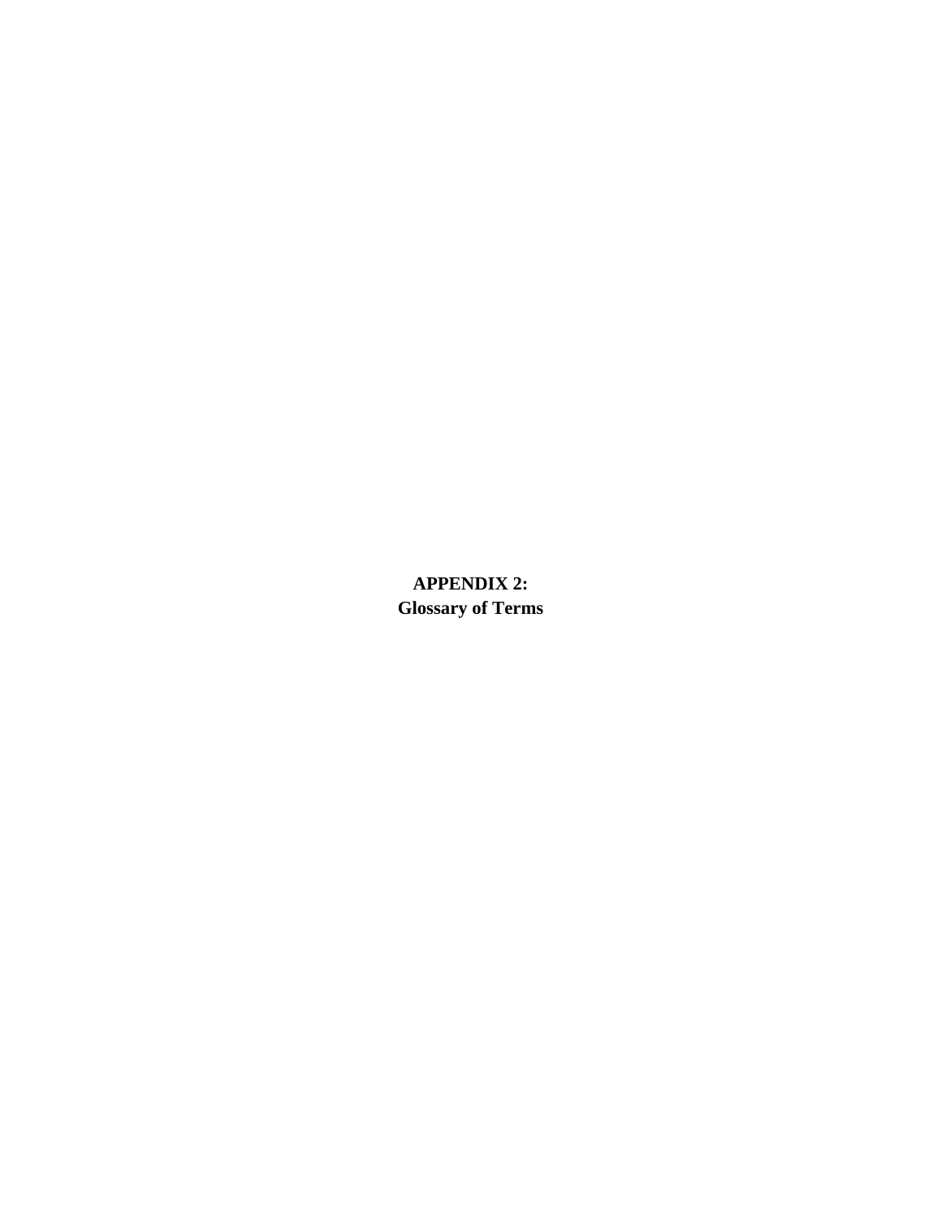# APPENDIX 2:
# Glossary of Terms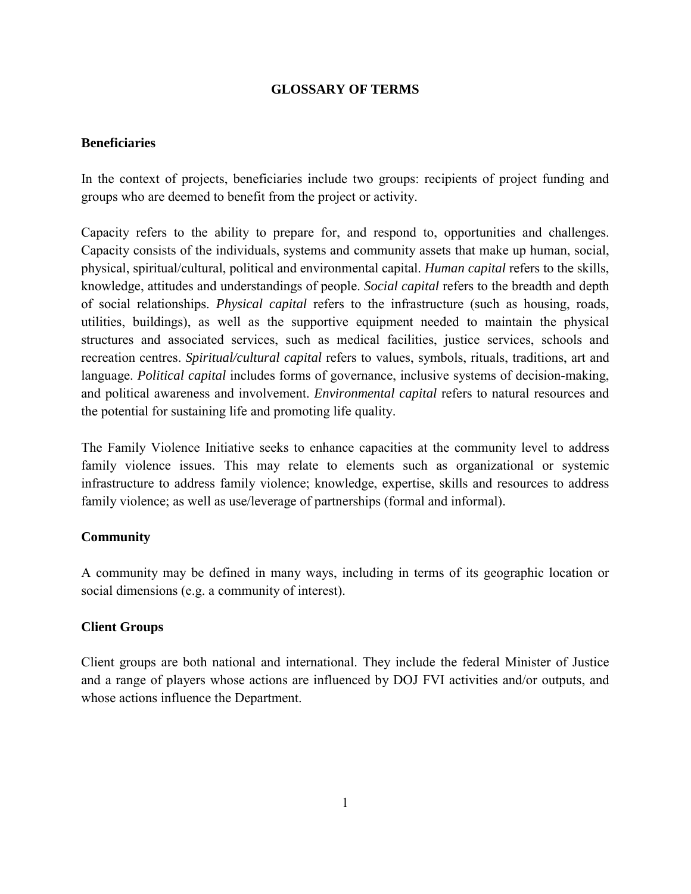# GLOSSARY OF TERMS

**Beneficiaries**

In the context of projects, beneficiaries include two groups: recipients of project funding and groups who are deemed to benefit from the project or activity.

Capacity refers to the ability to prepare for, and respond to, opportunities and challenges. Capacity consists of the individuals, systems and community assets that make up human, social, physical, spiritual/cultural, political and environmental capital. *Human capital* refers to the skills, knowledge, attitudes and understandings of people. *Social capital* refers to the breadth and depth of social relationships. *Physical capital* refers to the infrastructure (such as housing, roads, utilities, buildings), as well as the supportive equipment needed to maintain the physical structures and associated services, such as medical facilities, justice services, schools and recreation centres. *Spiritual/cultural capital* refers to values, symbols, rituals, traditions, art and language. *Political capital* includes forms of governance, inclusive systems of decision-making, and political awareness and involvement. *Environmental capital* refers to natural resources and the potential for sustaining life and promoting life quality.

The Family Violence Initiative seeks to enhance capacities at the community level to address family violence issues. This may relate to elements such as organizational or systemic infrastructure to address family violence; knowledge, expertise, skills and resources to address family violence; as well as use/leverage of partnerships (formal and informal).

**Community**

A community may be defined in many ways, including in terms of its geographic location or social dimensions (e.g. a community of interest).

**Client Groups**

Client groups are both national and international. They include the federal Minister of Justice and a range of players whose actions are influenced by DOJ FVI activities and/or outputs, and whose actions influence the Department.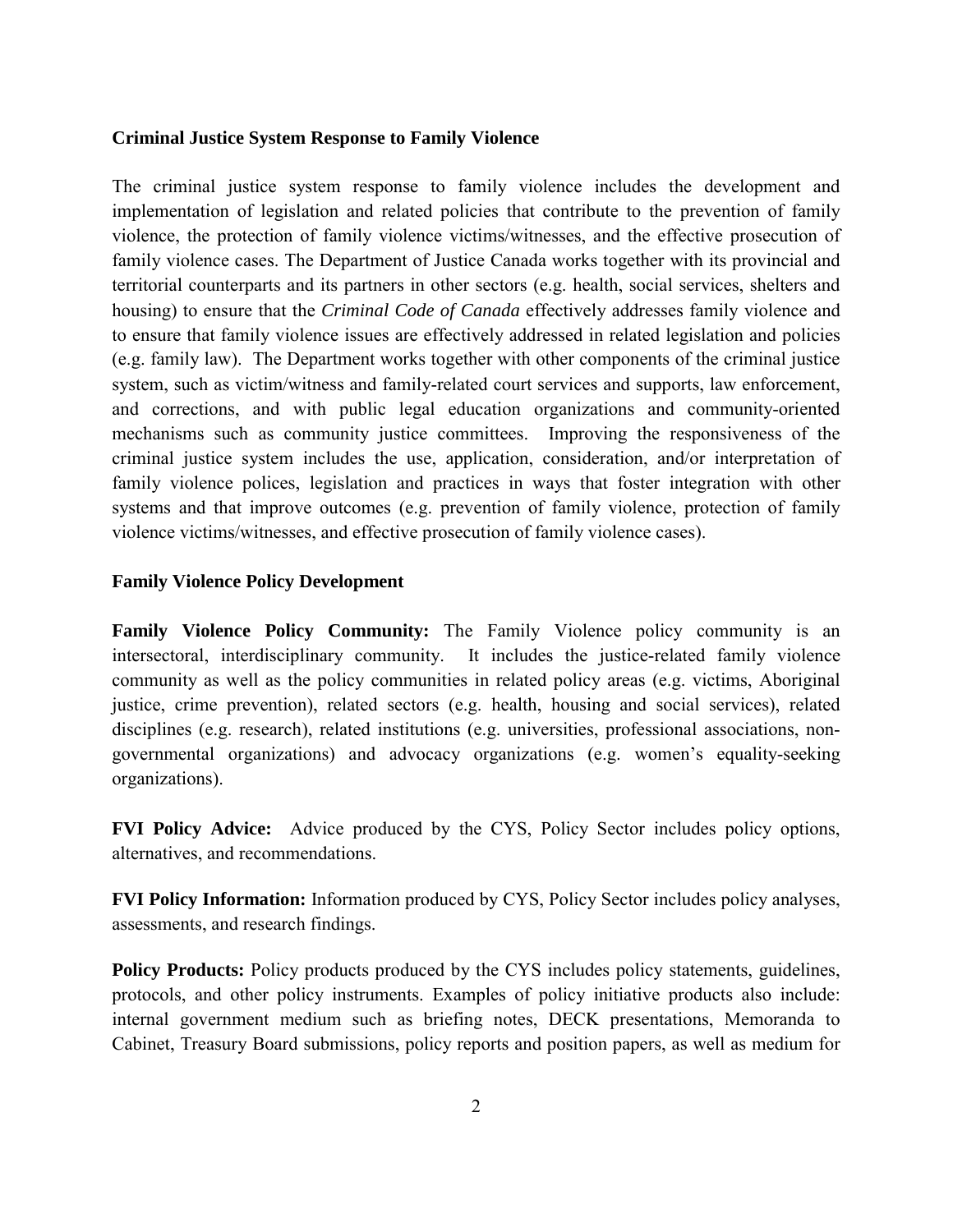**Criminal Justice System Response to Family Violence**

The criminal justice system response to family violence includes the development and implementation of legislation and related policies that contribute to the prevention of family violence, the protection of family violence victims/witnesses, and the effective prosecution of family violence cases. The Department of Justice Canada works together with its provincial and territorial counterparts and its partners in other sectors (e.g. health, social services, shelters and housing) to ensure that the *Criminal Code of Canada* effectively addresses family violence and to ensure that family violence issues are effectively addressed in related legislation and policies (e.g. family law). The Department works together with other components of the criminal justice system, such as victim/witness and family-related court services and supports, law enforcement, and corrections, and with public legal education organizations and community-oriented mechanisms such as community justice committees. Improving the responsiveness of the criminal justice system includes the use, application, consideration, and/or interpretation of family violence polices, legislation and practices in ways that foster integration with other systems and that improve outcomes (e.g. prevention of family violence, protection of family violence victims/witnesses, and effective prosecution of family violence cases).

**Family Violence Policy Development**

**Family Violence Policy Community:** The Family Violence policy community is an intersectoral, interdisciplinary community. It includes the justice-related family violence community as well as the policy communities in related policy areas (e.g. victims, Aboriginal justice, crime prevention), related sectors (e.g. health, housing and social services), related disciplines (e.g. research), related institutions (e.g. universities, professional associations, non-governmental organizations) and advocacy organizations (e.g. women's equality-seeking organizations).

**FVI Policy Advice:** Advice produced by the CYS, Policy Sector includes policy options, alternatives, and recommendations.

**FVI Policy Information:** Information produced by CYS, Policy Sector includes policy analyses, assessments, and research findings.

**Policy Products:** Policy products produced by the CYS includes policy statements, guidelines, protocols, and other policy instruments. Examples of policy initiative products also include: internal government medium such as briefing notes, DECK presentations, Memoranda to Cabinet, Treasury Board submissions, policy reports and position papers, as well as medium for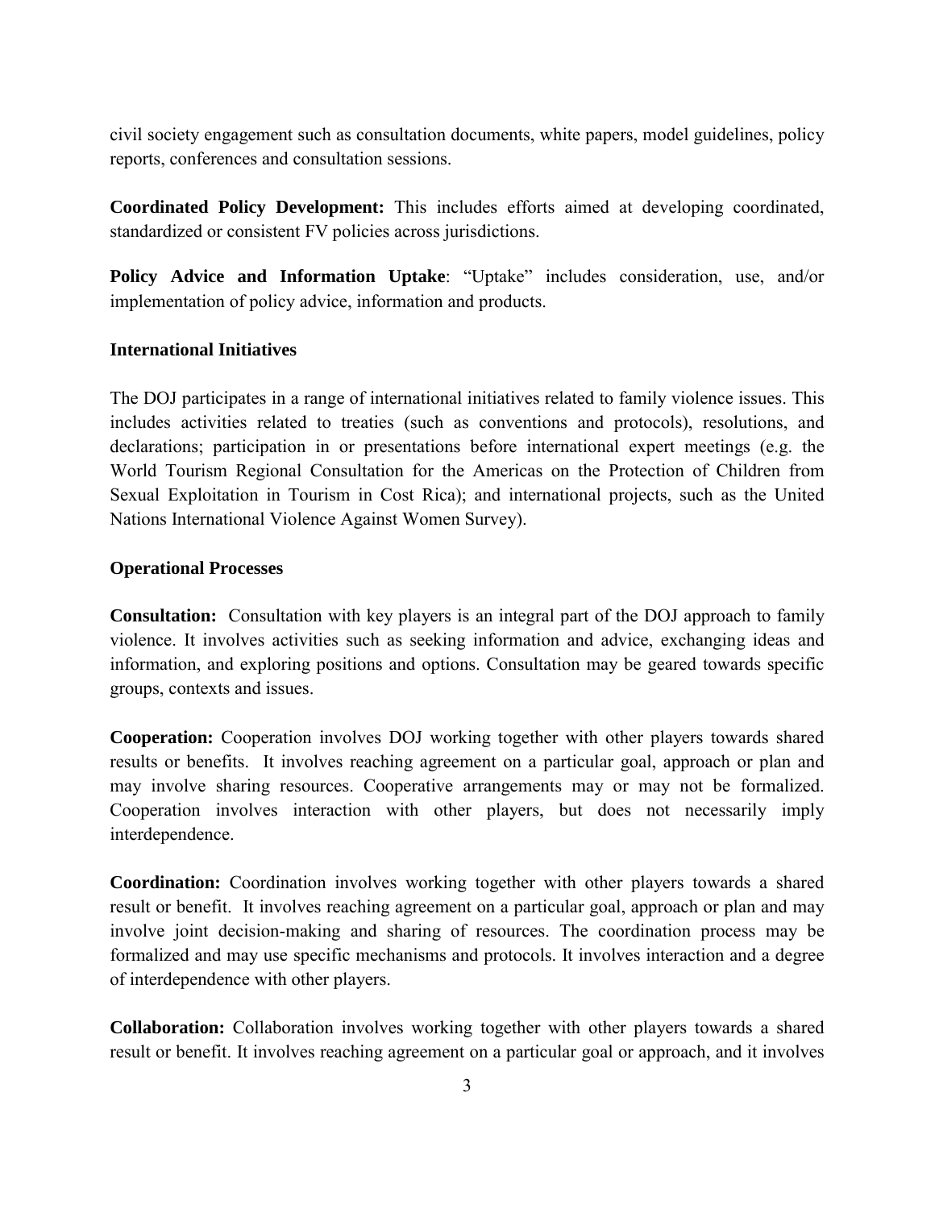civil society engagement such as consultation documents, white papers, model guidelines, policy reports, conferences and consultation sessions.

**Coordinated Policy Development:** This includes efforts aimed at developing coordinated, standardized or consistent FV policies across jurisdictions.

**Policy Advice and Information Uptake**: "Uptake" includes consideration, use, and/or implementation of policy advice, information and products.

**International Initiatives**

The DOJ participates in a range of international initiatives related to family violence issues. This includes activities related to treaties (such as conventions and protocols), resolutions, and declarations; participation in or presentations before international expert meetings (e.g. the World Tourism Regional Consultation for the Americas on the Protection of Children from Sexual Exploitation in Tourism in Cost Rica); and international projects, such as the United Nations International Violence Against Women Survey).

**Operational Processes**

**Consultation:** Consultation with key players is an integral part of the DOJ approach to family violence. It involves activities such as seeking information and advice, exchanging ideas and information, and exploring positions and options. Consultation may be geared towards specific groups, contexts and issues.

**Cooperation:** Cooperation involves DOJ working together with other players towards shared results or benefits. It involves reaching agreement on a particular goal, approach or plan and may involve sharing resources. Cooperative arrangements may or may not be formalized. Cooperation involves interaction with other players, but does not necessarily imply interdependence.

**Coordination:** Coordination involves working together with other players towards a shared result or benefit. It involves reaching agreement on a particular goal, approach or plan and may involve joint decision-making and sharing of resources. The coordination process may be formalized and may use specific mechanisms and protocols. It involves interaction and a degree of interdependence with other players.

**Collaboration:** Collaboration involves working together with other players towards a shared result or benefit. It involves reaching agreement on a particular goal or approach, and it involves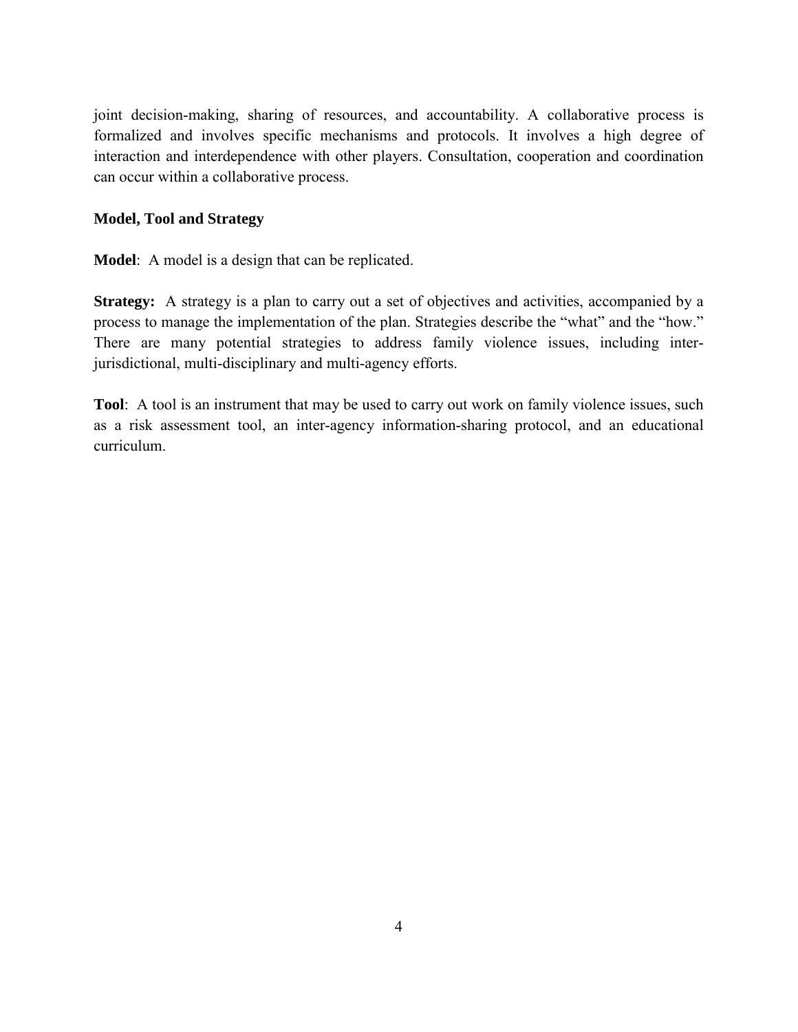joint decision-making, sharing of resources, and accountability. A collaborative process is formalized and involves specific mechanisms and protocols. It involves a high degree of interaction and interdependence with other players. Consultation, cooperation and coordination can occur within a collaborative process.

### Model, Tool and Strategy

**Model**: A model is a design that can be replicated.

**Strategy:** A strategy is a plan to carry out a set of objectives and activities, accompanied by a process to manage the implementation of the plan. Strategies describe the "what" and the "how." There are many potential strategies to address family violence issues, including inter-jurisdictional, multi-disciplinary and multi-agency efforts.

**Tool**: A tool is an instrument that may be used to carry out work on family violence issues, such as a risk assessment tool, an inter-agency information-sharing protocol, and an educational curriculum.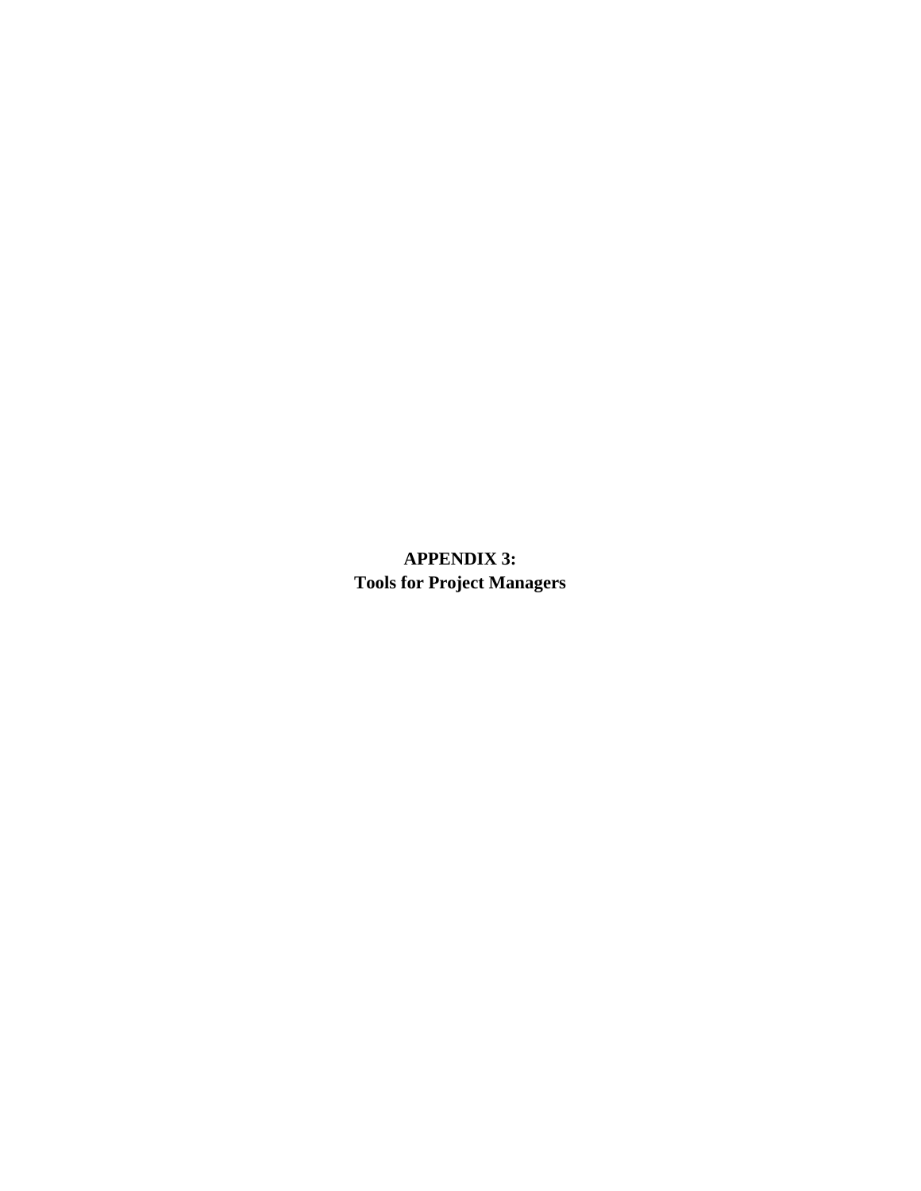# APPENDIX 3:
# Tools for Project Managers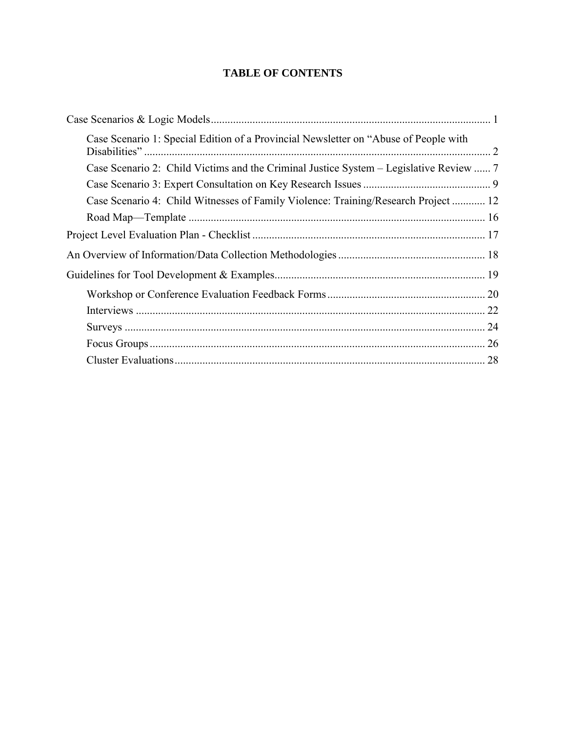# TABLE OF CONTENTS

Case Scenarios & Logic Models .................................................................................................... 1

- Case Scenario 1: Special Edition of a Provincial Newsletter on "Abuse of People with Disabilities" ........................................................................................................................... 2
- Case Scenario 2: Child Victims and the Criminal Justice System – Legislative Review ...... 7
- Case Scenario 3: Expert Consultation on Key Research Issues ............................................. 9
- Case Scenario 4: Child Witnesses of Family Violence: Training/Research Project ............ 12
- Road Map—Template .......................................................................................................... 16

Project Level Evaluation Plan - Checklist ................................................................................... 17

An Overview of Information/Data Collection Methodologies .................................................... 18

Guidelines for Tool Development & Examples ........................................................................... 19

- Workshop or Conference Evaluation Feedback Forms ........................................................ 20
- Interviews ............................................................................................................................. 22
- Surveys ................................................................................................................................. 24
- Focus Groups ........................................................................................................................ 26
- Cluster Evaluations ............................................................................................................... 28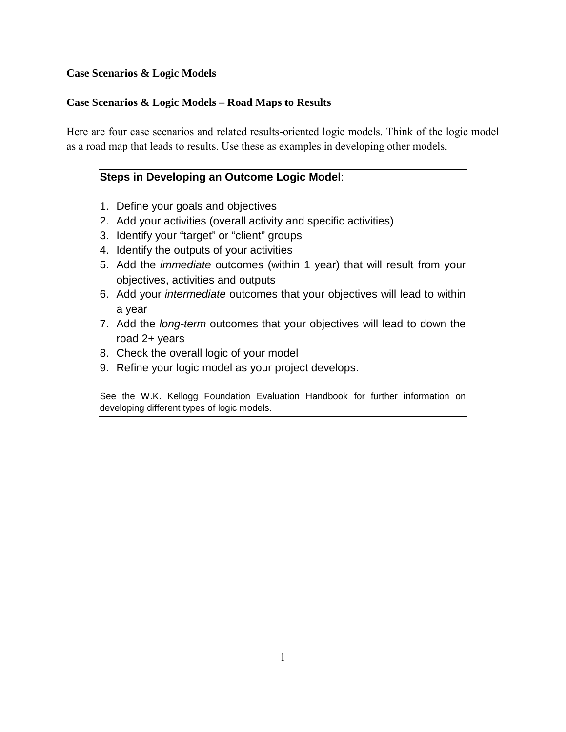**Case Scenarios & Logic Models**

**Case Scenarios & Logic Models – Road Maps to Results**

Here are four case scenarios and related results-oriented logic models. Think of the logic model as a road map that leads to results. Use these as examples in developing other models.

---

**Steps in Developing an Outcome Logic Model**:

1. Define your goals and objectives
2. Add your activities (overall activity and specific activities)
3. Identify your "target" or "client" groups
4. Identify the outputs of your activities
5. Add the *immediate* outcomes (within 1 year) that will result from your objectives, activities and outputs
6. Add your *intermediate* outcomes that your objectives will lead to within a year
7. Add the *long-term* outcomes that your objectives will lead to down the road 2+ years
8. Check the overall logic of your model
9. Refine your logic model as your project develops.

See the W.K. Kellogg Foundation Evaluation Handbook for further information on developing different types of logic models.

---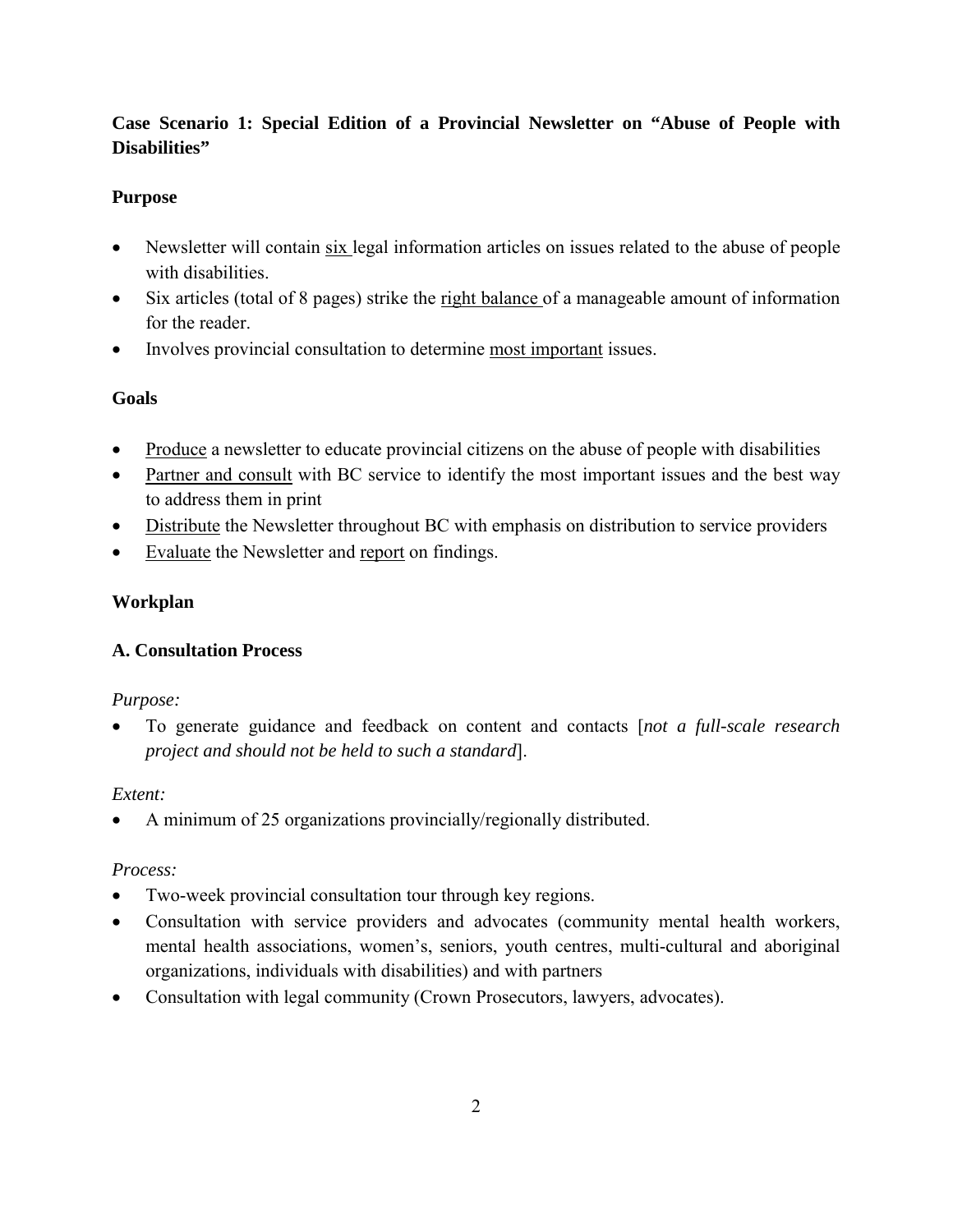**Case Scenario 1: Special Edition of a Provincial Newsletter on "Abuse of People with Disabilities"**

**Purpose**

- Newsletter will contain <u>six</u> legal information articles on issues related to the abuse of people with disabilities.
- Six articles (total of 8 pages) strike the <u>right balance</u> of a manageable amount of information for the reader.
- Involves provincial consultation to determine <u>most important</u> issues.

**Goals**

- <u>Produce</u> a newsletter to educate provincial citizens on the abuse of people with disabilities
- <u>Partner and consult</u> with BC service to identify the most important issues and the best way to address them in print
- <u>Distribute</u> the Newsletter throughout BC with emphasis on distribution to service providers
- <u>Evaluate</u> the Newsletter and <u>report</u> on findings.

**Workplan**

**A. Consultation Process**

*Purpose:*

- To generate guidance and feedback on content and contacts [*not a full-scale research project and should not be held to such a standard*].

*Extent:*

- A minimum of 25 organizations provincially/regionally distributed.

*Process:*

- Two-week provincial consultation tour through key regions.
- Consultation with service providers and advocates (community mental health workers, mental health associations, women's, seniors, youth centres, multi-cultural and aboriginal organizations, individuals with disabilities) and with partners
- Consultation with legal community (Crown Prosecutors, lawyers, advocates).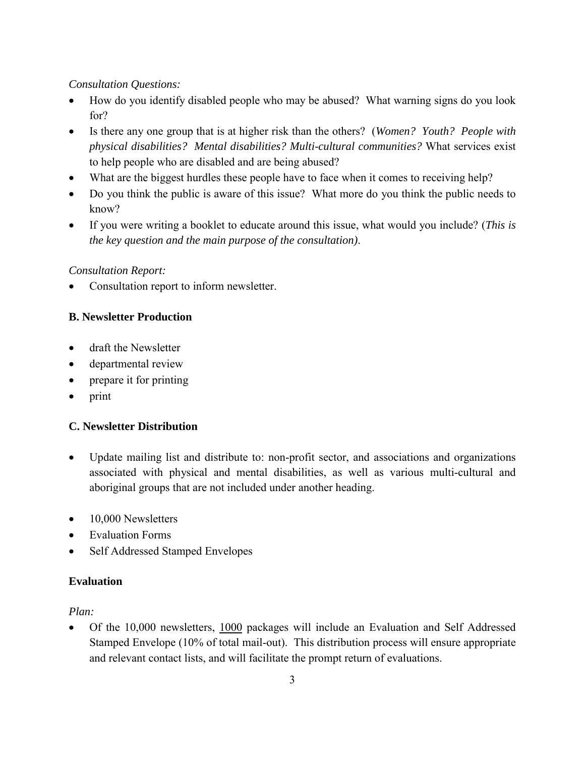*Consultation Questions:*

- How do you identify disabled people who may be abused? What warning signs do you look for?
- Is there any one group that is at higher risk than the others? (*Women? Youth? People with physical disabilities? Mental disabilities? Multi-cultural communities?* What services exist to help people who are disabled and are being abused?
- What are the biggest hurdles these people have to face when it comes to receiving help?
- Do you think the public is aware of this issue? What more do you think the public needs to know?
- If you were writing a booklet to educate around this issue, what would you include? (*This is the key question and the main purpose of the consultation)*.

*Consultation Report:*

- Consultation report to inform newsletter.

**B. Newsletter Production**

- draft the Newsletter
- departmental review
- prepare it for printing
- print

**C. Newsletter Distribution**

- Update mailing list and distribute to: non-profit sector, and associations and organizations associated with physical and mental disabilities, as well as various multi-cultural and aboriginal groups that are not included under another heading.

- 10,000 Newsletters
- Evaluation Forms
- Self Addressed Stamped Envelopes

**Evaluation**

*Plan:*

- Of the 10,000 newsletters, 1000 packages will include an Evaluation and Self Addressed Stamped Envelope (10% of total mail-out). This distribution process will ensure appropriate and relevant contact lists, and will facilitate the prompt return of evaluations.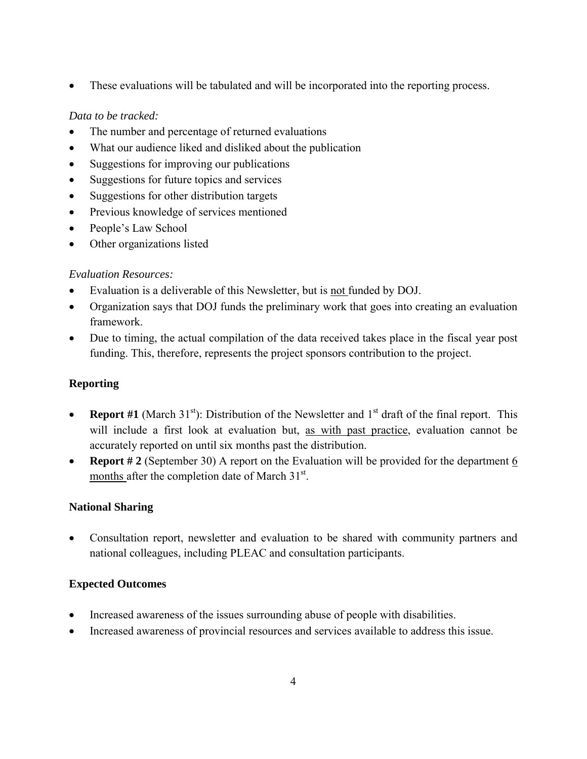- These evaluations will be tabulated and will be incorporated into the reporting process.

*Data to be tracked:*

- The number and percentage of returned evaluations
- What our audience liked and disliked about the publication
- Suggestions for improving our publications
- Suggestions for future topics and services
- Suggestions for other distribution targets
- Previous knowledge of services mentioned
- People's Law School
- Other organizations listed

*Evaluation Resources:*

- Evaluation is a deliverable of this Newsletter, but is <u>not</u> funded by DOJ.
- Organization says that DOJ funds the preliminary work that goes into creating an evaluation framework.
- Due to timing, the actual compilation of the data received takes place in the fiscal year post funding. This, therefore, represents the project sponsors contribution to the project.

## Reporting

- **Report #1** (March 31st): Distribution of the Newsletter and 1st draft of the final report. This will include a first look at evaluation but, <u>as with past practice</u>, evaluation cannot be accurately reported on until six months past the distribution.
- **Report # 2** (September 30) A report on the Evaluation will be provided for the department <u>6 months</u> after the completion date of March 31st.

## National Sharing

- Consultation report, newsletter and evaluation to be shared with community partners and national colleagues, including PLEAC and consultation participants.

## Expected Outcomes

- Increased awareness of the issues surrounding abuse of people with disabilities.
- Increased awareness of provincial resources and services available to address this issue.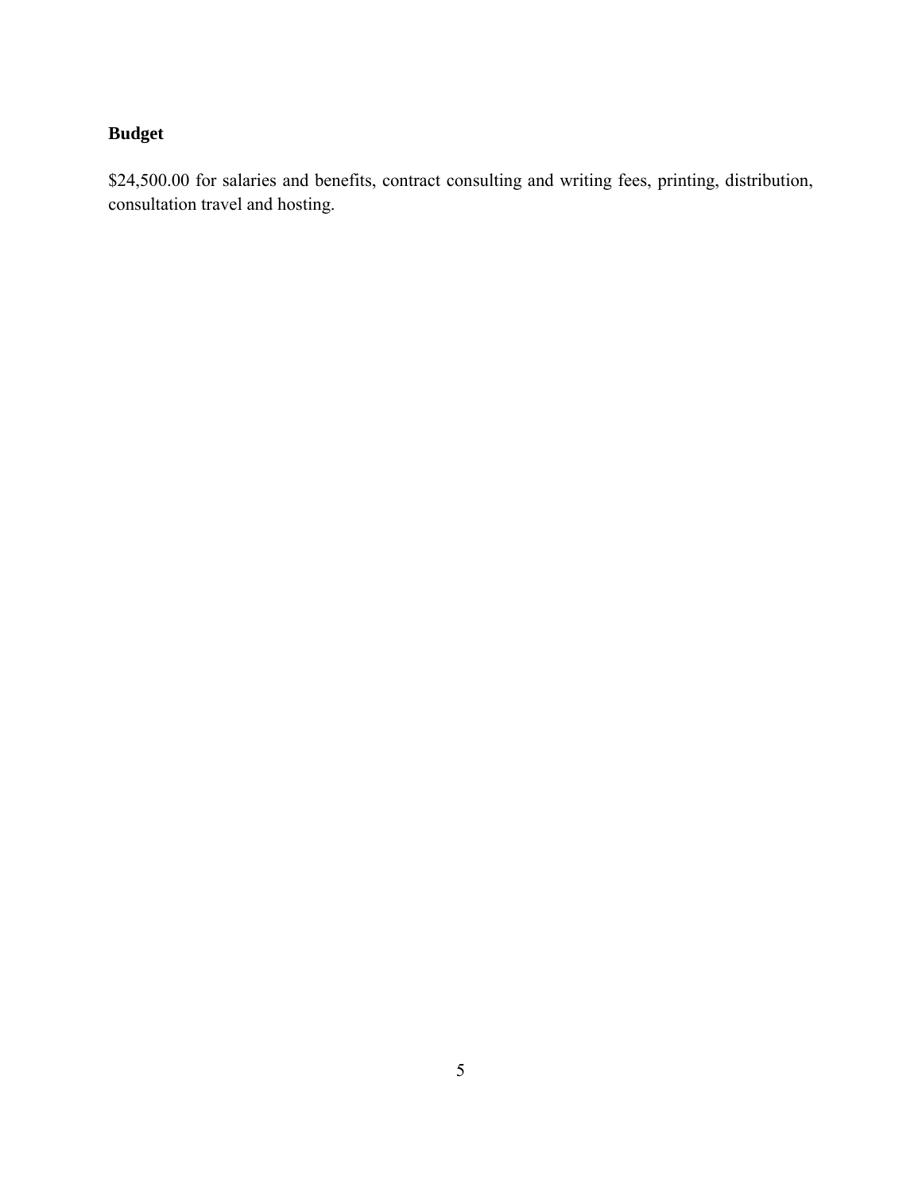**Budget**

$24,500.00 for salaries and benefits, contract consulting and writing fees, printing, distribution, consultation travel and hosting.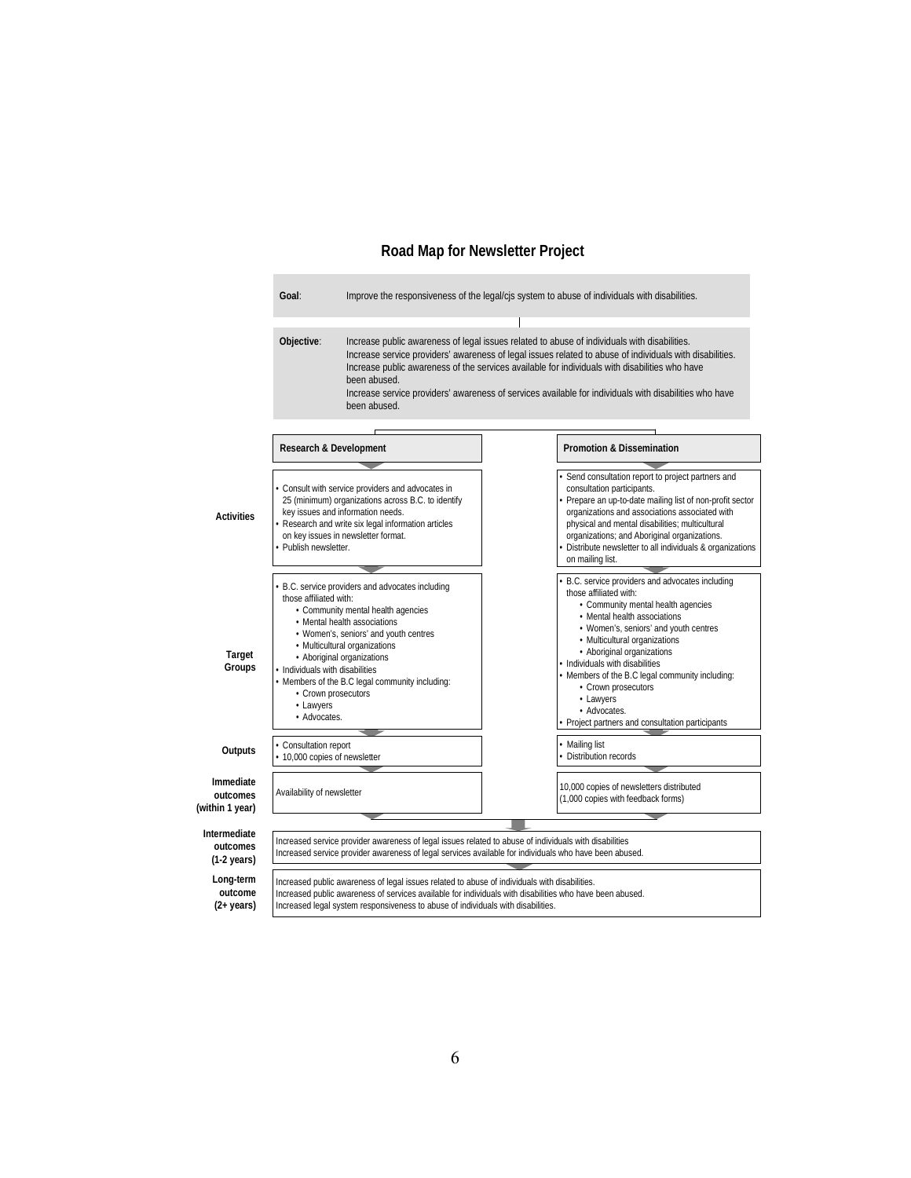## Road Map for Newsletter Project

**Goal**: Improve the responsiveness of the legal/cjs system to abuse of individuals with disabilities.

**Objective**: Increase public awareness of legal issues related to abuse of individuals with disabilities.
Increase service providers' awareness of legal issues related to abuse of individuals with disabilities.
Increase public awareness of the services available for individuals with disabilities who have been abused.
Increase service providers' awareness of services available for individuals with disabilities who have been abused.

| | Research & Development | Promotion & Dissemination |
|---|---|---|
| **Activities** | • Consult with service providers and advocates in 25 (minimum) organizations across B.C. to identify key issues and information needs.<br>• Research and write six legal information articles on key issues in newsletter format.<br>• Publish newsletter. | • Send consultation report to project partners and consultation participants.<br>• Prepare an up-to-date mailing list of non-profit sector organizations and associations associated with physical and mental disabilities; multicultural organizations; and Aboriginal organizations.<br>• Distribute newsletter to all individuals & organizations on mailing list. |
| **Target Groups** | • B.C. service providers and advocates including those affiliated with:<br>  • Community mental health agencies<br>  • Mental health associations<br>  • Women's, seniors' and youth centres<br>  • Multicultural organizations<br>  • Aboriginal organizations<br>• Individuals with disabilities<br>• Members of the B.C legal community including:<br>  • Crown prosecutors<br>  • Lawyers<br>  • Advocates. | • B.C. service providers and advocates including those affiliated with:<br>  • Community mental health agencies<br>  • Mental health associations<br>  • Women's, seniors' and youth centres<br>  • Multicultural organizations<br>  • Aboriginal organizations<br>• Individuals with disabilities<br>• Members of the B.C legal community including:<br>  • Crown prosecutors<br>  • Lawyers<br>  • Advocates.<br>• Project partners and consultation participants |
| **Outputs** | • Consultation report<br>• 10,000 copies of newsletter | • Mailing list<br>• Distribution records |
| **Immediate outcomes (within 1 year)** | Availability of newsletter | 10,000 copies of newsletters distributed (1,000 copies with feedback forms) |

**Intermediate outcomes (1-2 years)**

Increased service provider awareness of legal issues related to abuse of individuals with disabilities
Increased service provider awareness of legal services available for individuals who have been abused.

**Long-term outcome (2+ years)**

Increased public awareness of legal issues related to abuse of individuals with disabilities.
Increased public awareness of services available for individuals with disabilities who have been abused.
Increased legal system responsiveness to abuse of individuals with disabilities.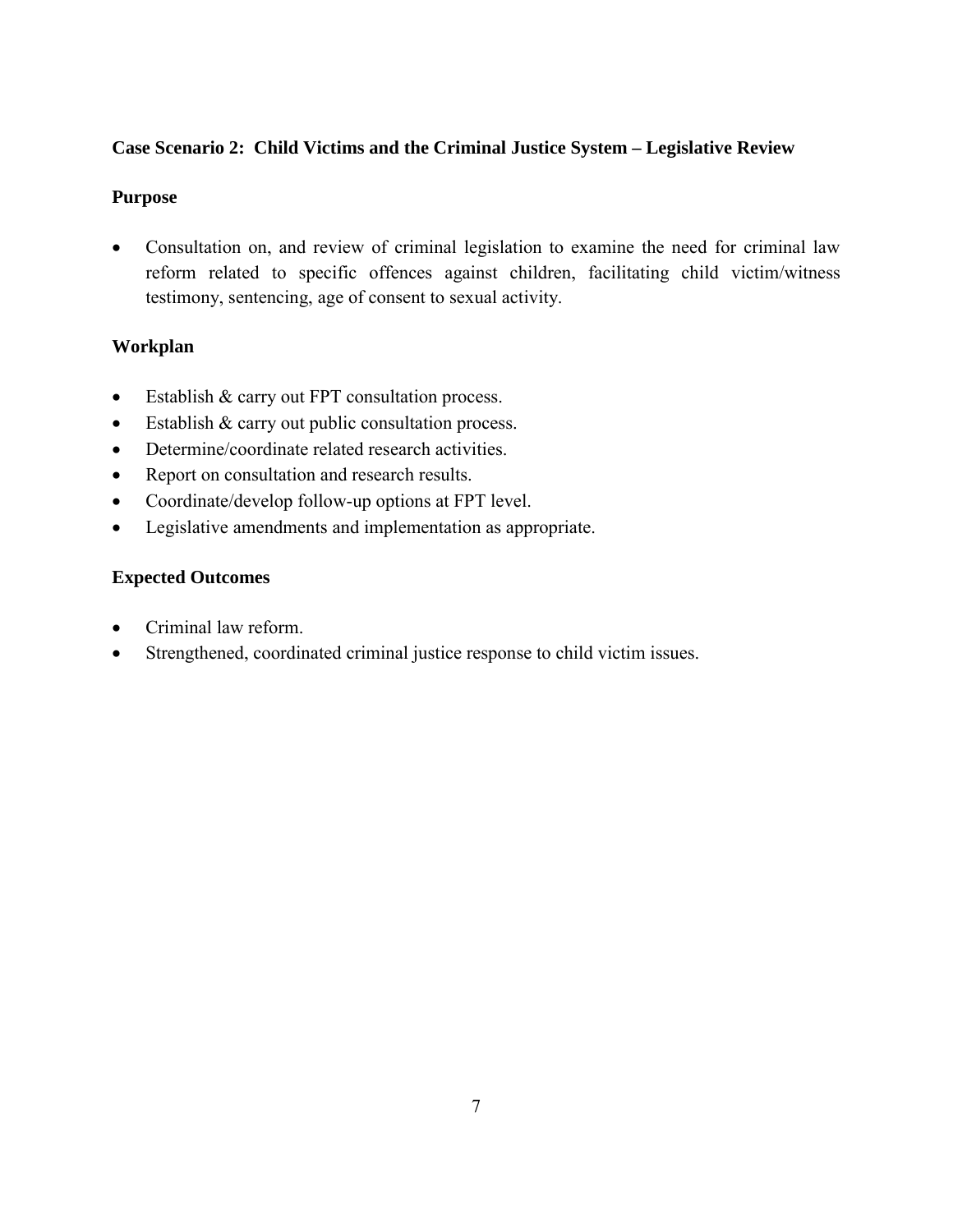### Case Scenario 2: Child Victims and the Criminal Justice System – Legislative Review

#### Purpose

- Consultation on, and review of criminal legislation to examine the need for criminal law reform related to specific offences against children, facilitating child victim/witness testimony, sentencing, age of consent to sexual activity.

#### Workplan

- Establish & carry out FPT consultation process.
- Establish & carry out public consultation process.
- Determine/coordinate related research activities.
- Report on consultation and research results.
- Coordinate/develop follow-up options at FPT level.
- Legislative amendments and implementation as appropriate.

#### Expected Outcomes

- Criminal law reform.
- Strengthened, coordinated criminal justice response to child victim issues.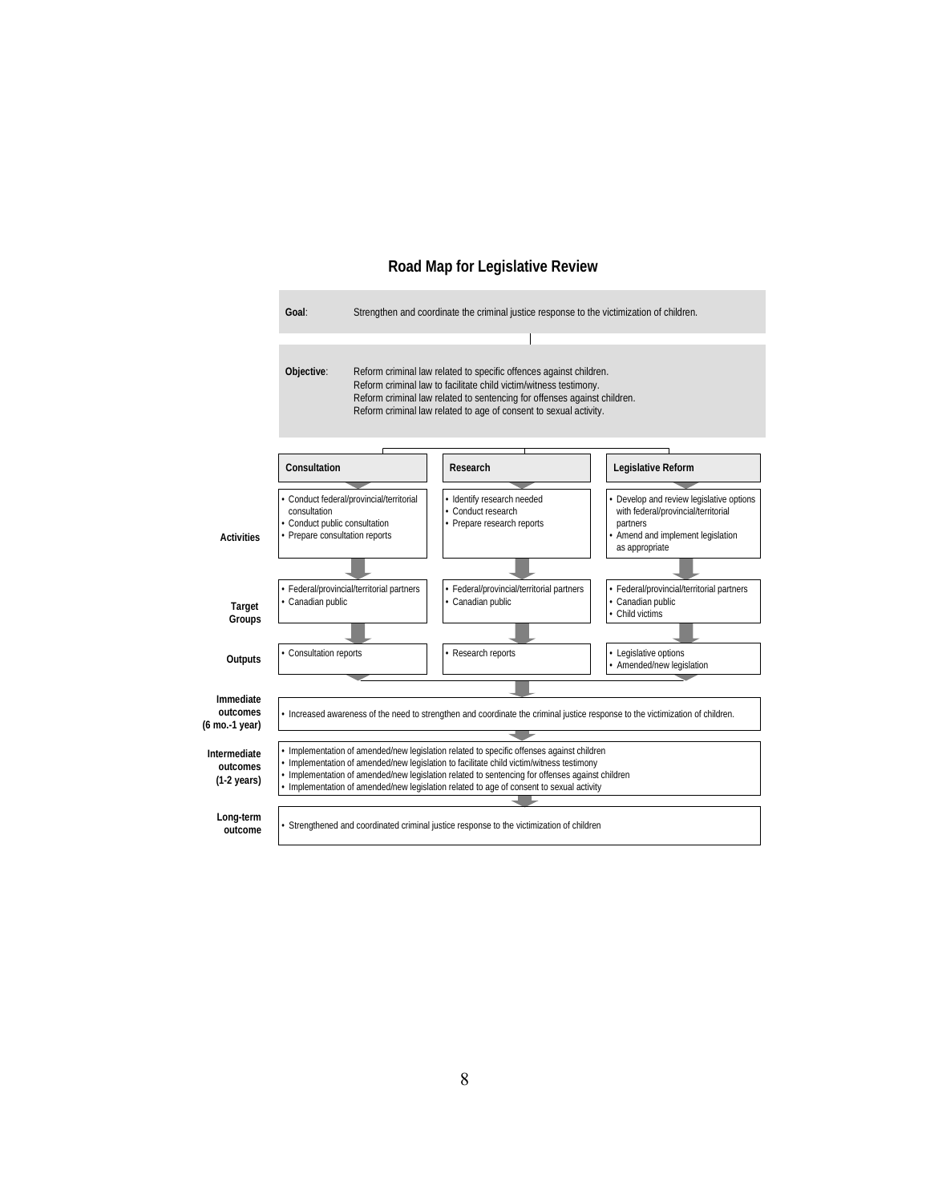## Road Map for Legislative Review

**Goal**: Strengthen and coordinate the criminal justice response to the victimization of children.

**Objective**:
Reform criminal law related to specific offences against children.
Reform criminal law to facilitate child victim/witness testimony.
Reform criminal law related to sentencing for offenses against children.
Reform criminal law related to age of consent to sexual activity.

| | Consultation | Research | Legislative Reform |
|---|---|---|---|
| **Activities** | • Conduct federal/provincial/territorial consultation<br>• Conduct public consultation<br>• Prepare consultation reports | • Identify research needed<br>• Conduct research<br>• Prepare research reports | • Develop and review legislative options with federal/provincial/territorial partners<br>• Amend and implement legislation as appropriate |
| **Target Groups** | • Federal/provincial/territorial partners<br>• Canadian public | • Federal/provincial/territorial partners<br>• Canadian public | • Federal/provincial/territorial partners<br>• Canadian public<br>• Child victims |
| **Outputs** | • Consultation reports | • Research reports | • Legislative options<br>• Amended/new legislation |

**Immediate outcomes (6 mo.-1 year)**

- Increased awareness of the need to strengthen and coordinate the criminal justice response to the victimization of children.

**Intermediate outcomes (1-2 years)**

- Implementation of amended/new legislation related to specific offenses against children
- Implementation of amended/new legislation to facilitate child victim/witness testimony
- Implementation of amended/new legislation related to sentencing for offenses against children
- Implementation of amended/new legislation related to age of consent to sexual activity

**Long-term outcome**

- Strengthened and coordinated criminal justice response to the victimization of children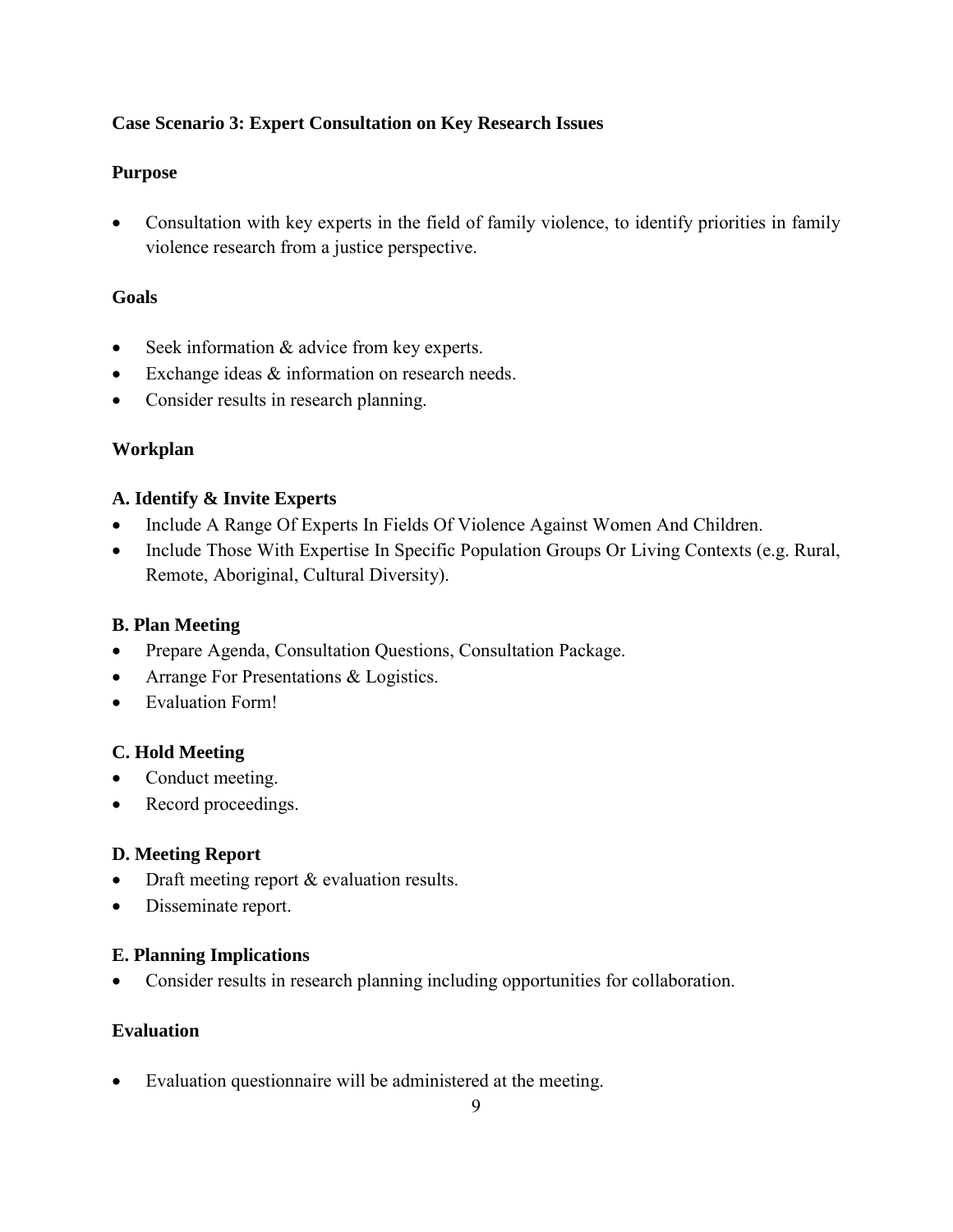### Case Scenario 3: Expert Consultation on Key Research Issues

**Purpose**

- Consultation with key experts in the field of family violence, to identify priorities in family violence research from a justice perspective.

**Goals**

- Seek information & advice from key experts.
- Exchange ideas & information on research needs.
- Consider results in research planning.

**Workplan**

**A. Identify & Invite Experts**

- Include A Range Of Experts In Fields Of Violence Against Women And Children.
- Include Those With Expertise In Specific Population Groups Or Living Contexts (e.g. Rural, Remote, Aboriginal, Cultural Diversity).

**B. Plan Meeting**

- Prepare Agenda, Consultation Questions, Consultation Package.
- Arrange For Presentations & Logistics.
- Evaluation Form!

**C. Hold Meeting**

- Conduct meeting.
- Record proceedings.

**D. Meeting Report**

- Draft meeting report & evaluation results.
- Disseminate report.

**E. Planning Implications**

- Consider results in research planning including opportunities for collaboration.

**Evaluation**

- Evaluation questionnaire will be administered at the meeting.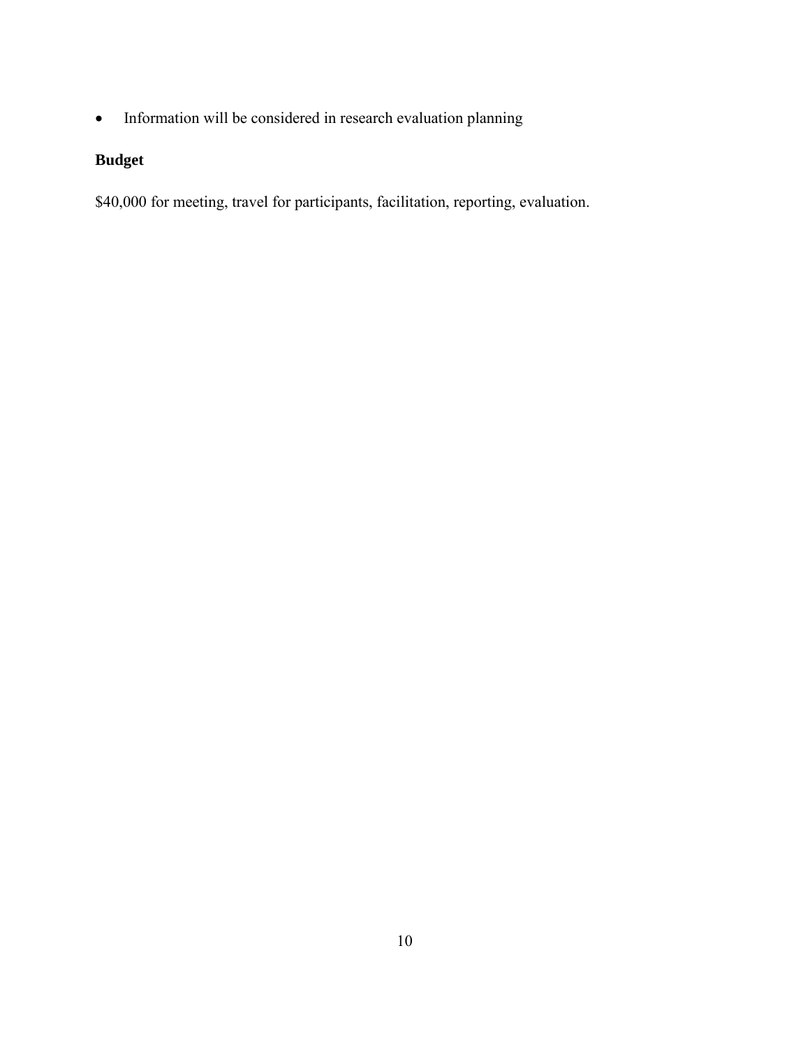- Information will be considered in research evaluation planning

**Budget**

$40,000 for meeting, travel for participants, facilitation, reporting, evaluation.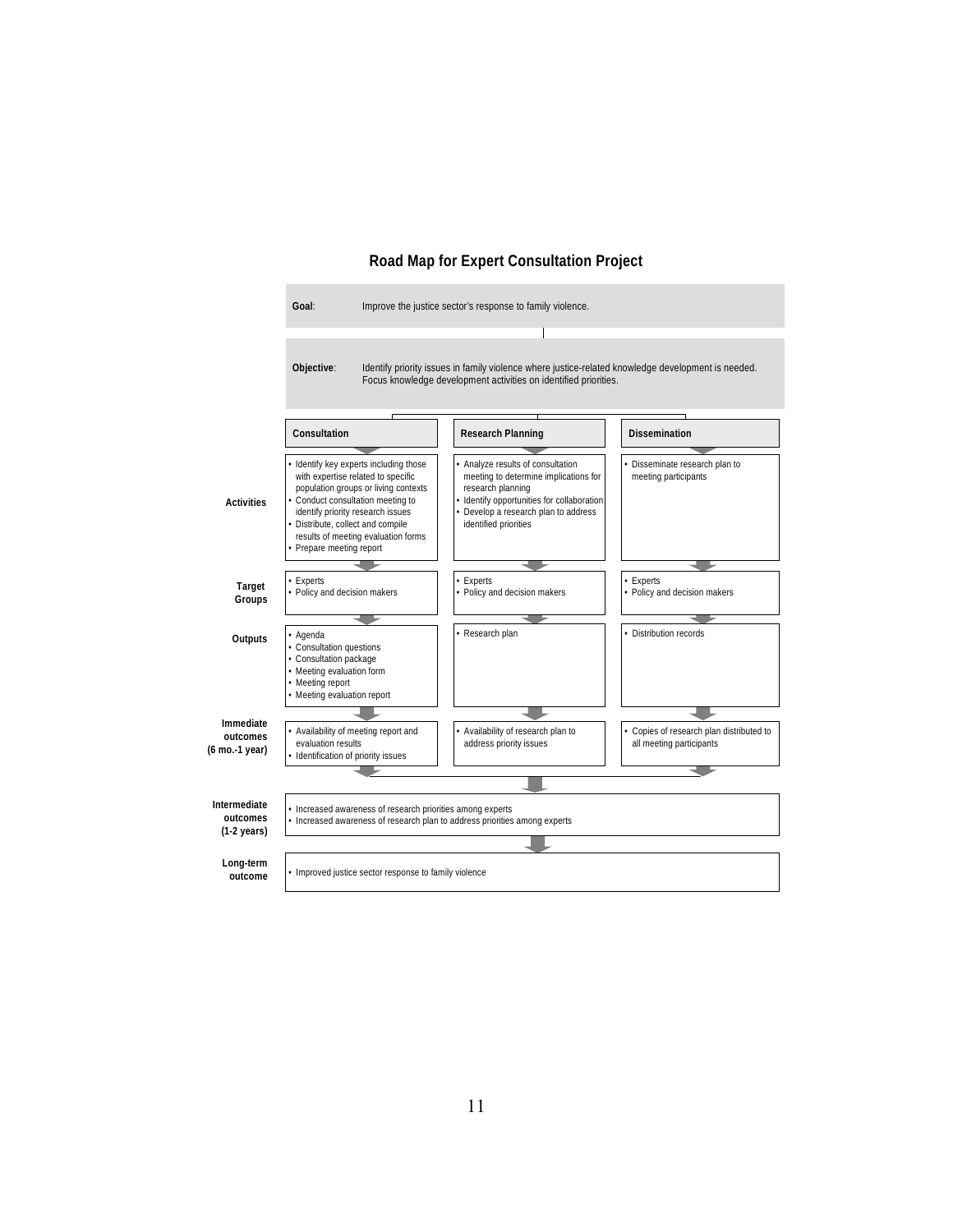# Road Map for Expert Consultation Project

**Goal**: Improve the justice sector's response to family violence.

**Objective**: Identify priority issues in family violence where justice-related knowledge development is needed. Focus knowledge development activities on identified priorities.

| | Consultation | Research Planning | Dissemination |
|---|---|---|---|
| **Activities** | • Identify key experts including those with expertise related to specific population groups or living contexts<br>• Conduct consultation meeting to identify priority research issues<br>• Distribute, collect and compile results of meeting evaluation forms<br>• Prepare meeting report | • Analyze results of consultation meeting to determine implications for research planning<br>• Identify opportunities for collaboration<br>• Develop a research plan to address identified priorities | • Disseminate research plan to meeting participants |
| **Target Groups** | • Experts<br>• Policy and decision makers | • Experts<br>• Policy and decision makers | • Experts<br>• Policy and decision makers |
| **Outputs** | • Agenda<br>• Consultation questions<br>• Consultation package<br>• Meeting evaluation form<br>• Meeting report<br>• Meeting evaluation report | • Research plan | • Distribution records |
| **Immediate outcomes (6 mo.-1 year)** | • Availability of meeting report and evaluation results<br>• Identification of priority issues | • Availability of research plan to address priority issues | • Copies of research plan distributed to all meeting participants |

**Intermediate outcomes (1-2 years)**

- Increased awareness of research priorities among experts
- Increased awareness of research plan to address priorities among experts

**Long-term outcome**

- Improved justice sector response to family violence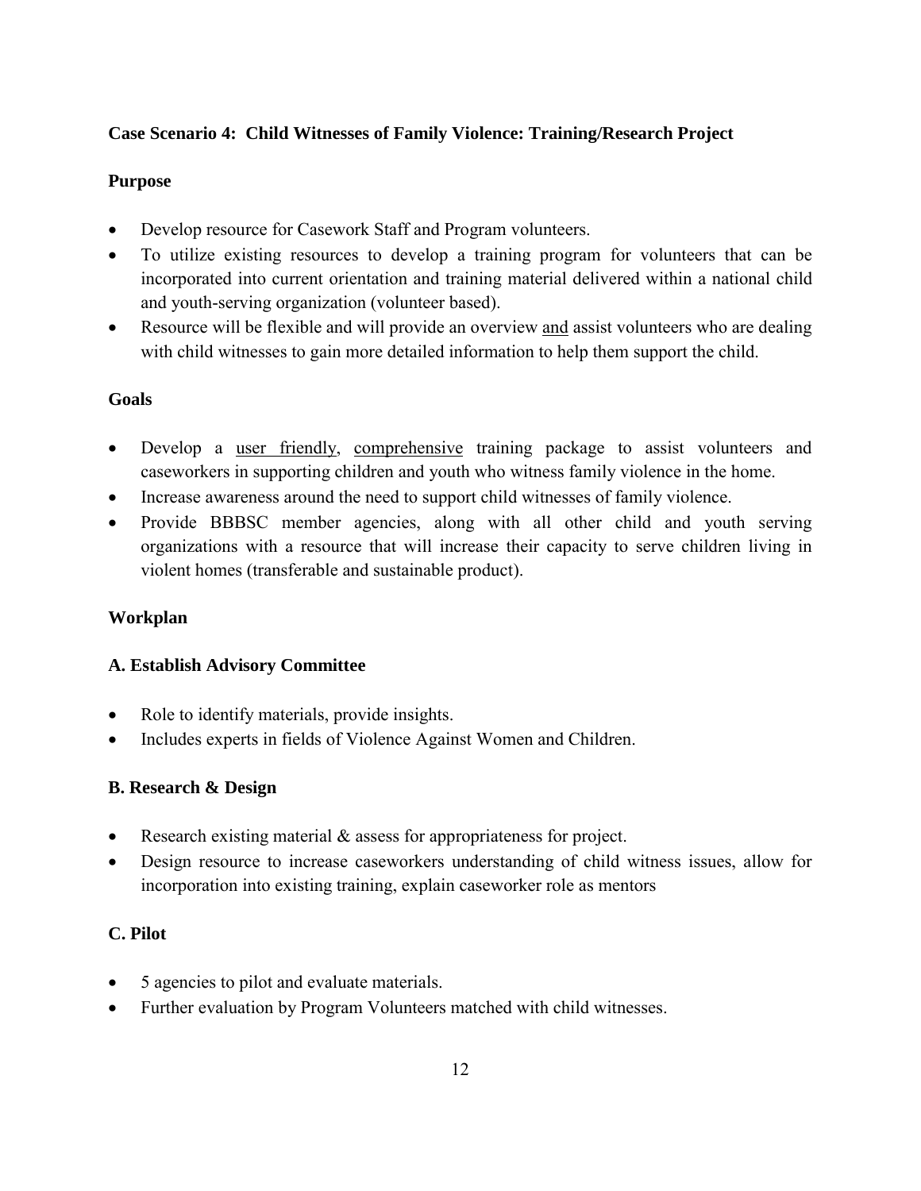**Case Scenario 4: Child Witnesses of Family Violence: Training/Research Project**

**Purpose**

- Develop resource for Casework Staff and Program volunteers.
- To utilize existing resources to develop a training program for volunteers that can be incorporated into current orientation and training material delivered within a national child and youth-serving organization (volunteer based).
- Resource will be flexible and will provide an overview <u>and</u> assist volunteers who are dealing with child witnesses to gain more detailed information to help them support the child.

**Goals**

- Develop a <u>user friendly</u>, <u>comprehensive</u> training package to assist volunteers and caseworkers in supporting children and youth who witness family violence in the home.
- Increase awareness around the need to support child witnesses of family violence.
- Provide BBBSC member agencies, along with all other child and youth serving organizations with a resource that will increase their capacity to serve children living in violent homes (transferable and sustainable product).

**Workplan**

**A. Establish Advisory Committee**

- Role to identify materials, provide insights.
- Includes experts in fields of Violence Against Women and Children.

**B. Research & Design**

- Research existing material & assess for appropriateness for project.
- Design resource to increase caseworkers understanding of child witness issues, allow for incorporation into existing training, explain caseworker role as mentors

**C. Pilot**

- 5 agencies to pilot and evaluate materials.
- Further evaluation by Program Volunteers matched with child witnesses.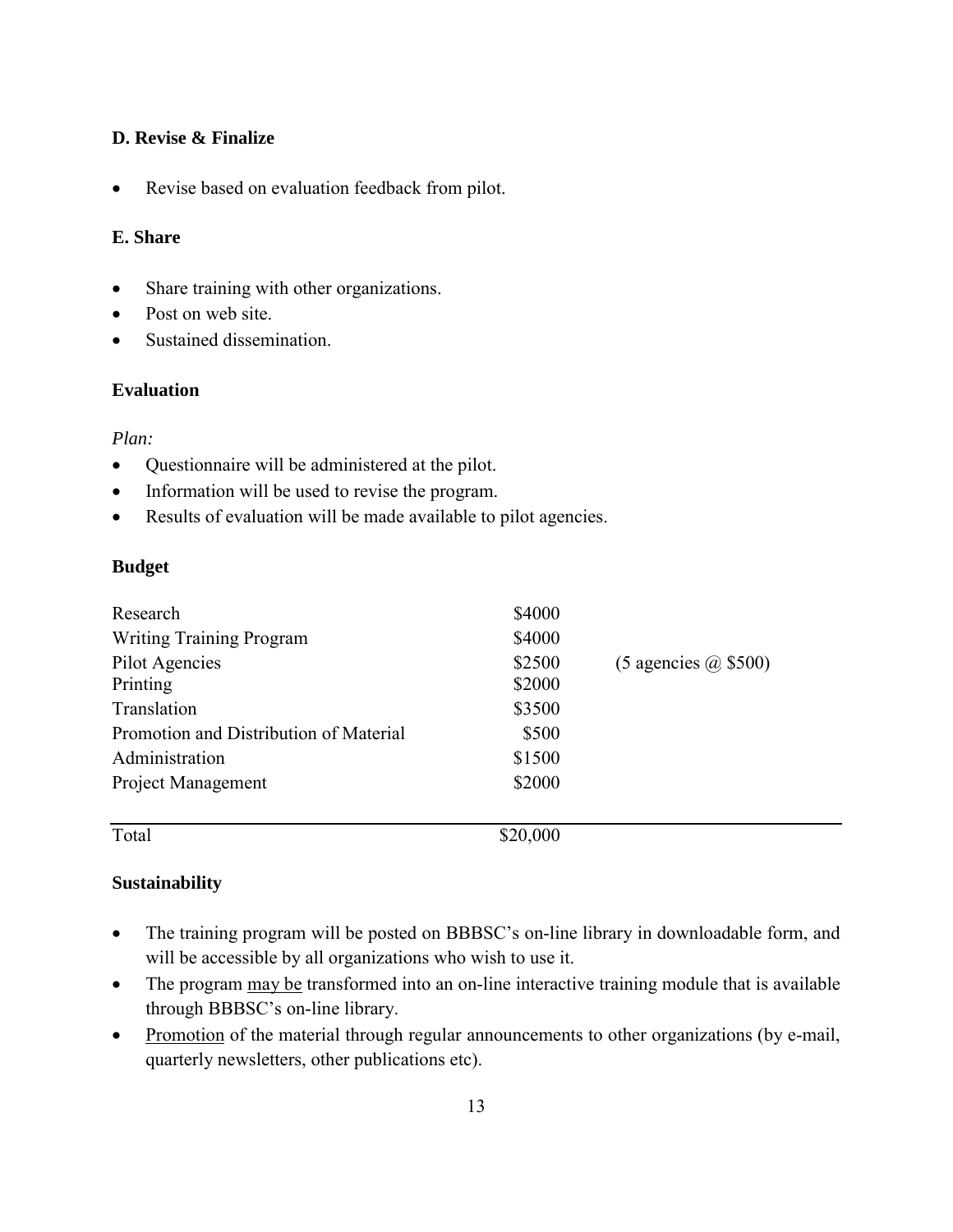### D. Revise & Finalize

- Revise based on evaluation feedback from pilot.

### E. Share

- Share training with other organizations.
- Post on web site.
- Sustained dissemination.

### Evaluation

*Plan:*

- Questionnaire will be administered at the pilot.
- Information will be used to revise the program.
- Results of evaluation will be made available to pilot agencies.

### Budget

| | | |
|---|---|---|
| Research | \$4000 | |
| Writing Training Program | \$4000 | |
| Pilot Agencies | \$2500 | (5 agencies @ \$500) |
| Printing | \$2000 | |
| Translation | \$3500 | |
| Promotion and Distribution of Material | \$500 | |
| Administration | \$1500 | |
| Project Management | \$2000 | |
| Total | \$20,000 | |

### Sustainability

- The training program will be posted on BBBSC's on-line library in downloadable form, and will be accessible by all organizations who wish to use it.
- The program <u>may be</u> transformed into an on-line interactive training module that is available through BBBSC's on-line library.
- <u>Promotion</u> of the material through regular announcements to other organizations (by e-mail, quarterly newsletters, other publications etc).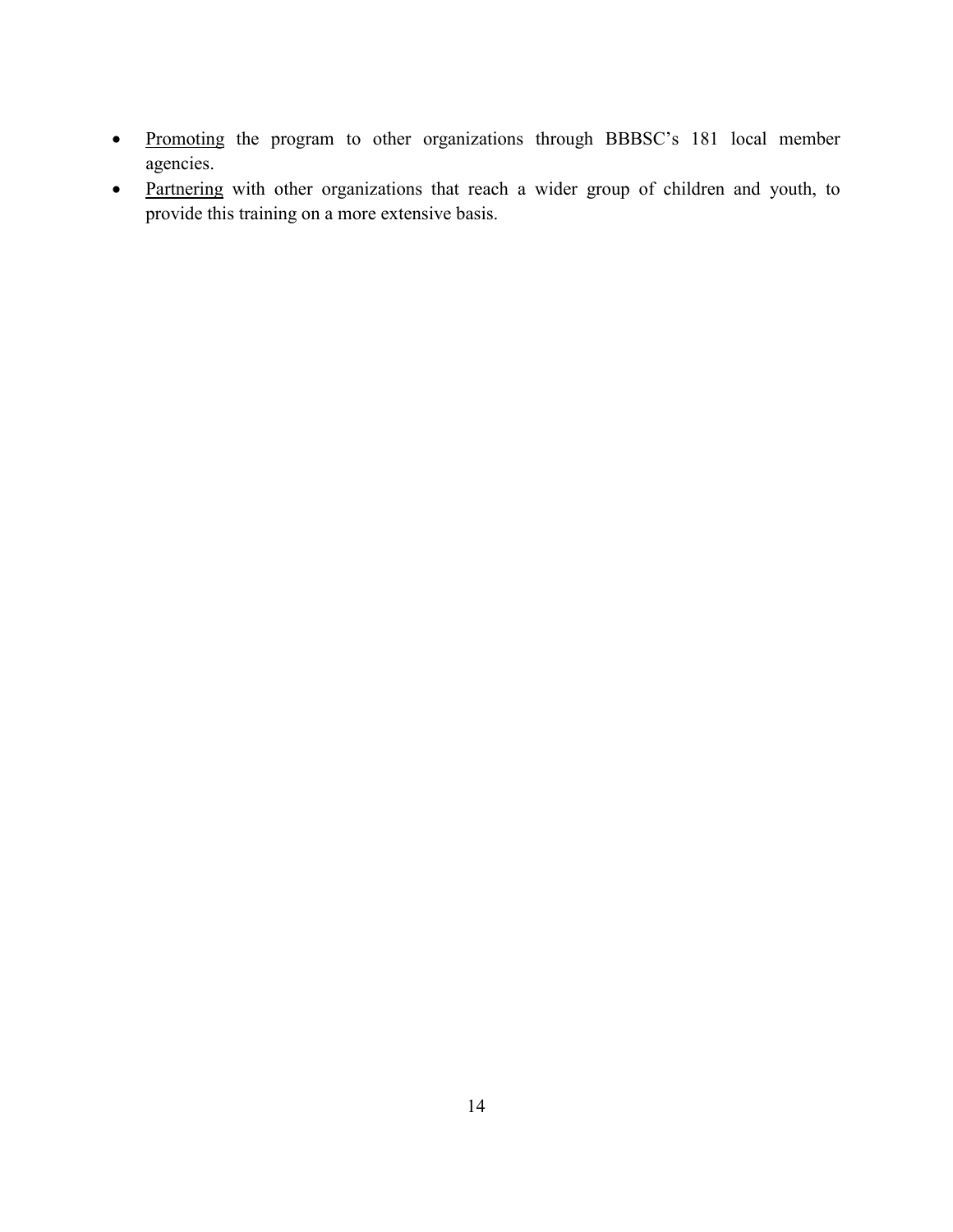- Promoting the program to other organizations through BBBSC's 181 local member agencies.
- Partnering with other organizations that reach a wider group of children and youth, to provide this training on a more extensive basis.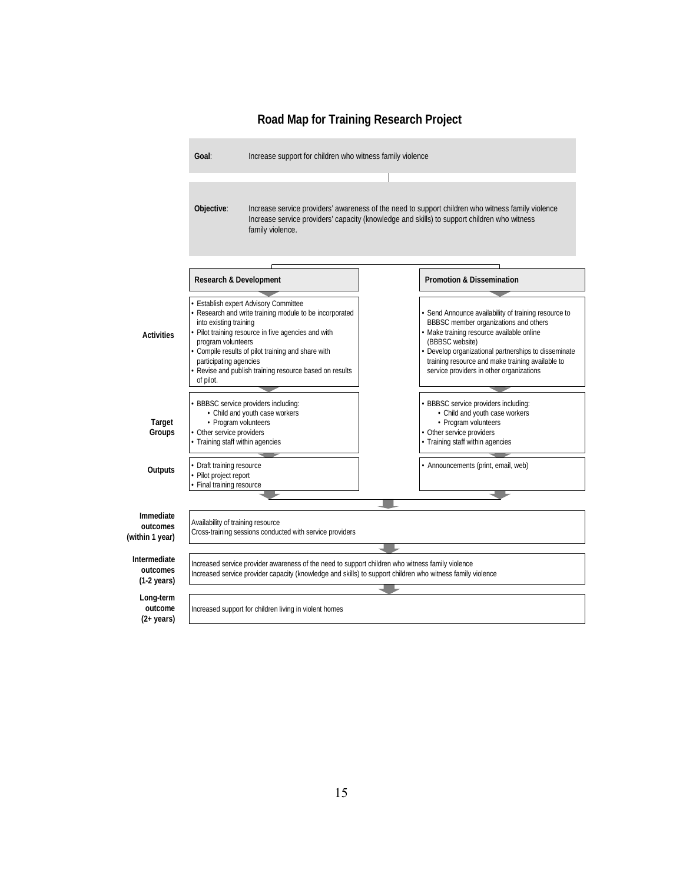## Road Map for Training Research Project

**Goal**: Increase support for children who witness family violence

**Objective**: Increase service providers' awareness of the need to support children who witness family violence
Increase service providers' capacity (knowledge and skills) to support children who witness family violence.

| | Research & Development | Promotion & Dissemination |
|---|---|---|
| **Activities** | • Establish expert Advisory Committee<br>• Research and write training module to be incorporated into existing training<br>• Pilot training resource in five agencies and with program volunteers<br>• Compile results of pilot training and share with participating agencies<br>• Revise and publish training resource based on results of pilot. | • Send Announce availability of training resource to BBBSC member organizations and others<br>• Make training resource available online (BBBSC website)<br>• Develop organizational partnerships to disseminate training resource and make training available to service providers in other organizations |
| **Target Groups** | • BBBSC service providers including:<br>&nbsp;&nbsp;• Child and youth case workers<br>&nbsp;&nbsp;• Program volunteers<br>• Other service providers<br>• Training staff within agencies | • BBBSC service providers including:<br>&nbsp;&nbsp;• Child and youth case workers<br>&nbsp;&nbsp;• Program volunteers<br>• Other service providers<br>• Training staff within agencies |
| **Outputs** | • Draft training resource<br>• Pilot project report<br>• Final training resource | • Announcements (print, email, web) |

**Immediate outcomes (within 1 year)**
Availability of training resource
Cross-training sessions conducted with service providers

**Intermediate outcomes (1-2 years)**
Increased service provider awareness of the need to support children who witness family violence
Increased service provider capacity (knowledge and skills) to support children who witness family violence

**Long-term outcome (2+ years)**
Increased support for children living in violent homes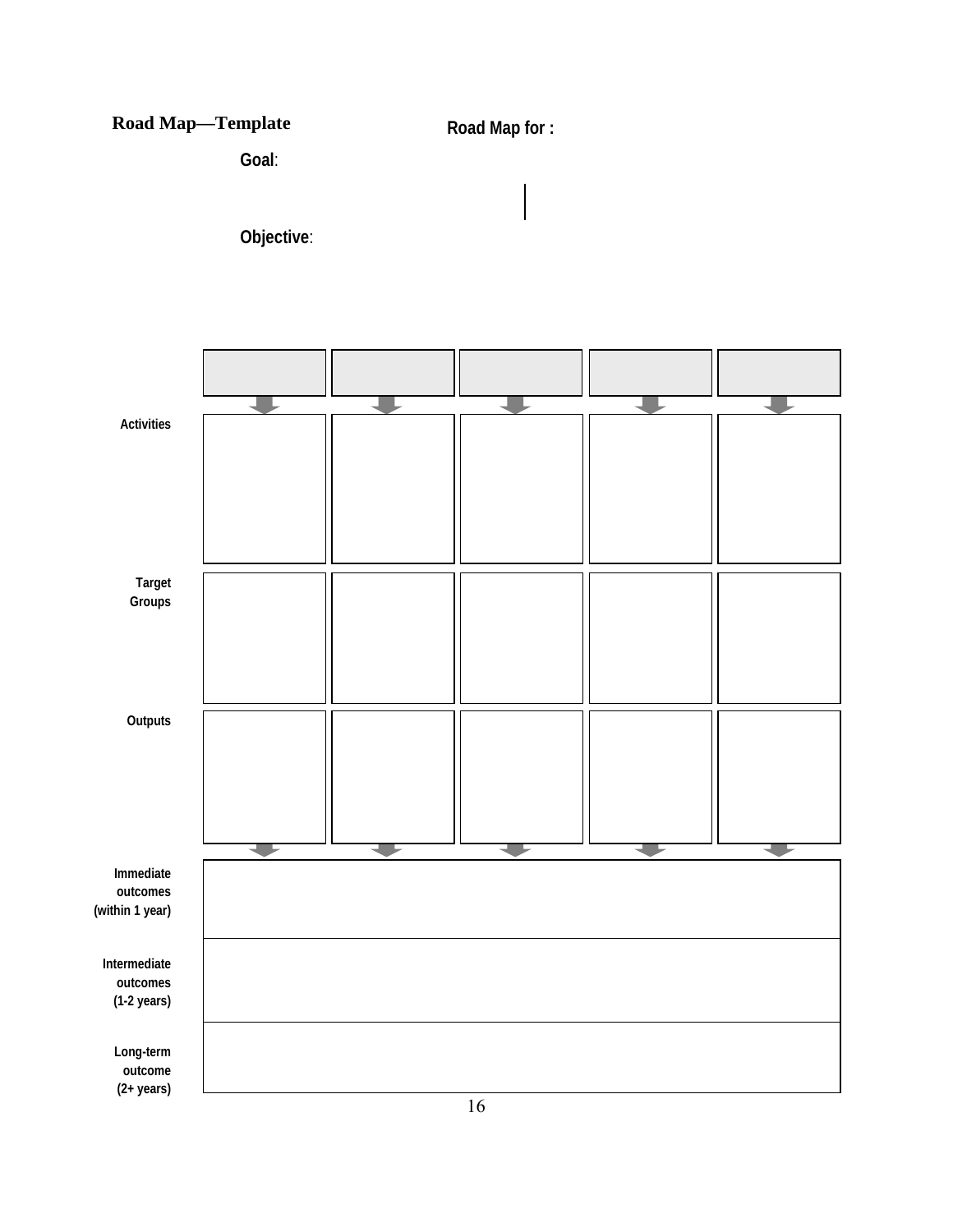## Road Map—Template

**Road Map for :**

**Goal**:

**Objective**:

| | | | | | |
|---|---|---|---|---|---|
| | | | | | |
| **Activities** | | | | | |
| **Target Groups** | | | | | |
| **Outputs** | | | | | |
| **Immediate outcomes (within 1 year)** | | | | | |
| **Intermediate outcomes (1-2 years)** | | | | | |
| **Long-term outcome (2+ years)** | | | | | |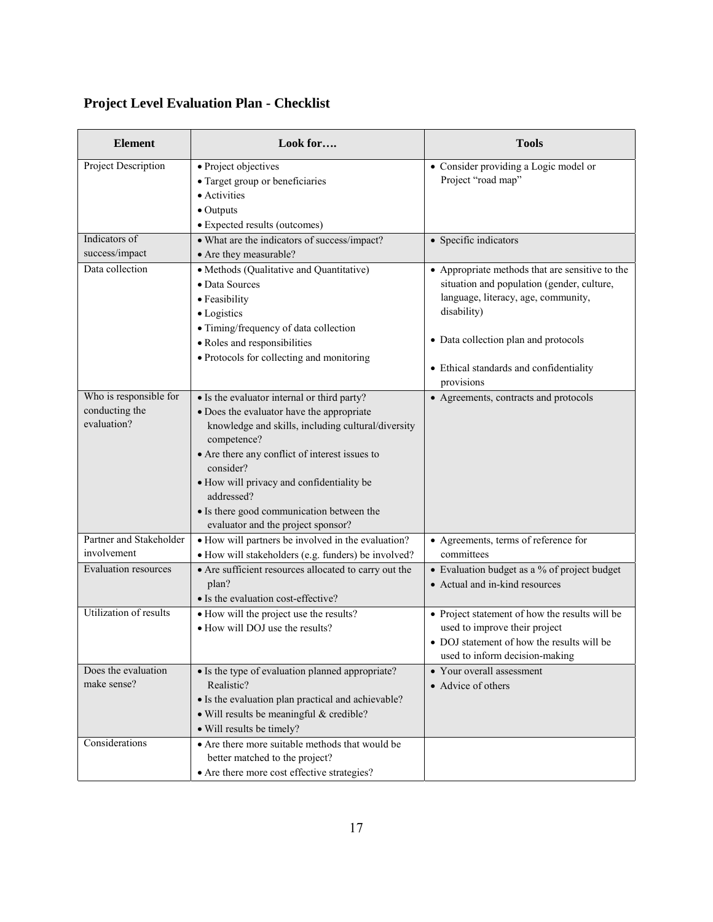## Project Level Evaluation Plan - Checklist

| Element | Look for…. | Tools |
|---|---|---|
| Project Description | • Project objectives<br>• Target group or beneficiaries<br>• Activities<br>• Outputs<br>• Expected results (outcomes) | • Consider providing a Logic model or Project "road map" |
| Indicators of success/impact | • What are the indicators of success/impact?<br>• Are they measurable? | • Specific indicators |
| Data collection | • Methods (Qualitative and Quantitative)<br>• Data Sources<br>• Feasibility<br>• Logistics<br>• Timing/frequency of data collection<br>• Roles and responsibilities<br>• Protocols for collecting and monitoring | • Appropriate methods that are sensitive to the situation and population (gender, culture, language, literacy, age, community, disability)<br>• Data collection plan and protocols<br>• Ethical standards and confidentiality provisions |
| Who is responsible for conducting the evaluation? | • Is the evaluator internal or third party?<br>• Does the evaluator have the appropriate knowledge and skills, including cultural/diversity competence?<br>• Are there any conflict of interest issues to consider?<br>• How will privacy and confidentiality be addressed?<br>• Is there good communication between the evaluator and the project sponsor? | • Agreements, contracts and protocols |
| Partner and Stakeholder involvement | • How will partners be involved in the evaluation?<br>• How will stakeholders (e.g. funders) be involved? | • Agreements, terms of reference for committees |
| Evaluation resources | • Are sufficient resources allocated to carry out the plan?<br>• Is the evaluation cost-effective? | • Evaluation budget as a % of project budget<br>• Actual and in-kind resources |
| Utilization of results | • How will the project use the results?<br>• How will DOJ use the results? | • Project statement of how the results will be used to improve their project<br>• DOJ statement of how the results will be used to inform decision-making |
| Does the evaluation make sense? | • Is the type of evaluation planned appropriate? Realistic?<br>• Is the evaluation plan practical and achievable?<br>• Will results be meaningful & credible?<br>• Will results be timely? | • Your overall assessment<br>• Advice of others |
| Considerations | • Are there more suitable methods that would be better matched to the project?<br>• Are there more cost effective strategies? | |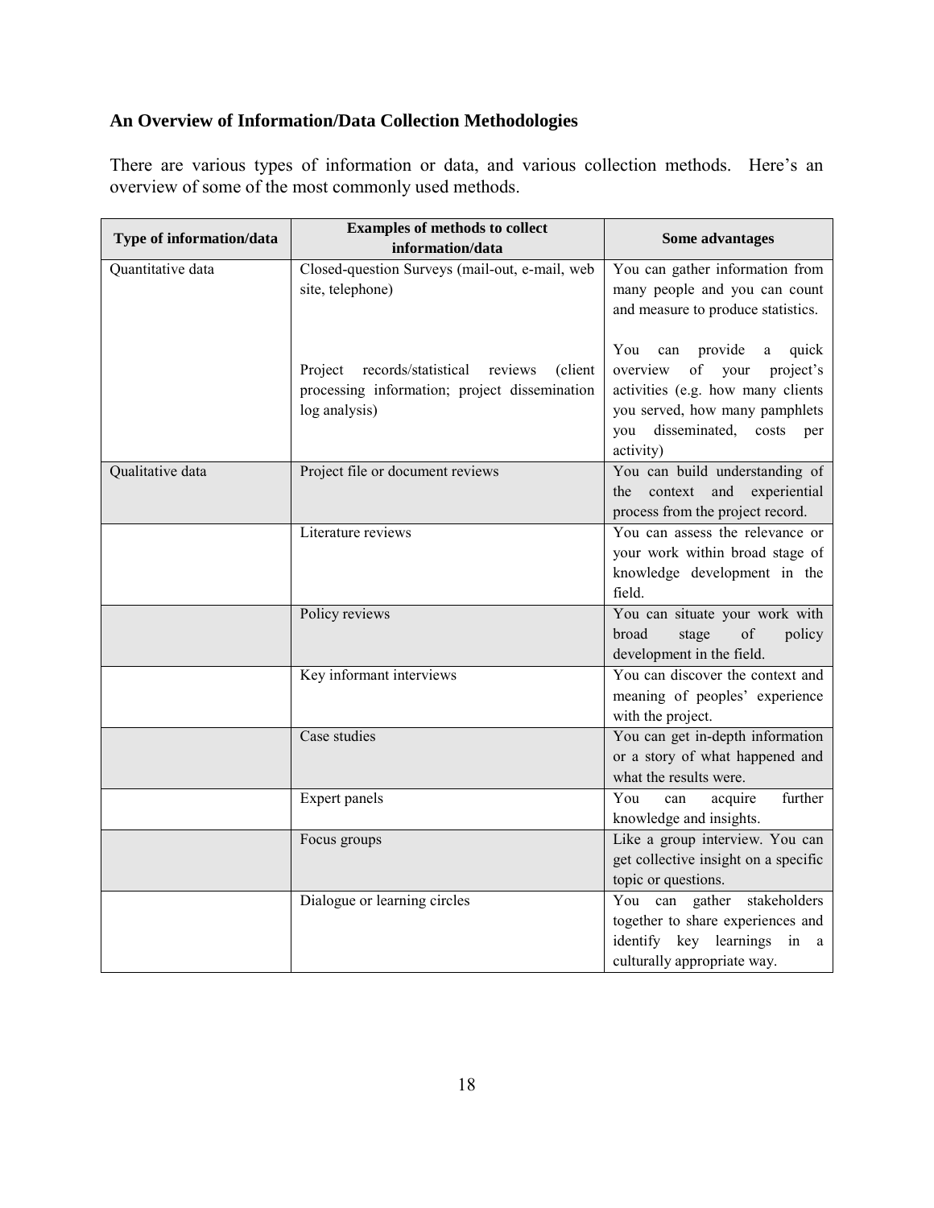**An Overview of Information/Data Collection Methodologies**

There are various types of information or data, and various collection methods. Here's an overview of some of the most commonly used methods.

| Type of information/data | Examples of methods to collect information/data | Some advantages |
|---|---|---|
| Quantitative data | Closed-question Surveys (mail-out, e-mail, web site, telephone) | You can gather information from many people and you can count and measure to produce statistics. |
| | Project records/statistical reviews (client processing information; project dissemination log analysis) | You can provide a quick overview of your project's activities (e.g. how many clients you served, how many pamphlets you disseminated, costs per activity) |
| Qualitative data | Project file or document reviews | You can build understanding of the context and experiential process from the project record. |
| | Literature reviews | You can assess the relevance or your work within broad stage of knowledge development in the field. |
| | Policy reviews | You can situate your work with broad stage of policy development in the field. |
| | Key informant interviews | You can discover the context and meaning of peoples' experience with the project. |
| | Case studies | You can get in-depth information or a story of what happened and what the results were. |
| | Expert panels | You can acquire further knowledge and insights. |
| | Focus groups | Like a group interview. You can get collective insight on a specific topic or questions. |
| | Dialogue or learning circles | You can gather stakeholders together to share experiences and identify key learnings in a culturally appropriate way. |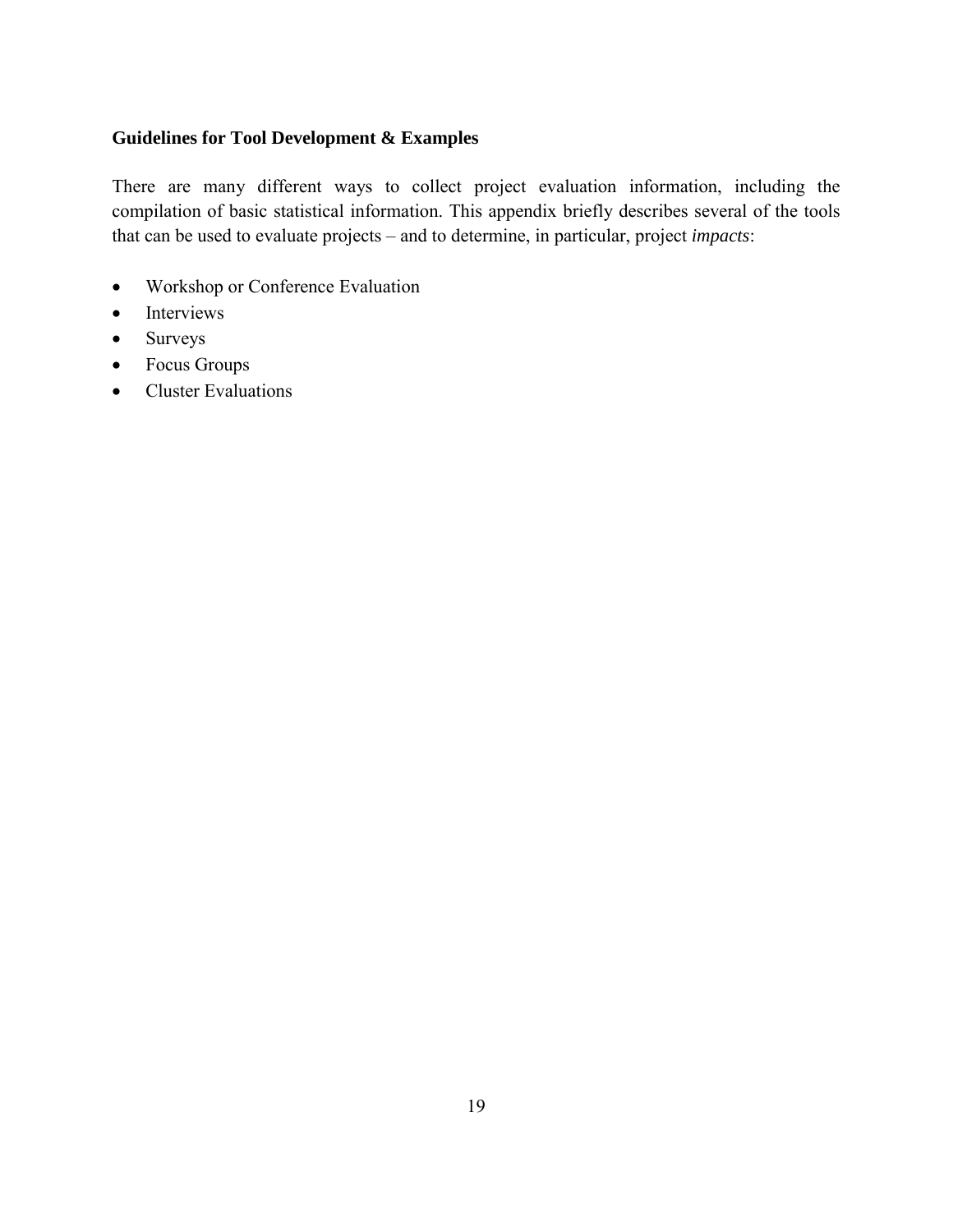## Guidelines for Tool Development & Examples

There are many different ways to collect project evaluation information, including the compilation of basic statistical information. This appendix briefly describes several of the tools that can be used to evaluate projects – and to determine, in particular, project *impacts*:

- Workshop or Conference Evaluation
- Interviews
- Surveys
- Focus Groups
- Cluster Evaluations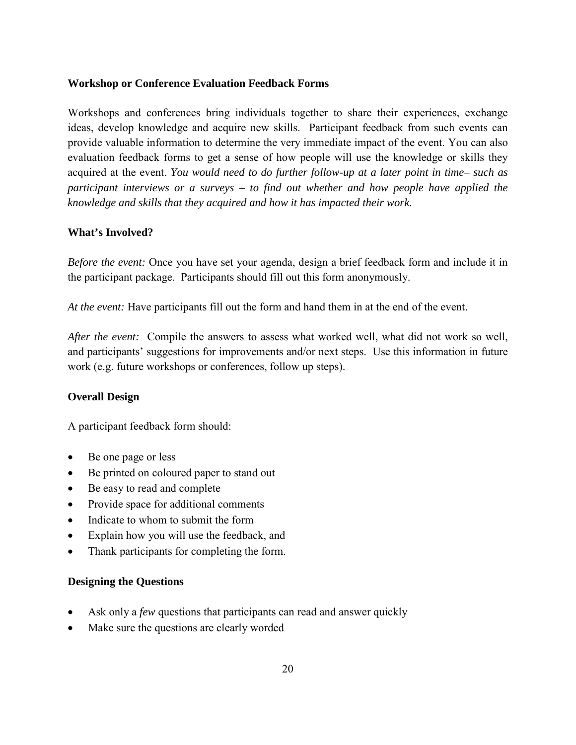**Workshop or Conference Evaluation Feedback Forms**

Workshops and conferences bring individuals together to share their experiences, exchange ideas, develop knowledge and acquire new skills. Participant feedback from such events can provide valuable information to determine the very immediate impact of the event. You can also evaluation feedback forms to get a sense of how people will use the knowledge or skills they acquired at the event. *You would need to do further follow-up at a later point in time– such as participant interviews or a surveys – to find out whether and how people have applied the knowledge and skills that they acquired and how it has impacted their work.*

**What's Involved?**

*Before the event:* Once you have set your agenda, design a brief feedback form and include it in the participant package. Participants should fill out this form anonymously.

*At the event:* Have participants fill out the form and hand them in at the end of the event.

*After the event:* Compile the answers to assess what worked well, what did not work so well, and participants' suggestions for improvements and/or next steps. Use this information in future work (e.g. future workshops or conferences, follow up steps).

**Overall Design**

A participant feedback form should:

- Be one page or less
- Be printed on coloured paper to stand out
- Be easy to read and complete
- Provide space for additional comments
- Indicate to whom to submit the form
- Explain how you will use the feedback, and
- Thank participants for completing the form.

**Designing the Questions**

- Ask only a *few* questions that participants can read and answer quickly
- Make sure the questions are clearly worded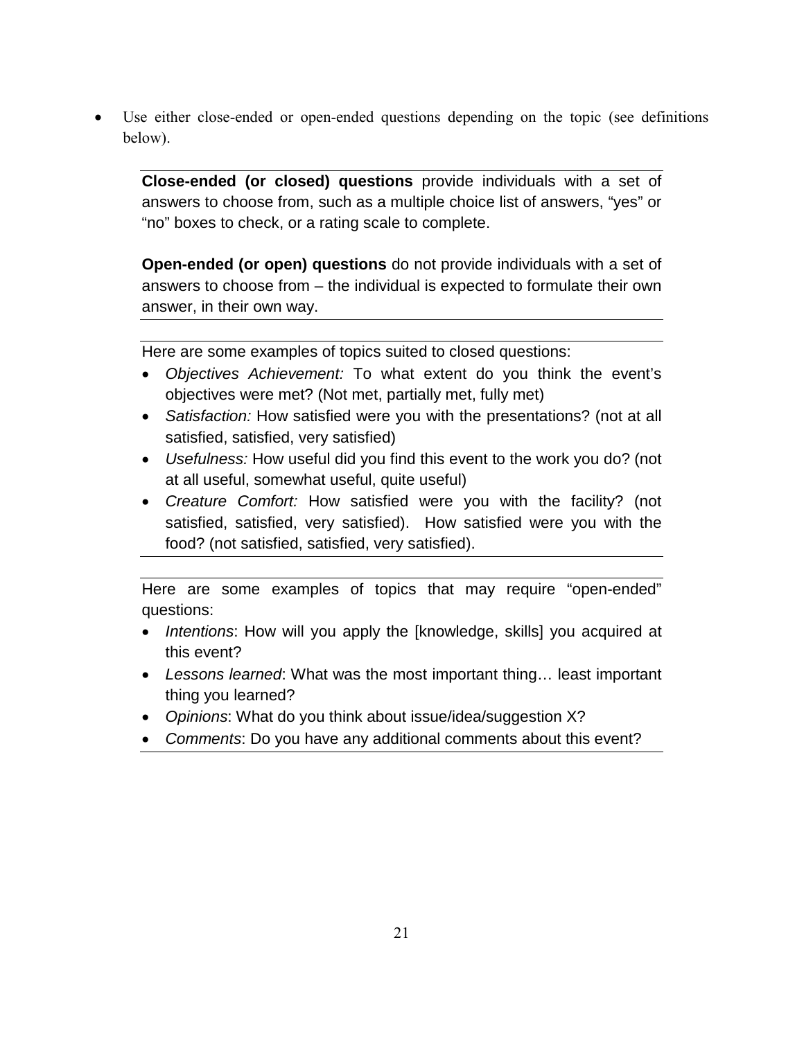- Use either close-ended or open-ended questions depending on the topic (see definitions below).

**Close-ended (or closed) questions** provide individuals with a set of answers to choose from, such as a multiple choice list of answers, "yes" or "no" boxes to check, or a rating scale to complete.

**Open-ended (or open) questions** do not provide individuals with a set of answers to choose from – the individual is expected to formulate their own answer, in their own way.

---

Here are some examples of topics suited to closed questions:

- *Objectives Achievement:* To what extent do you think the event's objectives were met? (Not met, partially met, fully met)
- *Satisfaction:* How satisfied were you with the presentations? (not at all satisfied, satisfied, very satisfied)
- *Usefulness:* How useful did you find this event to the work you do? (not at all useful, somewhat useful, quite useful)
- *Creature Comfort:* How satisfied were you with the facility? (not satisfied, satisfied, very satisfied). How satisfied were you with the food? (not satisfied, satisfied, very satisfied).

---

Here are some examples of topics that may require "open-ended" questions:

- *Intentions*: How will you apply the [knowledge, skills] you acquired at this event?
- *Lessons learned*: What was the most important thing… least important thing you learned?
- *Opinions*: What do you think about issue/idea/suggestion X?
- *Comments*: Do you have any additional comments about this event?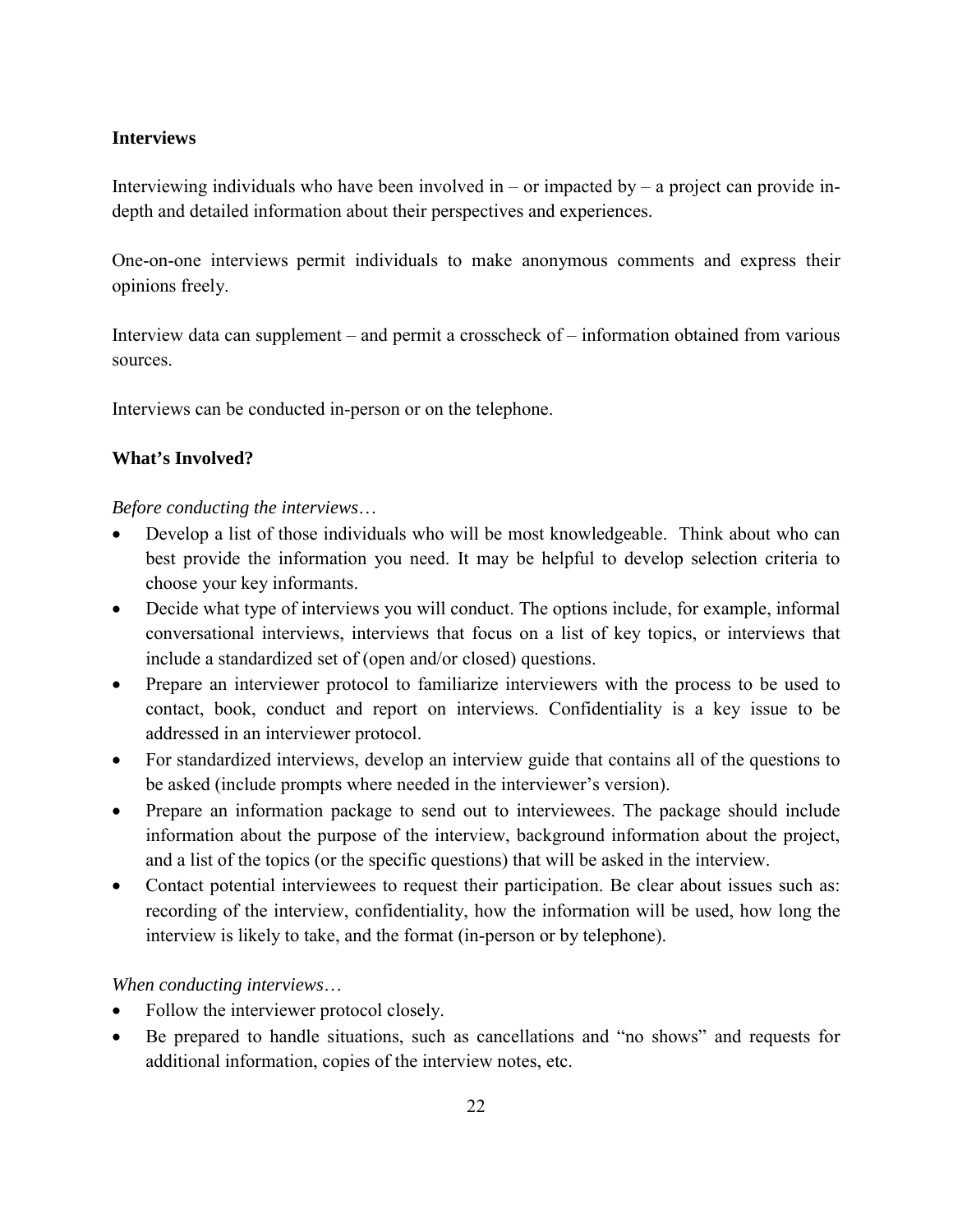## Interviews

Interviewing individuals who have been involved in – or impacted by – a project can provide in-depth and detailed information about their perspectives and experiences.

One-on-one interviews permit individuals to make anonymous comments and express their opinions freely.

Interview data can supplement – and permit a crosscheck of – information obtained from various sources.

Interviews can be conducted in-person or on the telephone.

### What's Involved?

*Before conducting the interviews…*

- Develop a list of those individuals who will be most knowledgeable. Think about who can best provide the information you need. It may be helpful to develop selection criteria to choose your key informants.
- Decide what type of interviews you will conduct. The options include, for example, informal conversational interviews, interviews that focus on a list of key topics, or interviews that include a standardized set of (open and/or closed) questions.
- Prepare an interviewer protocol to familiarize interviewers with the process to be used to contact, book, conduct and report on interviews. Confidentiality is a key issue to be addressed in an interviewer protocol.
- For standardized interviews, develop an interview guide that contains all of the questions to be asked (include prompts where needed in the interviewer's version).
- Prepare an information package to send out to interviewees. The package should include information about the purpose of the interview, background information about the project, and a list of the topics (or the specific questions) that will be asked in the interview.
- Contact potential interviewees to request their participation. Be clear about issues such as: recording of the interview, confidentiality, how the information will be used, how long the interview is likely to take, and the format (in-person or by telephone).

*When conducting interviews…*

- Follow the interviewer protocol closely.
- Be prepared to handle situations, such as cancellations and "no shows" and requests for additional information, copies of the interview notes, etc.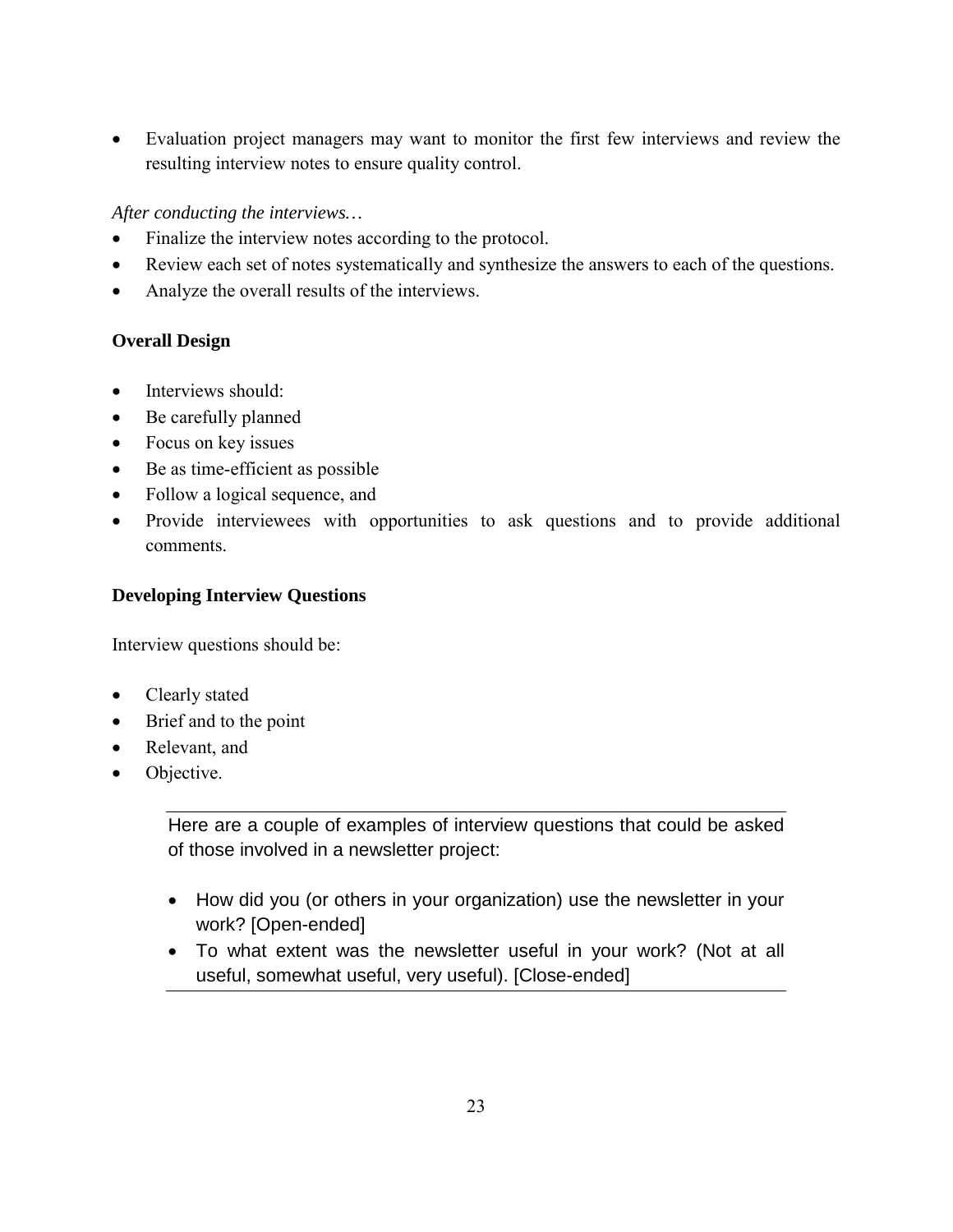- Evaluation project managers may want to monitor the first few interviews and review the resulting interview notes to ensure quality control.

*After conducting the interviews…*

- Finalize the interview notes according to the protocol.
- Review each set of notes systematically and synthesize the answers to each of the questions.
- Analyze the overall results of the interviews.

**Overall Design**

- Interviews should:
- Be carefully planned
- Focus on key issues
- Be as time-efficient as possible
- Follow a logical sequence, and
- Provide interviewees with opportunities to ask questions and to provide additional comments.

**Developing Interview Questions**

Interview questions should be:

- Clearly stated
- Brief and to the point
- Relevant, and
- Objective.

---

Here are a couple of examples of interview questions that could be asked of those involved in a newsletter project:

- How did you (or others in your organization) use the newsletter in your work? [Open-ended]
- To what extent was the newsletter useful in your work? (Not at all useful, somewhat useful, very useful). [Close-ended]

---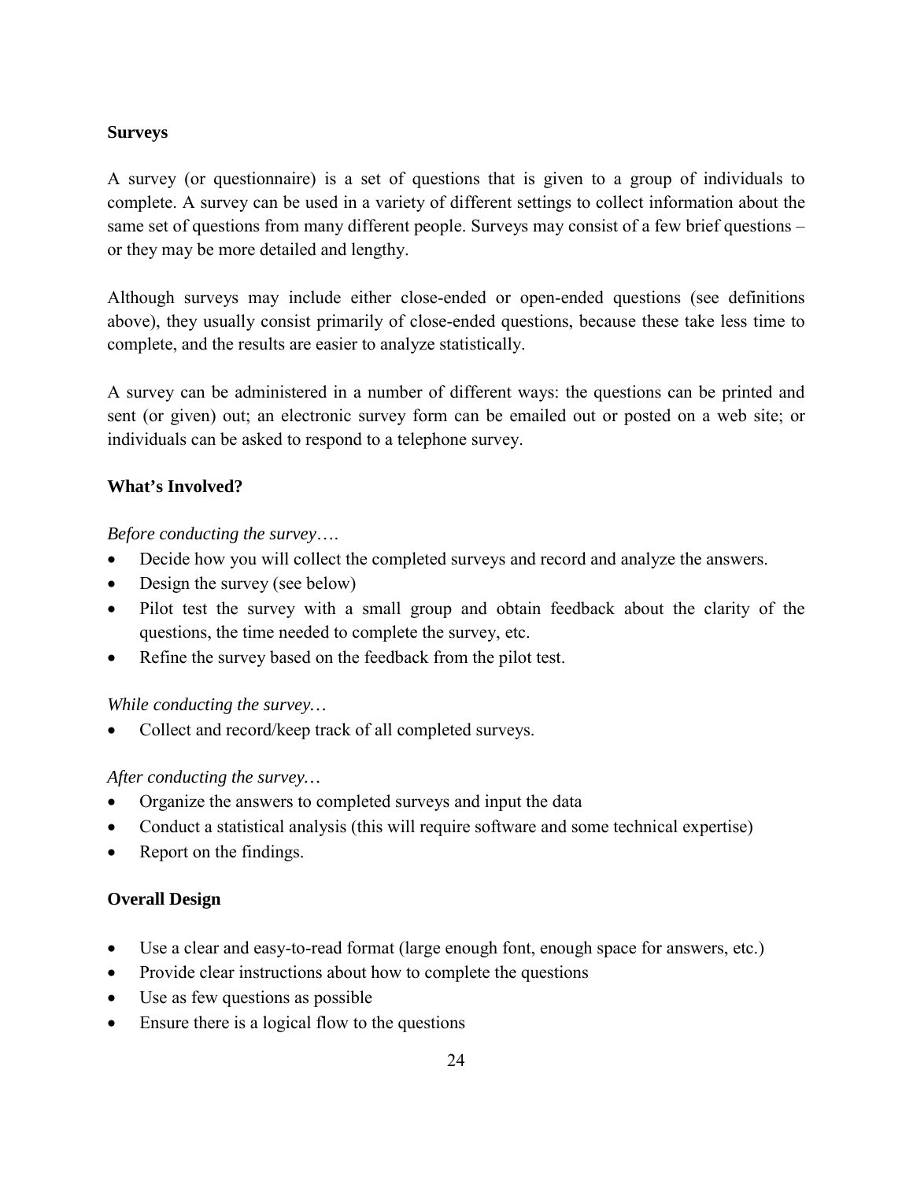## Surveys

A survey (or questionnaire) is a set of questions that is given to a group of individuals to complete. A survey can be used in a variety of different settings to collect information about the same set of questions from many different people. Surveys may consist of a few brief questions – or they may be more detailed and lengthy.

Although surveys may include either close-ended or open-ended questions (see definitions above), they usually consist primarily of close-ended questions, because these take less time to complete, and the results are easier to analyze statistically.

A survey can be administered in a number of different ways: the questions can be printed and sent (or given) out; an electronic survey form can be emailed out or posted on a web site; or individuals can be asked to respond to a telephone survey.

### What's Involved?

*Before conducting the survey….*

- Decide how you will collect the completed surveys and record and analyze the answers.
- Design the survey (see below)
- Pilot test the survey with a small group and obtain feedback about the clarity of the questions, the time needed to complete the survey, etc.
- Refine the survey based on the feedback from the pilot test.

*While conducting the survey…*

- Collect and record/keep track of all completed surveys.

*After conducting the survey…*

- Organize the answers to completed surveys and input the data
- Conduct a statistical analysis (this will require software and some technical expertise)
- Report on the findings.

### Overall Design

- Use a clear and easy-to-read format (large enough font, enough space for answers, etc.)
- Provide clear instructions about how to complete the questions
- Use as few questions as possible
- Ensure there is a logical flow to the questions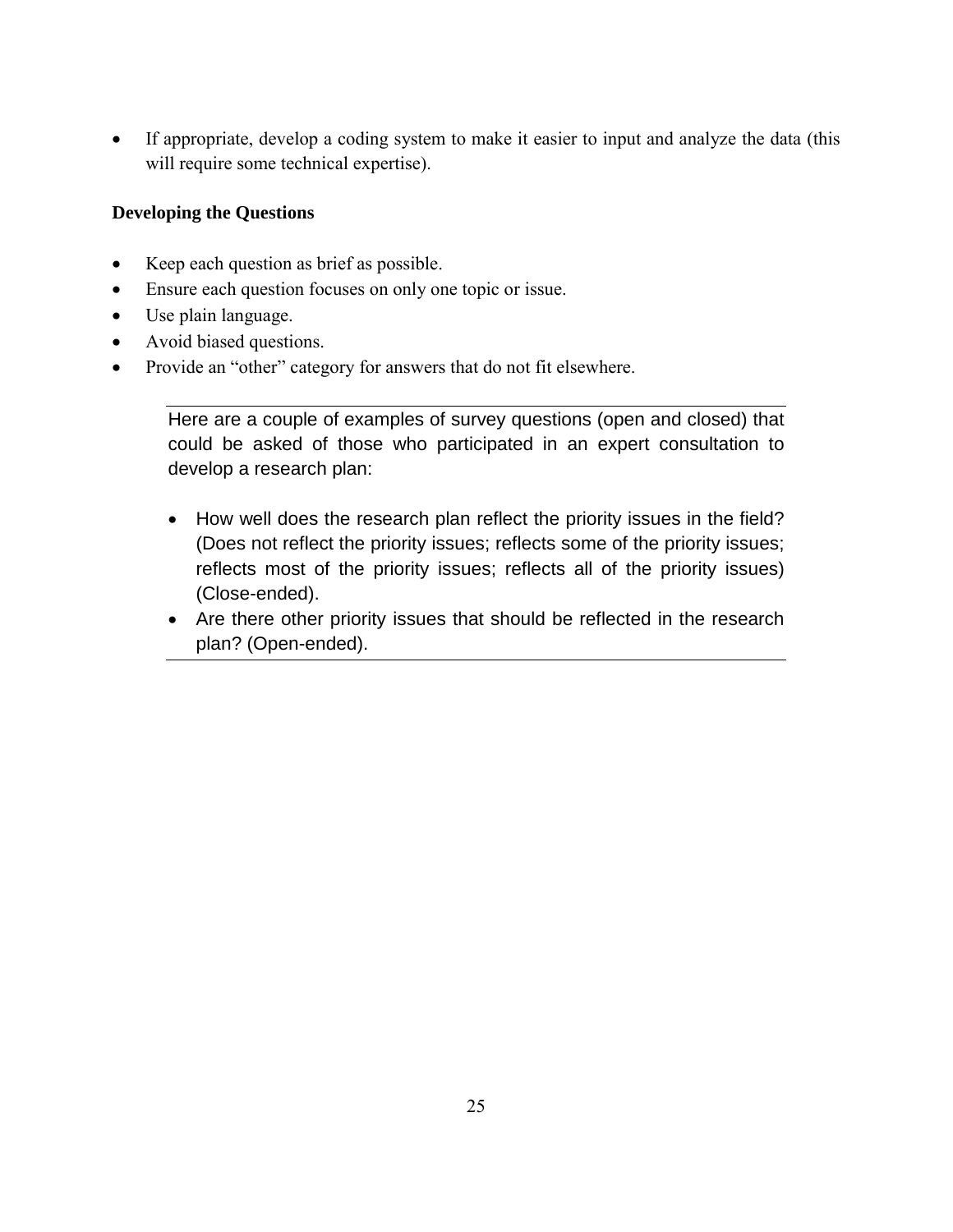- If appropriate, develop a coding system to make it easier to input and analyze the data (this will require some technical expertise).

**Developing the Questions**

- Keep each question as brief as possible.
- Ensure each question focuses on only one topic or issue.
- Use plain language.
- Avoid biased questions.
- Provide an "other" category for answers that do not fit elsewhere.

---

Here are a couple of examples of survey questions (open and closed) that could be asked of those who participated in an expert consultation to develop a research plan:

- How well does the research plan reflect the priority issues in the field? (Does not reflect the priority issues; reflects some of the priority issues; reflects most of the priority issues; reflects all of the priority issues) (Close-ended).
- Are there other priority issues that should be reflected in the research plan? (Open-ended).

---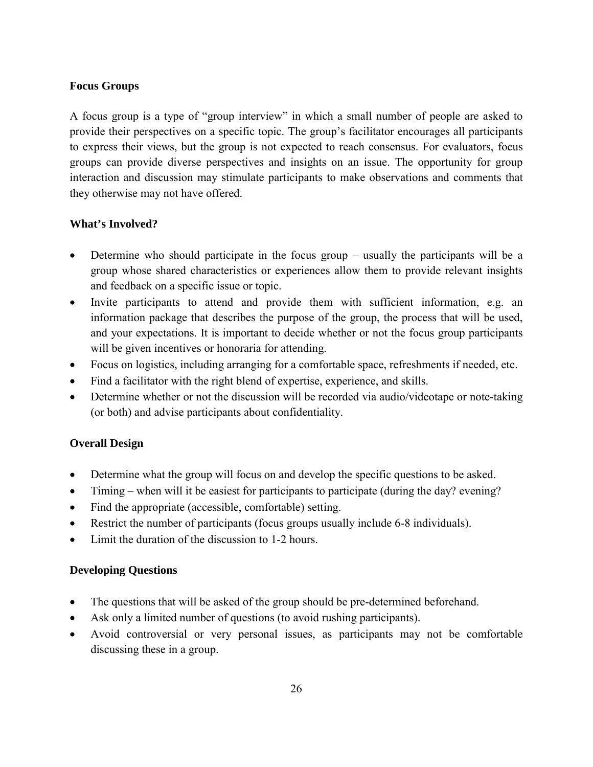## Focus Groups

A focus group is a type of "group interview" in which a small number of people are asked to provide their perspectives on a specific topic. The group's facilitator encourages all participants to express their views, but the group is not expected to reach consensus. For evaluators, focus groups can provide diverse perspectives and insights on an issue. The opportunity for group interaction and discussion may stimulate participants to make observations and comments that they otherwise may not have offered.

### What's Involved?

- Determine who should participate in the focus group – usually the participants will be a group whose shared characteristics or experiences allow them to provide relevant insights and feedback on a specific issue or topic.
- Invite participants to attend and provide them with sufficient information, e.g. an information package that describes the purpose of the group, the process that will be used, and your expectations. It is important to decide whether or not the focus group participants will be given incentives or honoraria for attending.
- Focus on logistics, including arranging for a comfortable space, refreshments if needed, etc.
- Find a facilitator with the right blend of expertise, experience, and skills.
- Determine whether or not the discussion will be recorded via audio/videotape or note-taking (or both) and advise participants about confidentiality.

### Overall Design

- Determine what the group will focus on and develop the specific questions to be asked.
- Timing – when will it be easiest for participants to participate (during the day? evening?
- Find the appropriate (accessible, comfortable) setting.
- Restrict the number of participants (focus groups usually include 6-8 individuals).
- Limit the duration of the discussion to 1-2 hours.

### Developing Questions

- The questions that will be asked of the group should be pre-determined beforehand.
- Ask only a limited number of questions (to avoid rushing participants).
- Avoid controversial or very personal issues, as participants may not be comfortable discussing these in a group.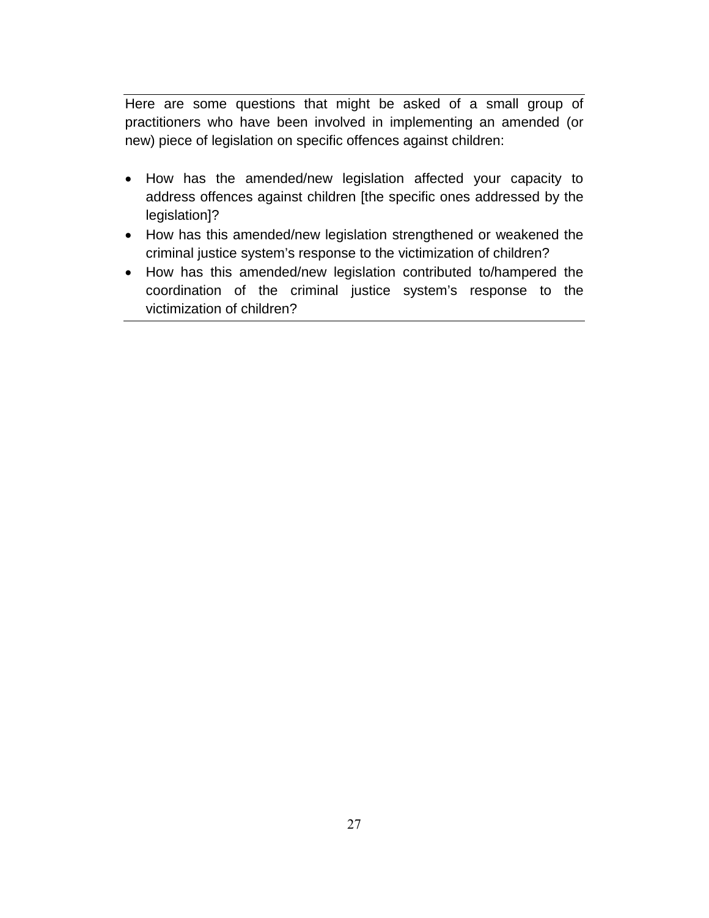Here are some questions that might be asked of a small group of practitioners who have been involved in implementing an amended (or new) piece of legislation on specific offences against children:

- How has the amended/new legislation affected your capacity to address offences against children [the specific ones addressed by the legislation]?
- How has this amended/new legislation strengthened or weakened the criminal justice system's response to the victimization of children?
- How has this amended/new legislation contributed to/hampered the coordination of the criminal justice system's response to the victimization of children?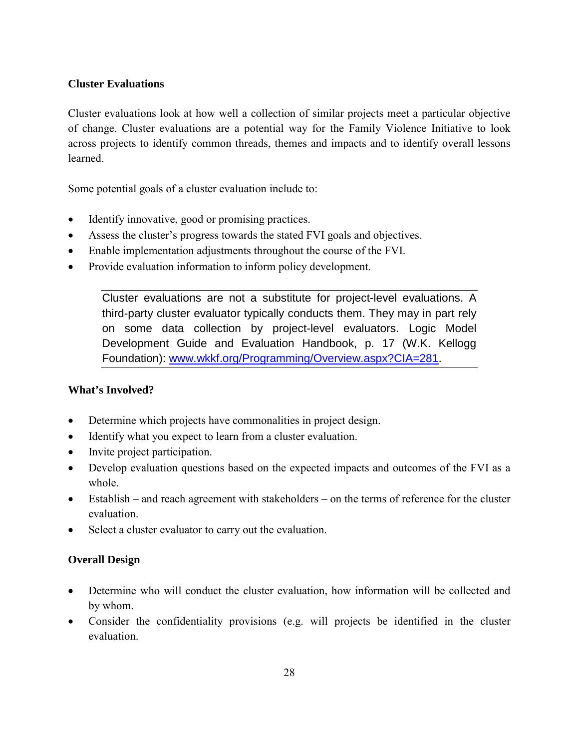### Cluster Evaluations

Cluster evaluations look at how well a collection of similar projects meet a particular objective of change. Cluster evaluations are a potential way for the Family Violence Initiative to look across projects to identify common threads, themes and impacts and to identify overall lessons learned.

Some potential goals of a cluster evaluation include to:

- Identify innovative, good or promising practices.
- Assess the cluster's progress towards the stated FVI goals and objectives.
- Enable implementation adjustments throughout the course of the FVI.
- Provide evaluation information to inform policy development.

> Cluster evaluations are not a substitute for project-level evaluations. A third-party cluster evaluator typically conducts them. They may in part rely on some data collection by project-level evaluators. Logic Model Development Guide and Evaluation Handbook, p. 17 (W.K. Kellogg Foundation): www.wkkf.org/Programming/Overview.aspx?CIA=281.

### What's Involved?

- Determine which projects have commonalities in project design.
- Identify what you expect to learn from a cluster evaluation.
- Invite project participation.
- Develop evaluation questions based on the expected impacts and outcomes of the FVI as a whole.
- Establish – and reach agreement with stakeholders – on the terms of reference for the cluster evaluation.
- Select a cluster evaluator to carry out the evaluation.

### Overall Design

- Determine who will conduct the cluster evaluation, how information will be collected and by whom.
- Consider the confidentiality provisions (e.g. will projects be identified in the cluster evaluation.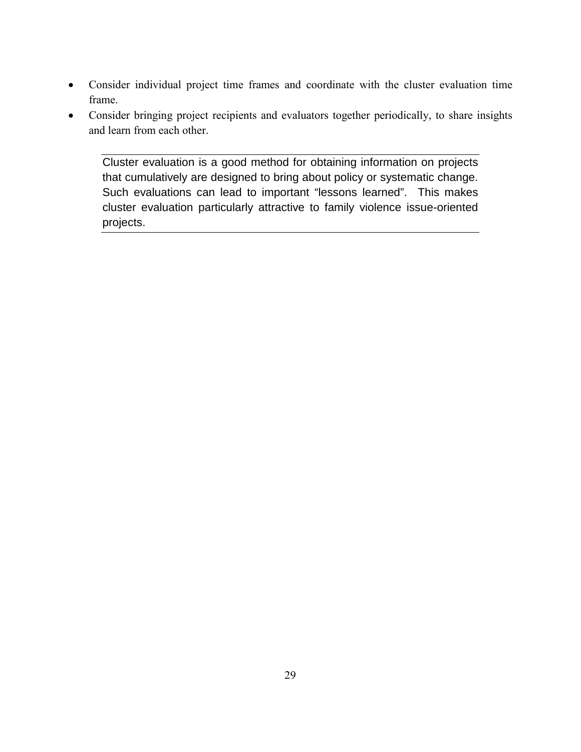- Consider individual project time frames and coordinate with the cluster evaluation time frame.
- Consider bringing project recipients and evaluators together periodically, to share insights and learn from each other.

---

Cluster evaluation is a good method for obtaining information on projects that cumulatively are designed to bring about policy or systematic change. Such evaluations can lead to important "lessons learned". This makes cluster evaluation particularly attractive to family violence issue-oriented projects.

---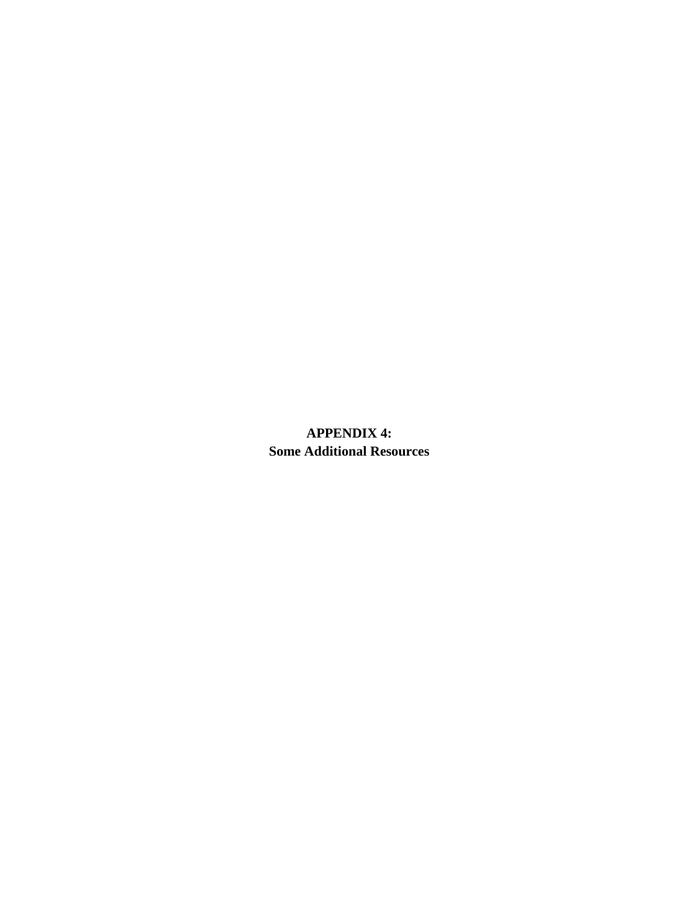# APPENDIX 4:
# Some Additional Resources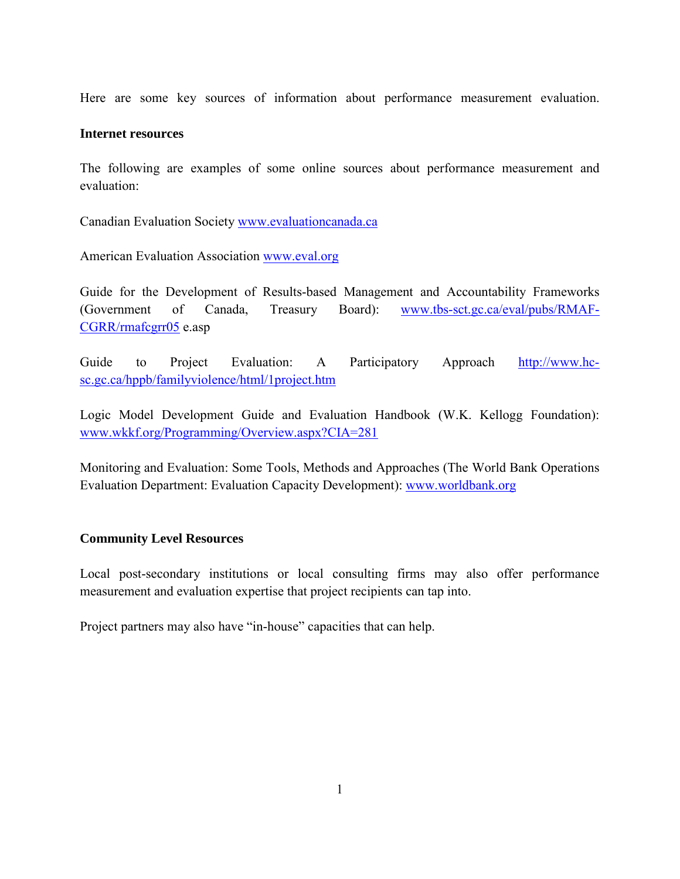Here are some key sources of information about performance measurement evaluation.

**Internet resources**

The following are examples of some online sources about performance measurement and evaluation:

Canadian Evaluation Society www.evaluationcanada.ca

American Evaluation Association www.eval.org

Guide for the Development of Results-based Management and Accountability Frameworks (Government of Canada, Treasury Board): www.tbs-sct.gc.ca/eval/pubs/RMAF-CGRR/rmafcgrr05 e.asp

Guide to Project Evaluation: A Participatory Approach http://www.hc-sc.gc.ca/hppb/familyviolence/html/1project.htm

Logic Model Development Guide and Evaluation Handbook (W.K. Kellogg Foundation): www.wkkf.org/Programming/Overview.aspx?CIA=281

Monitoring and Evaluation: Some Tools, Methods and Approaches (The World Bank Operations Evaluation Department: Evaluation Capacity Development): www.worldbank.org

**Community Level Resources**

Local post-secondary institutions or local consulting firms may also offer performance measurement and evaluation expertise that project recipients can tap into.

Project partners may also have "in-house" capacities that can help.